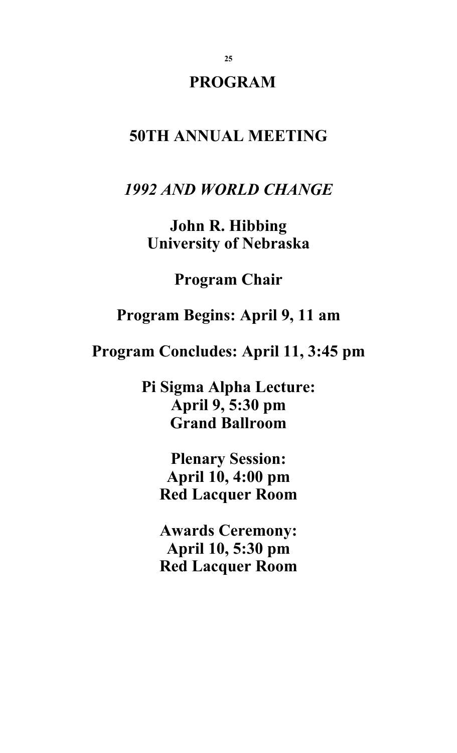# PROGRAM

## 50TH ANNUAL MEETING

## *1992 AND WORLD CHANGE*

**John R. Hibbing**
**University of Nebraska**

**Program Chair**

**Program Begins: April 9, 11 am**

**Program Concludes: April 11, 3:45 pm**

**Pi Sigma Alpha Lecture:**
**April 9, 5:30 pm**
**Grand Ballroom**

**Plenary Session:**
**April 10, 4:00 pm**
**Red Lacquer Room**

**Awards Ceremony:**
**April 10, 5:30 pm**
**Red Lacquer Room**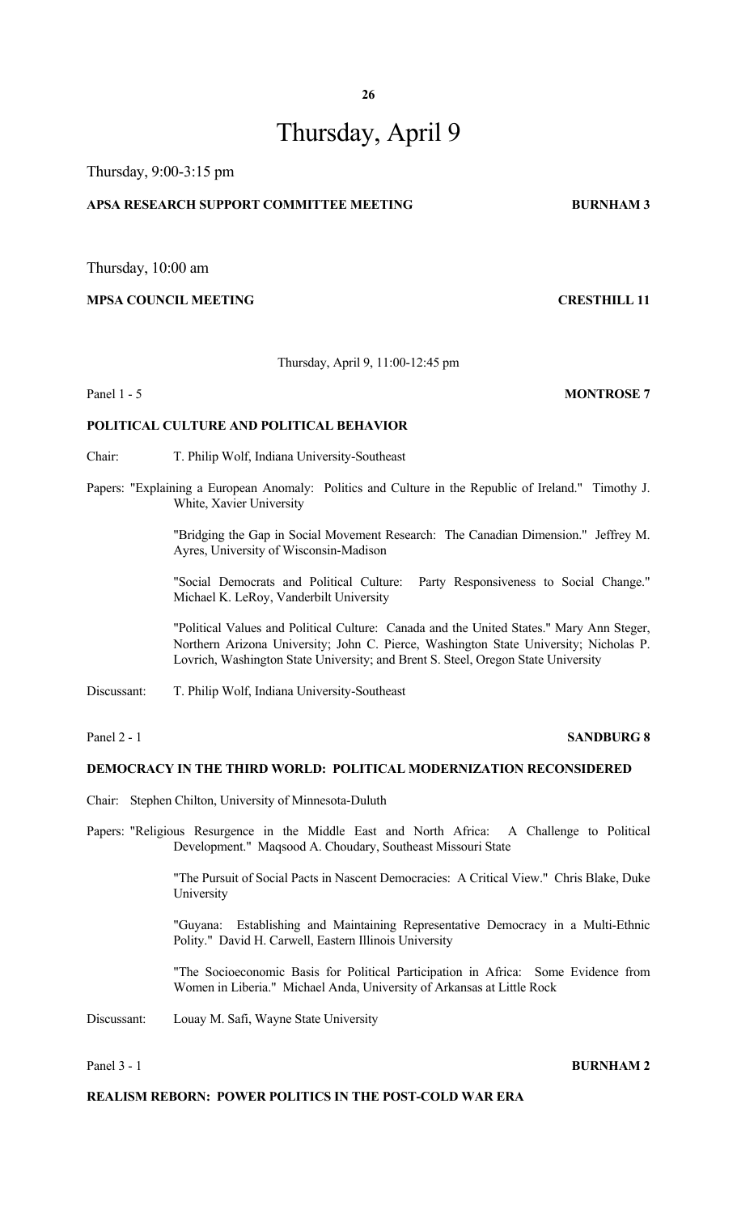# Thursday, April 9

Thursday, 9:00-3:15 pm

**APSA RESEARCH SUPPORT COMMITTEE MEETING** **BURNHAM 3**

Thursday, 10:00 am

**MPSA COUNCIL MEETING** **CRESTHILL 11**

Thursday, April 9, 11:00-12:45 pm

Panel 1 - 5 **MONTROSE 7**

**POLITICAL CULTURE AND POLITICAL BEHAVIOR**

Chair: T. Philip Wolf, Indiana University-Southeast

Papers: "Explaining a European Anomaly: Politics and Culture in the Republic of Ireland." Timothy J. White, Xavier University

"Bridging the Gap in Social Movement Research: The Canadian Dimension." Jeffrey M. Ayres, University of Wisconsin-Madison

"Social Democrats and Political Culture: Party Responsiveness to Social Change." Michael K. LeRoy, Vanderbilt University

"Political Values and Political Culture: Canada and the United States." Mary Ann Steger, Northern Arizona University; John C. Pierce, Washington State University; Nicholas P. Lovrich, Washington State University; and Brent S. Steel, Oregon State University

Discussant: T. Philip Wolf, Indiana University-Southeast

Panel 2 - 1 **SANDBURG 8**

**DEMOCRACY IN THE THIRD WORLD: POLITICAL MODERNIZATION RECONSIDERED**

Chair: Stephen Chilton, University of Minnesota-Duluth

Papers: "Religious Resurgence in the Middle East and North Africa: A Challenge to Political Development." Maqsood A. Choudary, Southeast Missouri State

"The Pursuit of Social Pacts in Nascent Democracies: A Critical View." Chris Blake, Duke University

"Guyana: Establishing and Maintaining Representative Democracy in a Multi-Ethnic Polity." David H. Carwell, Eastern Illinois University

"The Socioeconomic Basis for Political Participation in Africa: Some Evidence from Women in Liberia." Michael Anda, University of Arkansas at Little Rock

Discussant: Louay M. Safi, Wayne State University

Panel 3 - 1 **BURNHAM 2**

**REALISM REBORN: POWER POLITICS IN THE POST-COLD WAR ERA**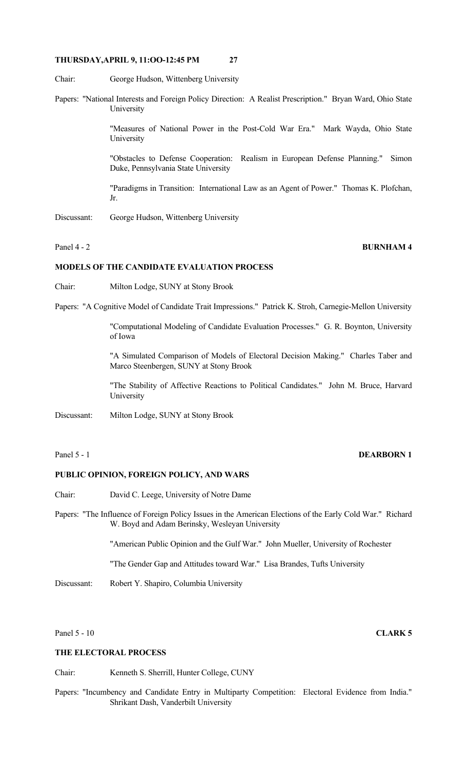Chair: George Hudson, Wittenberg University

Papers: "National Interests and Foreign Policy Direction: A Realist Prescription." Bryan Ward, Ohio State University

"Measures of National Power in the Post-Cold War Era." Mark Wayda, Ohio State University

"Obstacles to Defense Cooperation: Realism in European Defense Planning." Simon Duke, Pennsylvania State University

"Paradigms in Transition: International Law as an Agent of Power." Thomas K. Plofchan, Jr.

Discussant: George Hudson, Wittenberg University

Panel 4 - 2 **BURNHAM 4**

**MODELS OF THE CANDIDATE EVALUATION PROCESS**

Chair: Milton Lodge, SUNY at Stony Brook

Papers: "A Cognitive Model of Candidate Trait Impressions." Patrick K. Stroh, Carnegie-Mellon University

"Computational Modeling of Candidate Evaluation Processes." G. R. Boynton, University of Iowa

"A Simulated Comparison of Models of Electoral Decision Making." Charles Taber and Marco Steenbergen, SUNY at Stony Brook

"The Stability of Affective Reactions to Political Candidates." John M. Bruce, Harvard University

Discussant: Milton Lodge, SUNY at Stony Brook

Panel 5 - 1 **DEARBORN 1**

**PUBLIC OPINION, FOREIGN POLICY, AND WARS**

Chair: David C. Leege, University of Notre Dame

Papers: "The Influence of Foreign Policy Issues in the American Elections of the Early Cold War." Richard W. Boyd and Adam Berinsky, Wesleyan University

"American Public Opinion and the Gulf War." John Mueller, University of Rochester

"The Gender Gap and Attitudes toward War." Lisa Brandes, Tufts University

Discussant: Robert Y. Shapiro, Columbia University

Panel 5 - 10 **CLARK 5**

**THE ELECTORAL PROCESS**

Chair: Kenneth S. Sherrill, Hunter College, CUNY

Papers: "Incumbency and Candidate Entry in Multiparty Competition: Electoral Evidence from India." Shrikant Dash, Vanderbilt University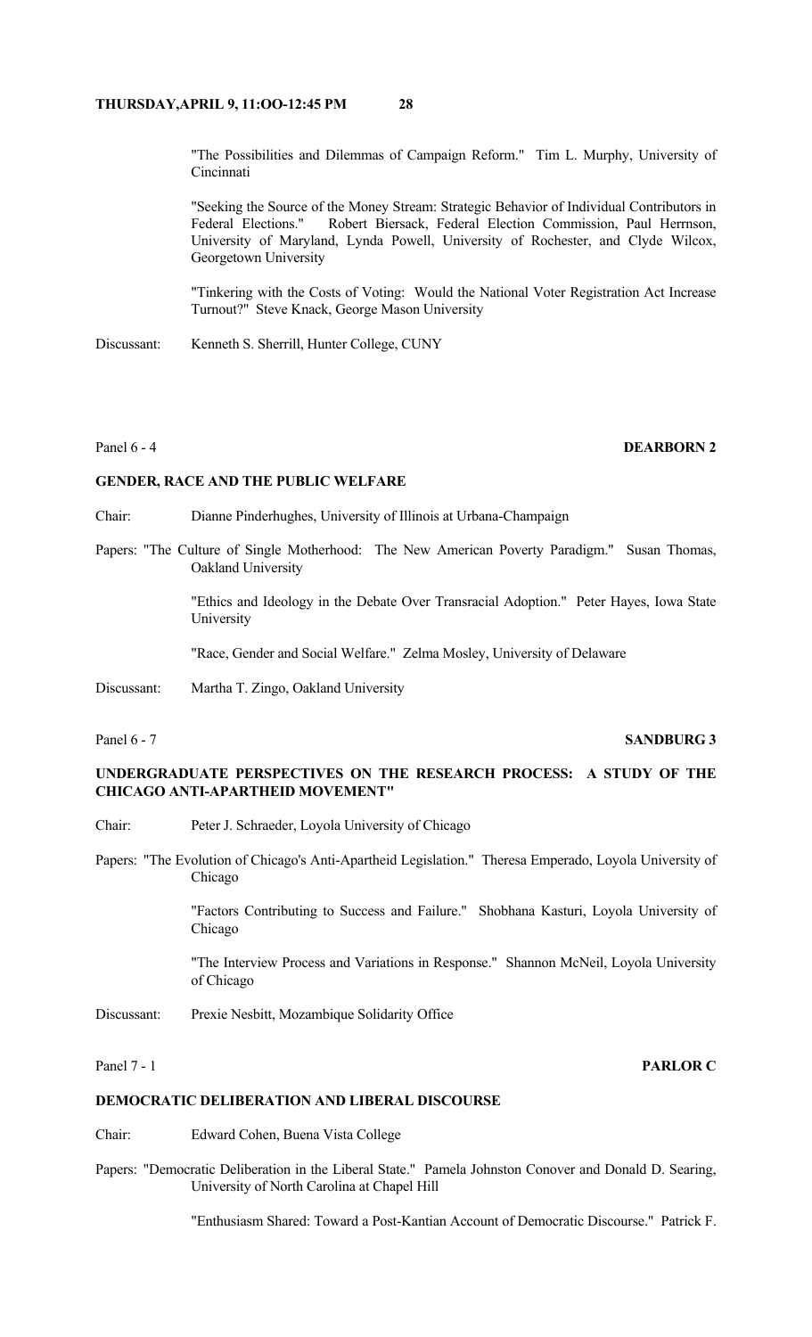"The Possibilities and Dilemmas of Campaign Reform." Tim L. Murphy, University of Cincinnati

"Seeking the Source of the Money Stream: Strategic Behavior of Individual Contributors in Federal Elections." Robert Biersack, Federal Election Commission, Paul Herrnson, University of Maryland, Lynda Powell, University of Rochester, and Clyde Wilcox, Georgetown University

"Tinkering with the Costs of Voting: Would the National Voter Registration Act Increase Turnout?" Steve Knack, George Mason University

Discussant: Kenneth S. Sherrill, Hunter College, CUNY

Panel 6 - 4 **DEARBORN 2**

**GENDER, RACE AND THE PUBLIC WELFARE**

Chair: Dianne Pinderhughes, University of Illinois at Urbana-Champaign

Papers: "The Culture of Single Motherhood: The New American Poverty Paradigm." Susan Thomas, Oakland University

"Ethics and Ideology in the Debate Over Transracial Adoption." Peter Hayes, Iowa State University

"Race, Gender and Social Welfare." Zelma Mosley, University of Delaware

Discussant: Martha T. Zingo, Oakland University

Panel 6 - 7 **SANDBURG 3**

**UNDERGRADUATE PERSPECTIVES ON THE RESEARCH PROCESS: A STUDY OF THE CHICAGO ANTI-APARTHEID MOVEMENT"**

Chair: Peter J. Schraeder, Loyola University of Chicago

Papers: "The Evolution of Chicago's Anti-Apartheid Legislation." Theresa Emperado, Loyola University of Chicago

"Factors Contributing to Success and Failure." Shobhana Kasturi, Loyola University of Chicago

"The Interview Process and Variations in Response." Shannon McNeil, Loyola University of Chicago

Discussant: Prexie Nesbitt, Mozambique Solidarity Office

Panel 7 - 1 **PARLOR C**

**DEMOCRATIC DELIBERATION AND LIBERAL DISCOURSE**

Chair: Edward Cohen, Buena Vista College

Papers: "Democratic Deliberation in the Liberal State." Pamela Johnston Conover and Donald D. Searing, University of North Carolina at Chapel Hill

"Enthusiasm Shared: Toward a Post-Kantian Account of Democratic Discourse." Patrick F.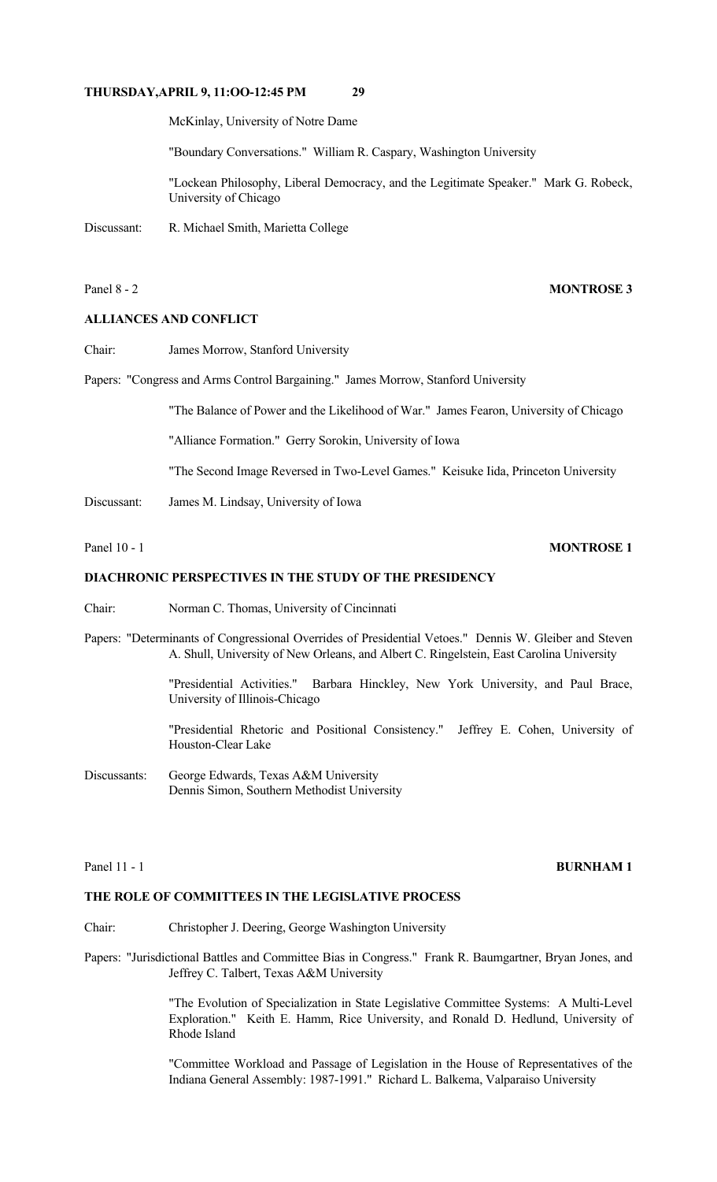McKinlay, University of Notre Dame

"Boundary Conversations." William R. Caspary, Washington University

"Lockean Philosophy, Liberal Democracy, and the Legitimate Speaker." Mark G. Robeck, University of Chicago

Discussant: R. Michael Smith, Marietta College

Panel 8 - 2 **MONTROSE 3**

**ALLIANCES AND CONFLICT**

Chair: James Morrow, Stanford University

Papers: "Congress and Arms Control Bargaining." James Morrow, Stanford University

"The Balance of Power and the Likelihood of War." James Fearon, University of Chicago

"Alliance Formation." Gerry Sorokin, University of Iowa

"The Second Image Reversed in Two-Level Games." Keisuke Iida, Princeton University

Discussant: James M. Lindsay, University of Iowa

Panel 10 - 1 **MONTROSE 1**

**DIACHRONIC PERSPECTIVES IN THE STUDY OF THE PRESIDENCY**

Chair: Norman C. Thomas, University of Cincinnati

Papers: "Determinants of Congressional Overrides of Presidential Vetoes." Dennis W. Gleiber and Steven A. Shull, University of New Orleans, and Albert C. Ringelstein, East Carolina University

"Presidential Activities." Barbara Hinckley, New York University, and Paul Brace, University of Illinois-Chicago

"Presidential Rhetoric and Positional Consistency." Jeffrey E. Cohen, University of Houston-Clear Lake

Discussants: George Edwards, Texas A&M University
Dennis Simon, Southern Methodist University

Panel 11 - 1 **BURNHAM 1**

**THE ROLE OF COMMITTEES IN THE LEGISLATIVE PROCESS**

Chair: Christopher J. Deering, George Washington University

Papers: "Jurisdictional Battles and Committee Bias in Congress." Frank R. Baumgartner, Bryan Jones, and Jeffrey C. Talbert, Texas A&M University

"The Evolution of Specialization in State Legislative Committee Systems: A Multi-Level Exploration." Keith E. Hamm, Rice University, and Ronald D. Hedlund, University of Rhode Island

"Committee Workload and Passage of Legislation in the House of Representatives of the Indiana General Assembly: 1987-1991." Richard L. Balkema, Valparaiso University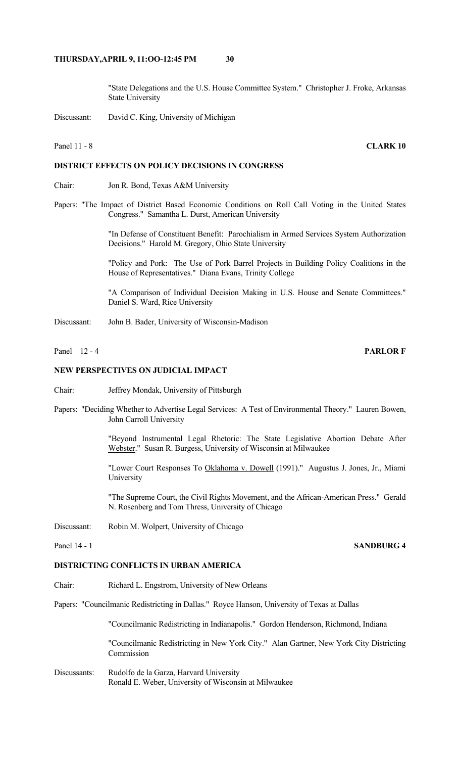"State Delegations and the U.S. House Committee System." Christopher J. Froke, Arkansas State University

Discussant: David C. King, University of Michigan

Panel 11 - 8 **CLARK 10**

**DISTRICT EFFECTS ON POLICY DECISIONS IN CONGRESS**

Chair: Jon R. Bond, Texas A&M University

Papers: "The Impact of District Based Economic Conditions on Roll Call Voting in the United States Congress." Samantha L. Durst, American University

"In Defense of Constituent Benefit: Parochialism in Armed Services System Authorization Decisions." Harold M. Gregory, Ohio State University

"Policy and Pork: The Use of Pork Barrel Projects in Building Policy Coalitions in the House of Representatives." Diana Evans, Trinity College

"A Comparison of Individual Decision Making in U.S. House and Senate Committees." Daniel S. Ward, Rice University

Discussant: John B. Bader, University of Wisconsin-Madison

Panel 12 - 4 **PARLOR F**

**NEW PERSPECTIVES ON JUDICIAL IMPACT**

Chair: Jeffrey Mondak, University of Pittsburgh

Papers: "Deciding Whether to Advertise Legal Services: A Test of Environmental Theory." Lauren Bowen, John Carroll University

"Beyond Instrumental Legal Rhetoric: The State Legislative Abortion Debate After Webster." Susan R. Burgess, University of Wisconsin at Milwaukee

"Lower Court Responses To Oklahoma v. Dowell (1991)." Augustus J. Jones, Jr., Miami University

"The Supreme Court, the Civil Rights Movement, and the African-American Press." Gerald N. Rosenberg and Tom Thress, University of Chicago

Discussant: Robin M. Wolpert, University of Chicago

Panel 14 - 1 **SANDBURG 4**

**DISTRICTING CONFLICTS IN URBAN AMERICA**

Chair: Richard L. Engstrom, University of New Orleans

Papers: "Councilmanic Redistricting in Dallas." Royce Hanson, University of Texas at Dallas

"Councilmanic Redistricting in Indianapolis." Gordon Henderson, Richmond, Indiana

"Councilmanic Redistricting in New York City." Alan Gartner, New York City Districting Commission

Discussants: Rudolfo de la Garza, Harvard University
Ronald E. Weber, University of Wisconsin at Milwaukee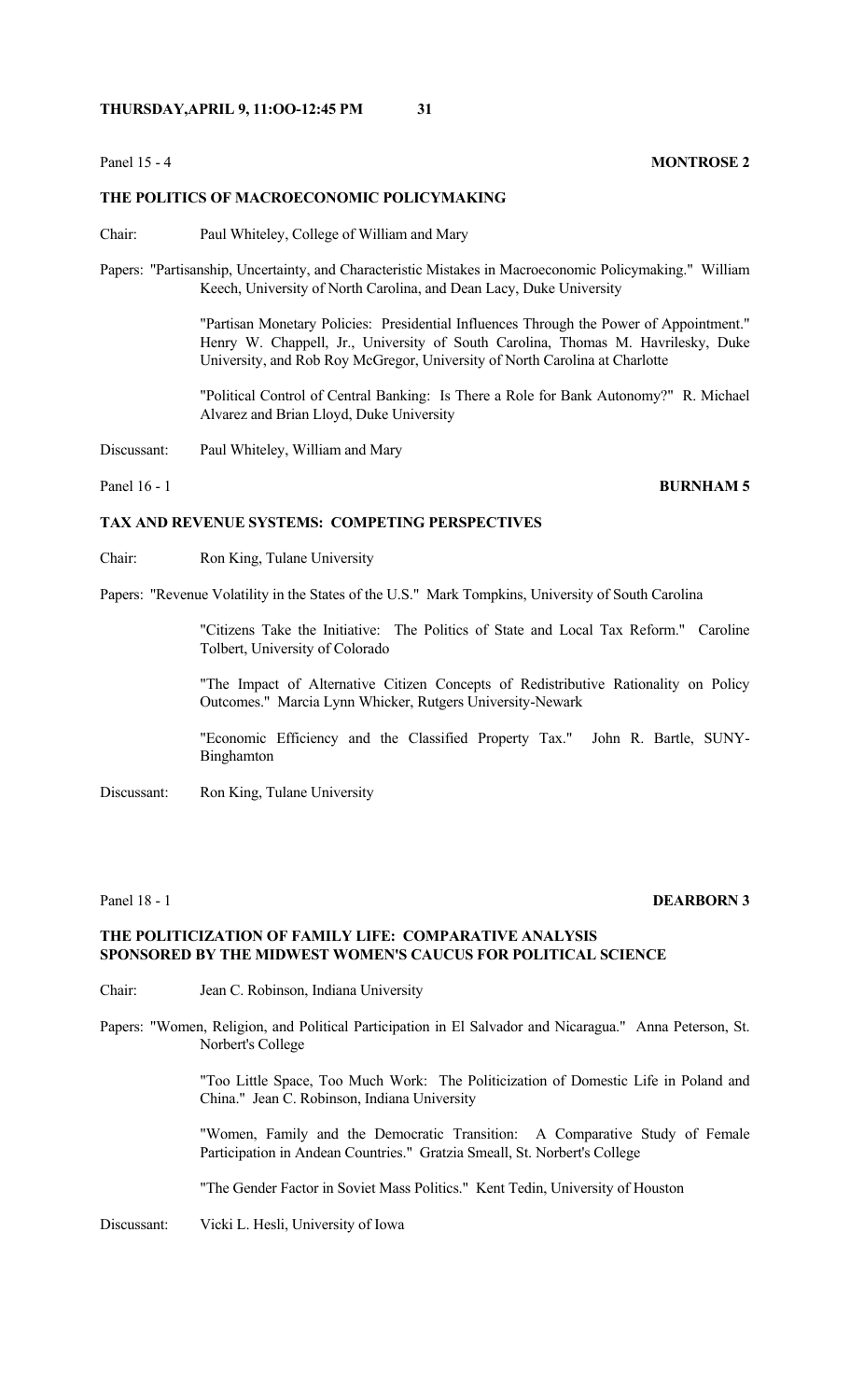Panel 15 - 4 **MONTROSE 2**

### THE POLITICS OF MACROECONOMIC POLICYMAKING

Chair: Paul Whiteley, College of William and Mary

Papers: "Partisanship, Uncertainty, and Characteristic Mistakes in Macroeconomic Policymaking." William Keech, University of North Carolina, and Dean Lacy, Duke University

"Partisan Monetary Policies: Presidential Influences Through the Power of Appointment." Henry W. Chappell, Jr., University of South Carolina, Thomas M. Havrilesky, Duke University, and Rob Roy McGregor, University of North Carolina at Charlotte

"Political Control of Central Banking: Is There a Role for Bank Autonomy?" R. Michael Alvarez and Brian Lloyd, Duke University

Discussant: Paul Whiteley, William and Mary

Panel 16 - 1 **BURNHAM 5**

### TAX AND REVENUE SYSTEMS: COMPETING PERSPECTIVES

Chair: Ron King, Tulane University

Papers: "Revenue Volatility in the States of the U.S." Mark Tompkins, University of South Carolina

"Citizens Take the Initiative: The Politics of State and Local Tax Reform." Caroline Tolbert, University of Colorado

"The Impact of Alternative Citizen Concepts of Redistributive Rationality on Policy Outcomes." Marcia Lynn Whicker, Rutgers University-Newark

"Economic Efficiency and the Classified Property Tax." John R. Bartle, SUNY-Binghamton

Discussant: Ron King, Tulane University

Panel 18 - 1 **DEARBORN 3**

### THE POLITICIZATION OF FAMILY LIFE: COMPARATIVE ANALYSIS SPONSORED BY THE MIDWEST WOMEN'S CAUCUS FOR POLITICAL SCIENCE

Chair: Jean C. Robinson, Indiana University

Papers: "Women, Religion, and Political Participation in El Salvador and Nicaragua." Anna Peterson, St. Norbert's College

"Too Little Space, Too Much Work: The Politicization of Domestic Life in Poland and China." Jean C. Robinson, Indiana University

"Women, Family and the Democratic Transition: A Comparative Study of Female Participation in Andean Countries." Gratzia Smeall, St. Norbert's College

"The Gender Factor in Soviet Mass Politics." Kent Tedin, University of Houston

Discussant: Vicki L. Hesli, University of Iowa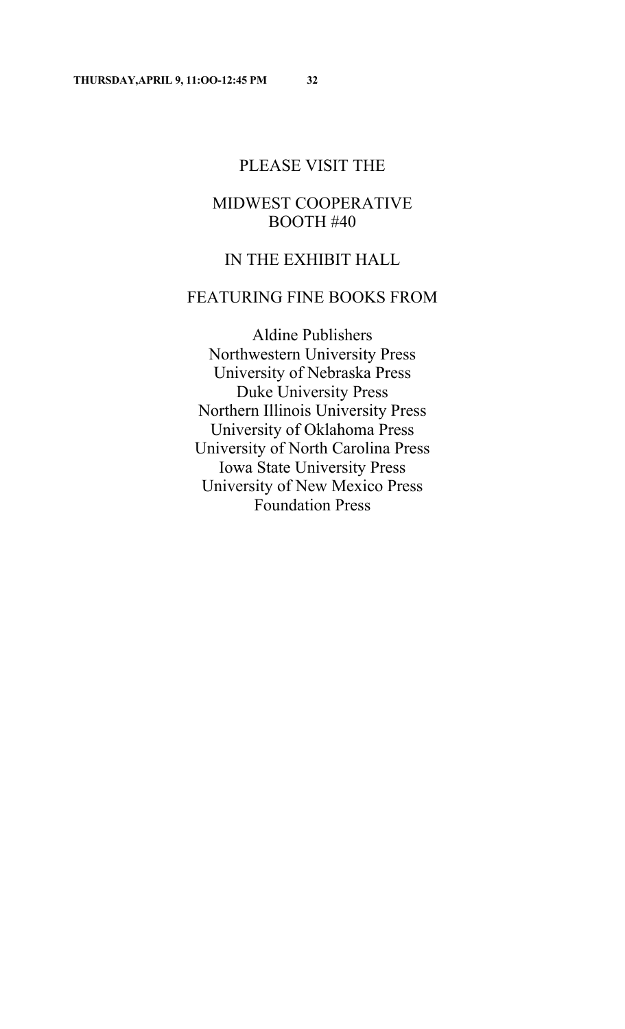PLEASE VISIT THE

MIDWEST COOPERATIVE
BOOTH #40

IN THE EXHIBIT HALL

FEATURING FINE BOOKS FROM

Aldine Publishers
Northwestern University Press
University of Nebraska Press
Duke University Press
Northern Illinois University Press
University of Oklahoma Press
University of North Carolina Press
Iowa State University Press
University of New Mexico Press
Foundation Press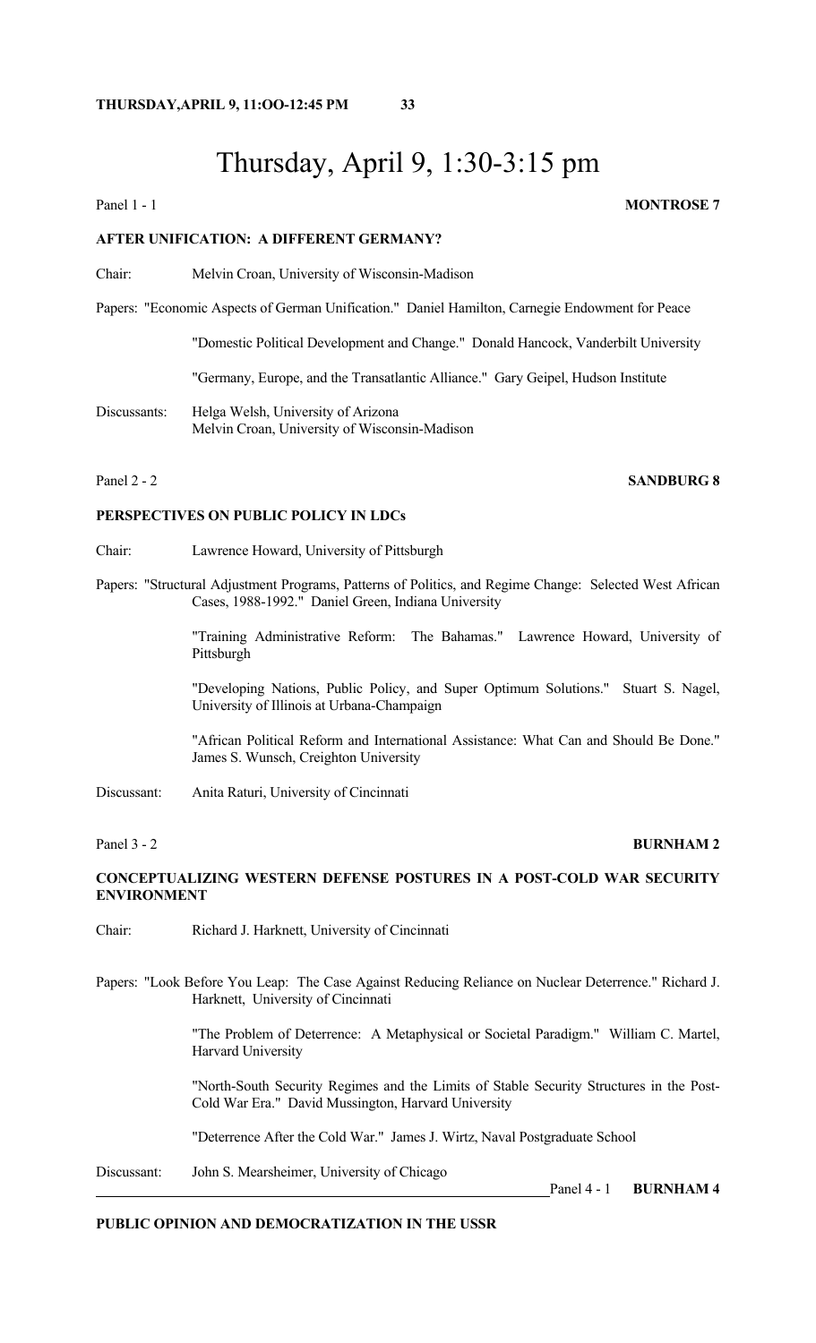# Thursday, April 9, 1:30-3:15 pm

Panel 1 - 1 **MONTROSE 7**

**AFTER UNIFICATION: A DIFFERENT GERMANY?**

Chair: Melvin Croan, University of Wisconsin-Madison

Papers: "Economic Aspects of German Unification." Daniel Hamilton, Carnegie Endowment for Peace

"Domestic Political Development and Change." Donald Hancock, Vanderbilt University

"Germany, Europe, and the Transatlantic Alliance." Gary Geipel, Hudson Institute

Discussants: Helga Welsh, University of Arizona
Melvin Croan, University of Wisconsin-Madison

Panel 2 - 2 **SANDBURG 8**

**PERSPECTIVES ON PUBLIC POLICY IN LDCs**

Chair: Lawrence Howard, University of Pittsburgh

Papers: "Structural Adjustment Programs, Patterns of Politics, and Regime Change: Selected West African Cases, 1988-1992." Daniel Green, Indiana University

"Training Administrative Reform: The Bahamas." Lawrence Howard, University of Pittsburgh

"Developing Nations, Public Policy, and Super Optimum Solutions." Stuart S. Nagel, University of Illinois at Urbana-Champaign

"African Political Reform and International Assistance: What Can and Should Be Done." James S. Wunsch, Creighton University

Discussant: Anita Raturi, University of Cincinnati

Panel 3 - 2 **BURNHAM 2**

**CONCEPTUALIZING WESTERN DEFENSE POSTURES IN A POST-COLD WAR SECURITY ENVIRONMENT**

Chair: Richard J. Harknett, University of Cincinnati

Papers: "Look Before You Leap: The Case Against Reducing Reliance on Nuclear Deterrence." Richard J. Harknett, University of Cincinnati

"The Problem of Deterrence: A Metaphysical or Societal Paradigm." William C. Martel, Harvard University

"North-South Security Regimes and the Limits of Stable Security Structures in the Post-Cold War Era." David Mussington, Harvard University

"Deterrence After the Cold War." James J. Wirtz, Naval Postgraduate School

Discussant: John S. Mearsheimer, University of Chicago

Panel 4 - 1 **BURNHAM 4**

**PUBLIC OPINION AND DEMOCRATIZATION IN THE USSR**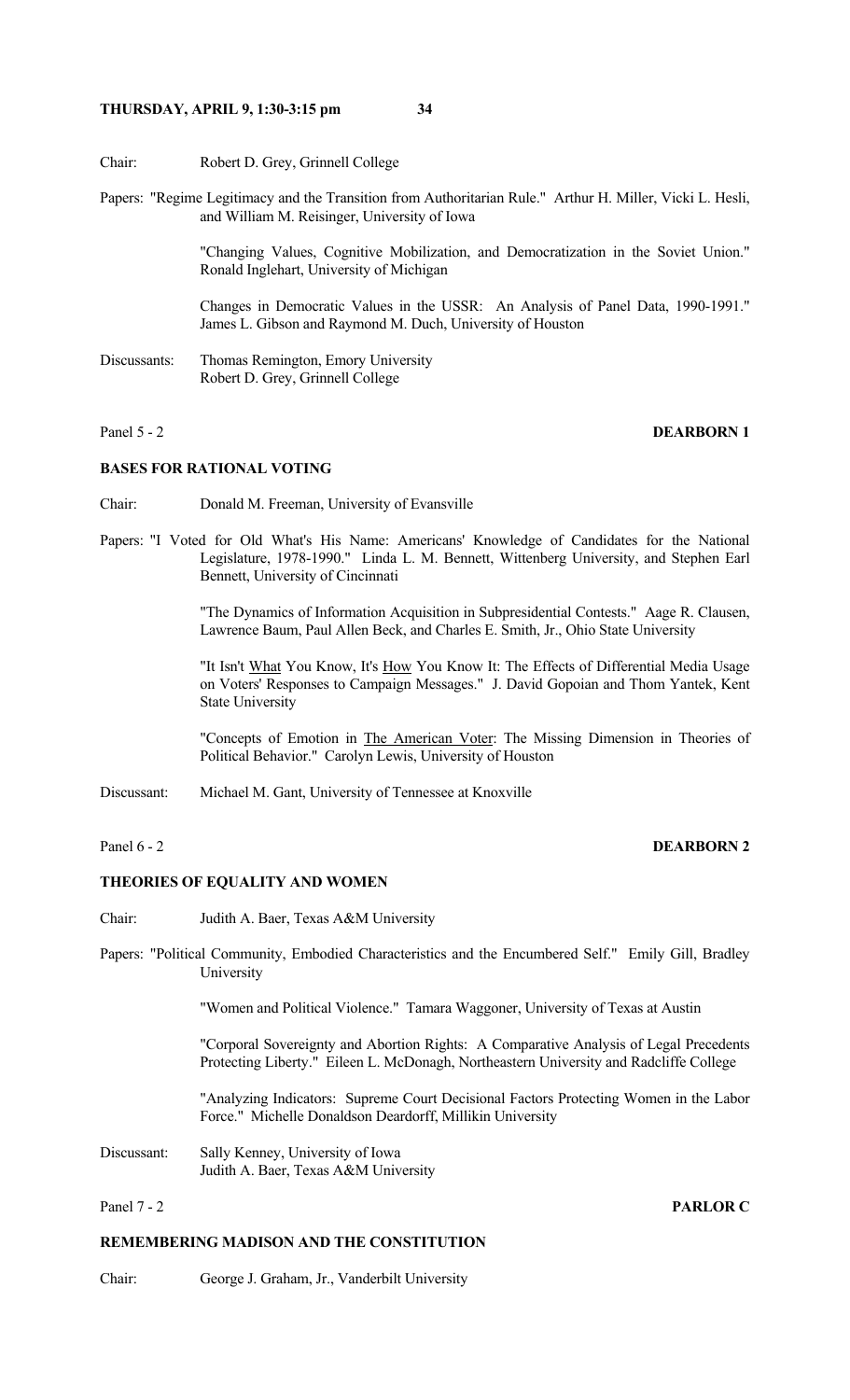Chair: Robert D. Grey, Grinnell College

Papers: "Regime Legitimacy and the Transition from Authoritarian Rule." Arthur H. Miller, Vicki L. Hesli, and William M. Reisinger, University of Iowa

"Changing Values, Cognitive Mobilization, and Democratization in the Soviet Union." Ronald Inglehart, University of Michigan

Changes in Democratic Values in the USSR: An Analysis of Panel Data, 1990-1991." James L. Gibson and Raymond M. Duch, University of Houston

Discussants: Thomas Remington, Emory University
Robert D. Grey, Grinnell College

Panel 5 - 2 **DEARBORN 1**

**BASES FOR RATIONAL VOTING**

Chair: Donald M. Freeman, University of Evansville

Papers: "I Voted for Old What's His Name: Americans' Knowledge of Candidates for the National Legislature, 1978-1990." Linda L. M. Bennett, Wittenberg University, and Stephen Earl Bennett, University of Cincinnati

"The Dynamics of Information Acquisition in Subpresidential Contests." Aage R. Clausen, Lawrence Baum, Paul Allen Beck, and Charles E. Smith, Jr., Ohio State University

"It Isn't <u>What</u> You Know, It's <u>How</u> You Know It: The Effects of Differential Media Usage on Voters' Responses to Campaign Messages." J. David Gopoian and Thom Yantek, Kent State University

"Concepts of Emotion in <u>The American Voter</u>: The Missing Dimension in Theories of Political Behavior." Carolyn Lewis, University of Houston

Discussant: Michael M. Gant, University of Tennessee at Knoxville

Panel 6 - 2 **DEARBORN 2**

**THEORIES OF EQUALITY AND WOMEN**

Chair: Judith A. Baer, Texas A&M University

Papers: "Political Community, Embodied Characteristics and the Encumbered Self." Emily Gill, Bradley University

"Women and Political Violence." Tamara Waggoner, University of Texas at Austin

"Corporal Sovereignty and Abortion Rights: A Comparative Analysis of Legal Precedents Protecting Liberty." Eileen L. McDonagh, Northeastern University and Radcliffe College

"Analyzing Indicators: Supreme Court Decisional Factors Protecting Women in the Labor Force." Michelle Donaldson Deardorff, Millikin University

Discussant: Sally Kenney, University of Iowa
Judith A. Baer, Texas A&M University

Panel 7 - 2 **PARLOR C**

**REMEMBERING MADISON AND THE CONSTITUTION**

Chair: George J. Graham, Jr., Vanderbilt University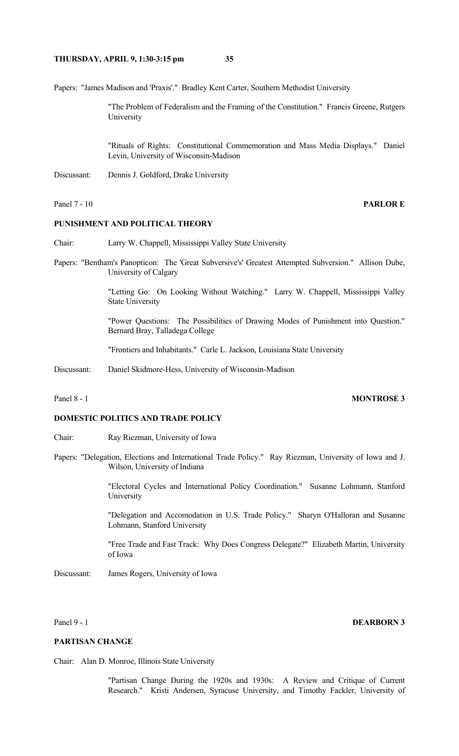**THURSDAY, APRIL 9, 1:30-3:15 pm**

Papers: "James Madison and 'Praxis'." Bradley Kent Carter, Southern Methodist University

"The Problem of Federalism and the Framing of the Constitution." Francis Greene, Rutgers University

"Rituals of Rights: Constitutional Commemoration and Mass Media Displays." Daniel Levin, University of Wisconsin-Madison

Discussant: Dennis J. Goldford, Drake University

Panel 7 - 10 **PARLOR E**

### PUNISHMENT AND POLITICAL THEORY

Chair: Larry W. Chappell, Mississippi Valley State University

Papers: "Bentham's Panopticon: The 'Great Subversive's' Greatest Attempted Subversion." Allison Dube, University of Calgary

"Letting Go: On Looking Without Watching." Larry W. Chappell, Mississippi Valley State University

"Power Questions: The Possibilities of Drawing Modes of Punishment into Question." Bernard Bray, Talladega College

"Frontiers and Inhabitants." Carle L. Jackson, Louisiana State University

Discussant: Daniel Skidmore-Hess, University of Wisconsin-Madison

Panel 8 - 1 **MONTROSE 3**

### DOMESTIC POLITICS AND TRADE POLICY

Chair: Ray Riezman, University of Iowa

Papers: "Delegation, Elections and International Trade Policy." Ray Riezman, University of Iowa and J. Wilson, University of Indiana

"Electoral Cycles and International Policy Coordination." Susanne Lohmann, Stanford University

"Delegation and Accomodation in U.S. Trade Policy." Sharyn O'Halloran and Susanne Lohmann, Stanford University

"Free Trade and Fast Track: Why Does Congress Delegate?" Elizabeth Martin, University of Iowa

Discussant: James Rogers, University of Iowa

Panel 9 - 1 **DEARBORN 3**

### PARTISAN CHANGE

Chair: Alan D. Monroe, Illinois State University

"Partisan Change During the 1920s and 1930s: A Review and Critique of Current Research." Kristi Andersen, Syracuse University, and Timothy Fackler, University of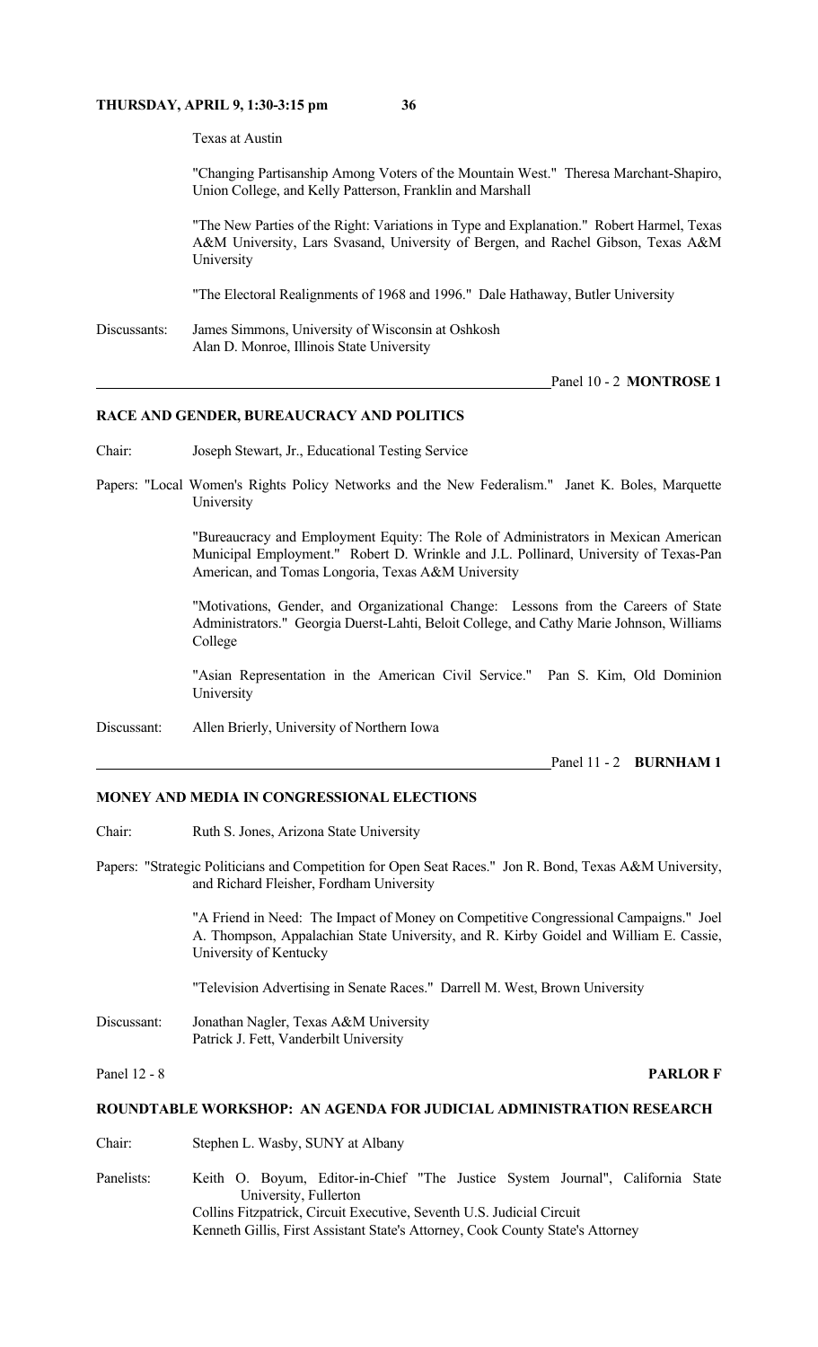Texas at Austin

"Changing Partisanship Among Voters of the Mountain West." Theresa Marchant-Shapiro, Union College, and Kelly Patterson, Franklin and Marshall

"The New Parties of the Right: Variations in Type and Explanation." Robert Harmel, Texas A&M University, Lars Svasand, University of Bergen, and Rachel Gibson, Texas A&M University

"The Electoral Realignments of 1968 and 1996." Dale Hathaway, Butler University

Discussants: James Simmons, University of Wisconsin at Oshkosh
Alan D. Monroe, Illinois State University

Panel 10 - 2 **MONTROSE 1**

### RACE AND GENDER, BUREAUCRACY AND POLITICS

Chair: Joseph Stewart, Jr., Educational Testing Service

Papers: "Local Women's Rights Policy Networks and the New Federalism." Janet K. Boles, Marquette University

"Bureaucracy and Employment Equity: The Role of Administrators in Mexican American Municipal Employment." Robert D. Wrinkle and J.L. Pollinard, University of Texas-Pan American, and Tomas Longoria, Texas A&M University

"Motivations, Gender, and Organizational Change: Lessons from the Careers of State Administrators." Georgia Duerst-Lahti, Beloit College, and Cathy Marie Johnson, Williams College

"Asian Representation in the American Civil Service." Pan S. Kim, Old Dominion University

Discussant: Allen Brierly, University of Northern Iowa

Panel 11 - 2 **BURNHAM 1**

### MONEY AND MEDIA IN CONGRESSIONAL ELECTIONS

Chair: Ruth S. Jones, Arizona State University

Papers: "Strategic Politicians and Competition for Open Seat Races." Jon R. Bond, Texas A&M University, and Richard Fleisher, Fordham University

"A Friend in Need: The Impact of Money on Competitive Congressional Campaigns." Joel A. Thompson, Appalachian State University, and R. Kirby Goidel and William E. Cassie, University of Kentucky

"Television Advertising in Senate Races." Darrell M. West, Brown University

Discussant: Jonathan Nagler, Texas A&M University
Patrick J. Fett, Vanderbilt University

Panel 12 - 8 **PARLOR F**

### ROUNDTABLE WORKSHOP: AN AGENDA FOR JUDICIAL ADMINISTRATION RESEARCH

Chair: Stephen L. Wasby, SUNY at Albany

Panelists: Keith O. Boyum, Editor-in-Chief "The Justice System Journal", California State University, Fullerton
Collins Fitzpatrick, Circuit Executive, Seventh U.S. Judicial Circuit
Kenneth Gillis, First Assistant State's Attorney, Cook County State's Attorney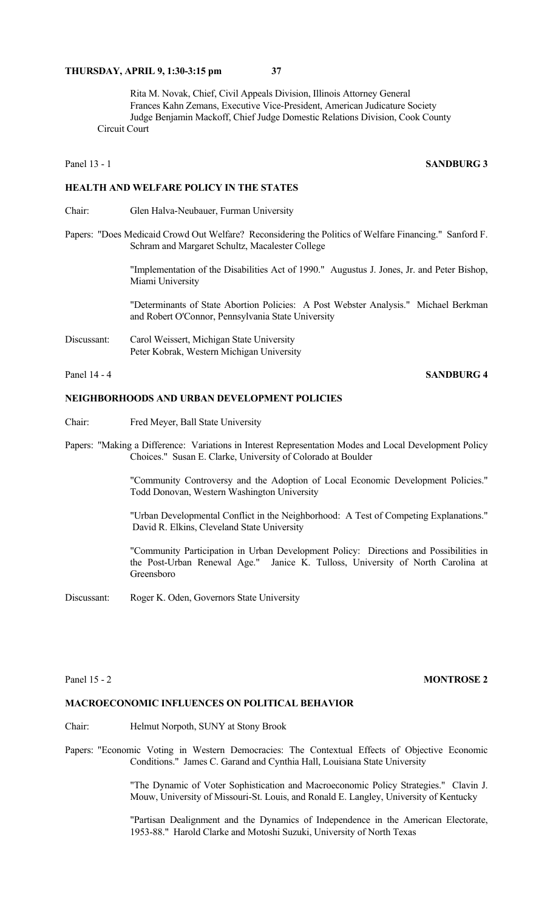**THURSDAY, APRIL 9, 1:30-3:15 pm**

Rita M. Novak, Chief, Civil Appeals Division, Illinois Attorney General
Frances Kahn Zemans, Executive Vice-President, American Judicature Society
Judge Benjamin Mackoff, Chief Judge Domestic Relations Division, Cook County Circuit Court

Panel 13 - 1 **SANDBURG 3**

**HEALTH AND WELFARE POLICY IN THE STATES**

Chair: Glen Halva-Neubauer, Furman University

Papers: "Does Medicaid Crowd Out Welfare? Reconsidering the Politics of Welfare Financing." Sanford F. Schram and Margaret Schultz, Macalester College

"Implementation of the Disabilities Act of 1990." Augustus J. Jones, Jr. and Peter Bishop, Miami University

"Determinants of State Abortion Policies: A Post Webster Analysis." Michael Berkman and Robert O'Connor, Pennsylvania State University

Discussant: Carol Weissert, Michigan State University
Peter Kobrak, Western Michigan University

Panel 14 - 4 **SANDBURG 4**

**NEIGHBORHOODS AND URBAN DEVELOPMENT POLICIES**

Chair: Fred Meyer, Ball State University

Papers: "Making a Difference: Variations in Interest Representation Modes and Local Development Policy Choices." Susan E. Clarke, University of Colorado at Boulder

"Community Controversy and the Adoption of Local Economic Development Policies." Todd Donovan, Western Washington University

"Urban Developmental Conflict in the Neighborhood: A Test of Competing Explanations." David R. Elkins, Cleveland State University

"Community Participation in Urban Development Policy: Directions and Possibilities in the Post-Urban Renewal Age." Janice K. Tulloss, University of North Carolina at Greensboro

Discussant: Roger K. Oden, Governors State University

Panel 15 - 2 **MONTROSE 2**

**MACROECONOMIC INFLUENCES ON POLITICAL BEHAVIOR**

Chair: Helmut Norpoth, SUNY at Stony Brook

Papers: "Economic Voting in Western Democracies: The Contextual Effects of Objective Economic Conditions." James C. Garand and Cynthia Hall, Louisiana State University

"The Dynamic of Voter Sophistication and Macroeconomic Policy Strategies." Clavin J. Mouw, University of Missouri-St. Louis, and Ronald E. Langley, University of Kentucky

"Partisan Dealignment and the Dynamics of Independence in the American Electorate, 1953-88." Harold Clarke and Motoshi Suzuki, University of North Texas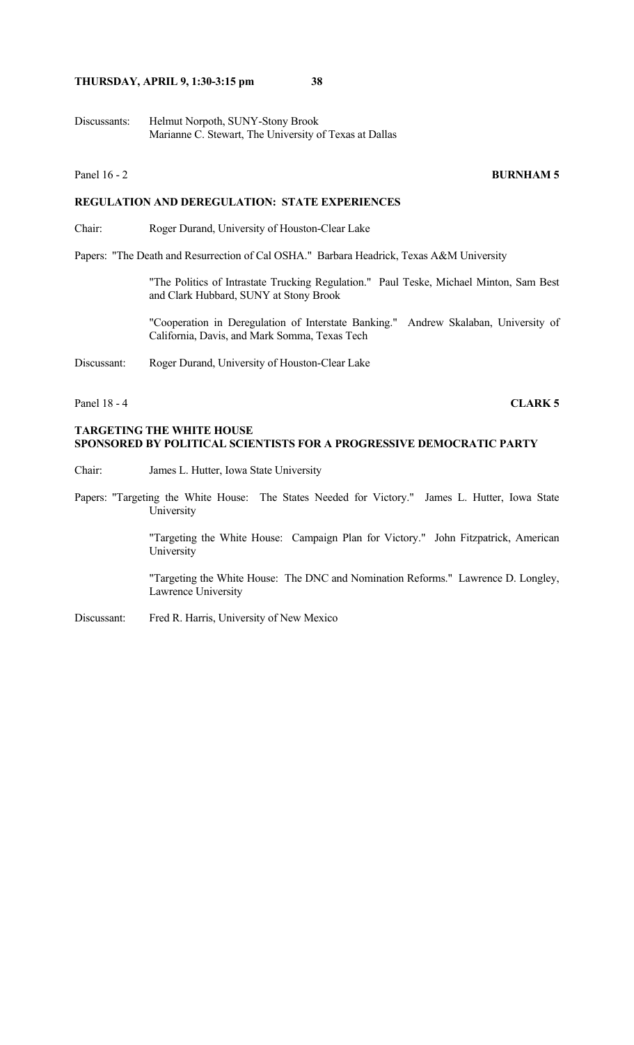Discussants: Helmut Norpoth, SUNY-Stony Brook
Marianne C. Stewart, The University of Texas at Dallas

Panel 16 - 2 **BURNHAM 5**

**REGULATION AND DEREGULATION: STATE EXPERIENCES**

Chair: Roger Durand, University of Houston-Clear Lake

Papers: "The Death and Resurrection of Cal OSHA." Barbara Headrick, Texas A&M University

"The Politics of Intrastate Trucking Regulation." Paul Teske, Michael Minton, Sam Best and Clark Hubbard, SUNY at Stony Brook

"Cooperation in Deregulation of Interstate Banking." Andrew Skalaban, University of California, Davis, and Mark Somma, Texas Tech

Discussant: Roger Durand, University of Houston-Clear Lake

Panel 18 - 4 **CLARK 5**

**TARGETING THE WHITE HOUSE**
**SPONSORED BY POLITICAL SCIENTISTS FOR A PROGRESSIVE DEMOCRATIC PARTY**

Chair: James L. Hutter, Iowa State University

Papers: "Targeting the White House: The States Needed for Victory." James L. Hutter, Iowa State University

"Targeting the White House: Campaign Plan for Victory." John Fitzpatrick, American University

"Targeting the White House: The DNC and Nomination Reforms." Lawrence D. Longley, Lawrence University

Discussant: Fred R. Harris, University of New Mexico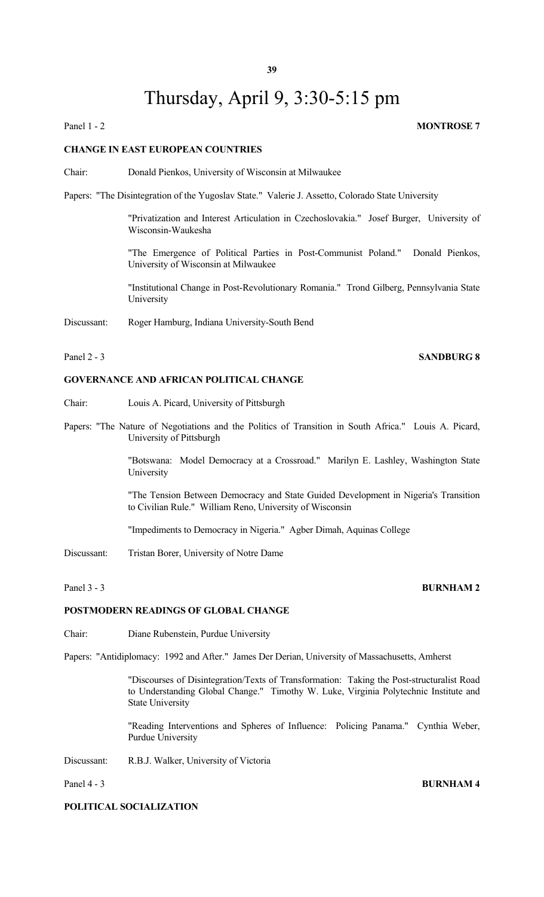# Thursday, April 9, 3:30-5:15 pm

Panel 1 - 2 **MONTROSE 7**

**CHANGE IN EAST EUROPEAN COUNTRIES**

Chair: Donald Pienkos, University of Wisconsin at Milwaukee

Papers: "The Disintegration of the Yugoslav State." Valerie J. Assetto, Colorado State University

"Privatization and Interest Articulation in Czechoslovakia." Josef Burger, University of Wisconsin-Waukesha

"The Emergence of Political Parties in Post-Communist Poland." Donald Pienkos, University of Wisconsin at Milwaukee

"Institutional Change in Post-Revolutionary Romania." Trond Gilberg, Pennsylvania State University

Discussant: Roger Hamburg, Indiana University-South Bend

Panel 2 - 3 **SANDBURG 8**

**GOVERNANCE AND AFRICAN POLITICAL CHANGE**

Chair: Louis A. Picard, University of Pittsburgh

Papers: "The Nature of Negotiations and the Politics of Transition in South Africa." Louis A. Picard, University of Pittsburgh

"Botswana: Model Democracy at a Crossroad." Marilyn E. Lashley, Washington State University

"The Tension Between Democracy and State Guided Development in Nigeria's Transition to Civilian Rule." William Reno, University of Wisconsin

"Impediments to Democracy in Nigeria." Agber Dimah, Aquinas College

Discussant: Tristan Borer, University of Notre Dame

Panel 3 - 3 **BURNHAM 2**

**POSTMODERN READINGS OF GLOBAL CHANGE**

Chair: Diane Rubenstein, Purdue University

Papers: "Antidiplomacy: 1992 and After." James Der Derian, University of Massachusetts, Amherst

"Discourses of Disintegration/Texts of Transformation: Taking the Post-structuralist Road to Understanding Global Change." Timothy W. Luke, Virginia Polytechnic Institute and State University

"Reading Interventions and Spheres of Influence: Policing Panama." Cynthia Weber, Purdue University

Discussant: R.B.J. Walker, University of Victoria

Panel 4 - 3 **BURNHAM 4**

**POLITICAL SOCIALIZATION**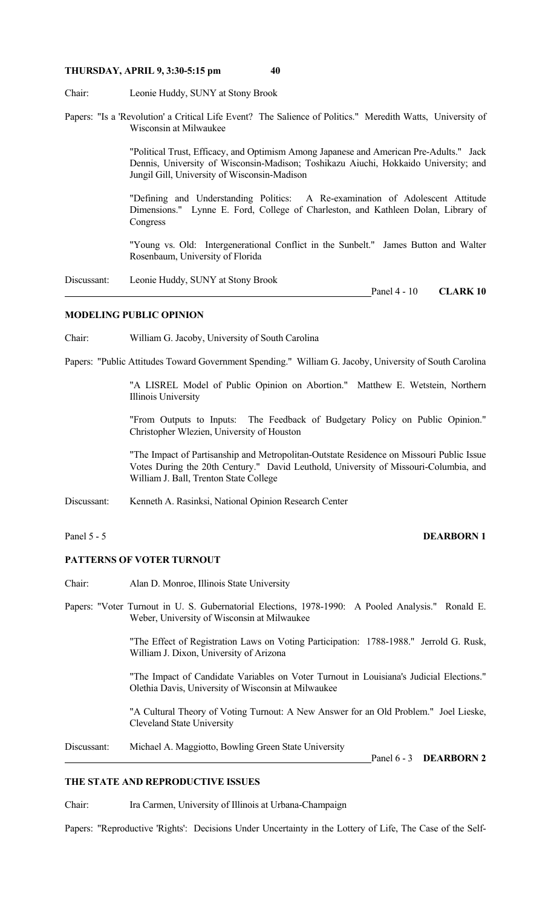**THURSDAY, APRIL 9, 3:30-5:15 pm**

Chair: Leonie Huddy, SUNY at Stony Brook

Papers: "Is a 'Revolution' a Critical Life Event? The Salience of Politics." Meredith Watts, University of Wisconsin at Milwaukee

"Political Trust, Efficacy, and Optimism Among Japanese and American Pre-Adults." Jack Dennis, University of Wisconsin-Madison; Toshikazu Aiuchi, Hokkaido University; and Jungil Gill, University of Wisconsin-Madison

"Defining and Understanding Politics: A Re-examination of Adolescent Attitude Dimensions." Lynne E. Ford, College of Charleston, and Kathleen Dolan, Library of Congress

"Young vs. Old: Intergenerational Conflict in the Sunbelt." James Button and Walter Rosenbaum, University of Florida

Discussant: Leonie Huddy, SUNY at Stony Brook

Panel 4 - 10 **CLARK 10**

**MODELING PUBLIC OPINION**

Chair: William G. Jacoby, University of South Carolina

Papers: "Public Attitudes Toward Government Spending." William G. Jacoby, University of South Carolina

"A LISREL Model of Public Opinion on Abortion." Matthew E. Wetstein, Northern Illinois University

"From Outputs to Inputs: The Feedback of Budgetary Policy on Public Opinion." Christopher Wlezien, University of Houston

"The Impact of Partisanship and Metropolitan-Outstate Residence on Missouri Public Issue Votes During the 20th Century." David Leuthold, University of Missouri-Columbia, and William J. Ball, Trenton State College

Discussant: Kenneth A. Rasinksi, National Opinion Research Center

Panel 5 - 5 **DEARBORN 1**

**PATTERNS OF VOTER TURNOUT**

Chair: Alan D. Monroe, Illinois State University

Papers: "Voter Turnout in U. S. Gubernatorial Elections, 1978-1990: A Pooled Analysis." Ronald E. Weber, University of Wisconsin at Milwaukee

"The Effect of Registration Laws on Voting Participation: 1788-1988." Jerrold G. Rusk, William J. Dixon, University of Arizona

"The Impact of Candidate Variables on Voter Turnout in Louisiana's Judicial Elections." Olethia Davis, University of Wisconsin at Milwaukee

"A Cultural Theory of Voting Turnout: A New Answer for an Old Problem." Joel Lieske, Cleveland State University

Discussant: Michael A. Maggiotto, Bowling Green State University

Panel 6 - 3 **DEARBORN 2**

**THE STATE AND REPRODUCTIVE ISSUES**

Chair: Ira Carmen, University of Illinois at Urbana-Champaign

Papers: "Reproductive 'Rights': Decisions Under Uncertainty in the Lottery of Life, The Case of the Self-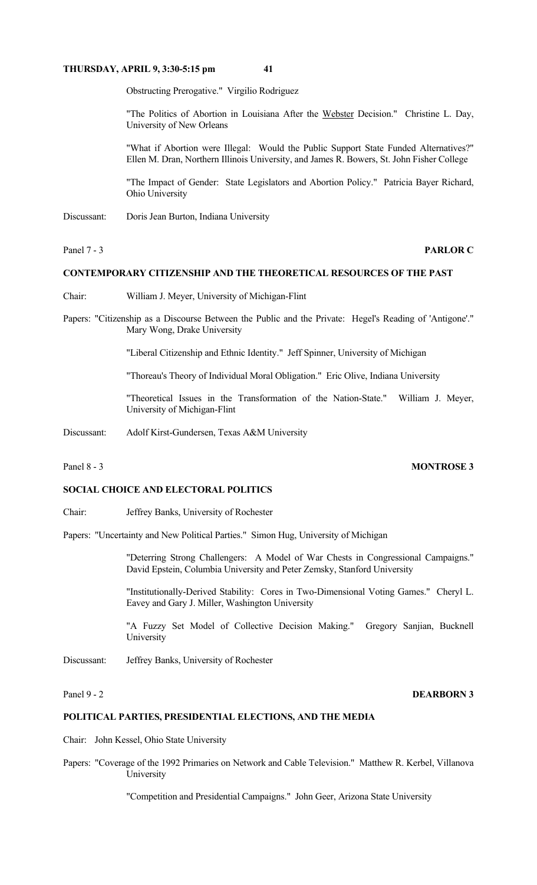Obstructing Prerogative." Virgilio Rodriguez

"The Politics of Abortion in Louisiana After the Webster Decision." Christine L. Day, University of New Orleans

"What if Abortion were Illegal: Would the Public Support State Funded Alternatives?" Ellen M. Dran, Northern Illinois University, and James R. Bowers, St. John Fisher College

"The Impact of Gender: State Legislators and Abortion Policy." Patricia Bayer Richard, Ohio University

Discussant: Doris Jean Burton, Indiana University

Panel 7 - 3 **PARLOR C**

**CONTEMPORARY CITIZENSHIP AND THE THEORETICAL RESOURCES OF THE PAST**

Chair: William J. Meyer, University of Michigan-Flint

Papers: "Citizenship as a Discourse Between the Public and the Private: Hegel's Reading of 'Antigone'." Mary Wong, Drake University

"Liberal Citizenship and Ethnic Identity." Jeff Spinner, University of Michigan

"Thoreau's Theory of Individual Moral Obligation." Eric Olive, Indiana University

"Theoretical Issues in the Transformation of the Nation-State." William J. Meyer, University of Michigan-Flint

Discussant: Adolf Kirst-Gundersen, Texas A&M University

Panel 8 - 3 **MONTROSE 3**

**SOCIAL CHOICE AND ELECTORAL POLITICS**

Chair: Jeffrey Banks, University of Rochester

Papers: "Uncertainty and New Political Parties." Simon Hug, University of Michigan

"Deterring Strong Challengers: A Model of War Chests in Congressional Campaigns." David Epstein, Columbia University and Peter Zemsky, Stanford University

"Institutionally-Derived Stability: Cores in Two-Dimensional Voting Games." Cheryl L. Eavey and Gary J. Miller, Washington University

"A Fuzzy Set Model of Collective Decision Making." Gregory Sanjian, Bucknell University

Discussant: Jeffrey Banks, University of Rochester

Panel 9 - 2 **DEARBORN 3**

**POLITICAL PARTIES, PRESIDENTIAL ELECTIONS, AND THE MEDIA**

Chair: John Kessel, Ohio State University

Papers: "Coverage of the 1992 Primaries on Network and Cable Television." Matthew R. Kerbel, Villanova University

"Competition and Presidential Campaigns." John Geer, Arizona State University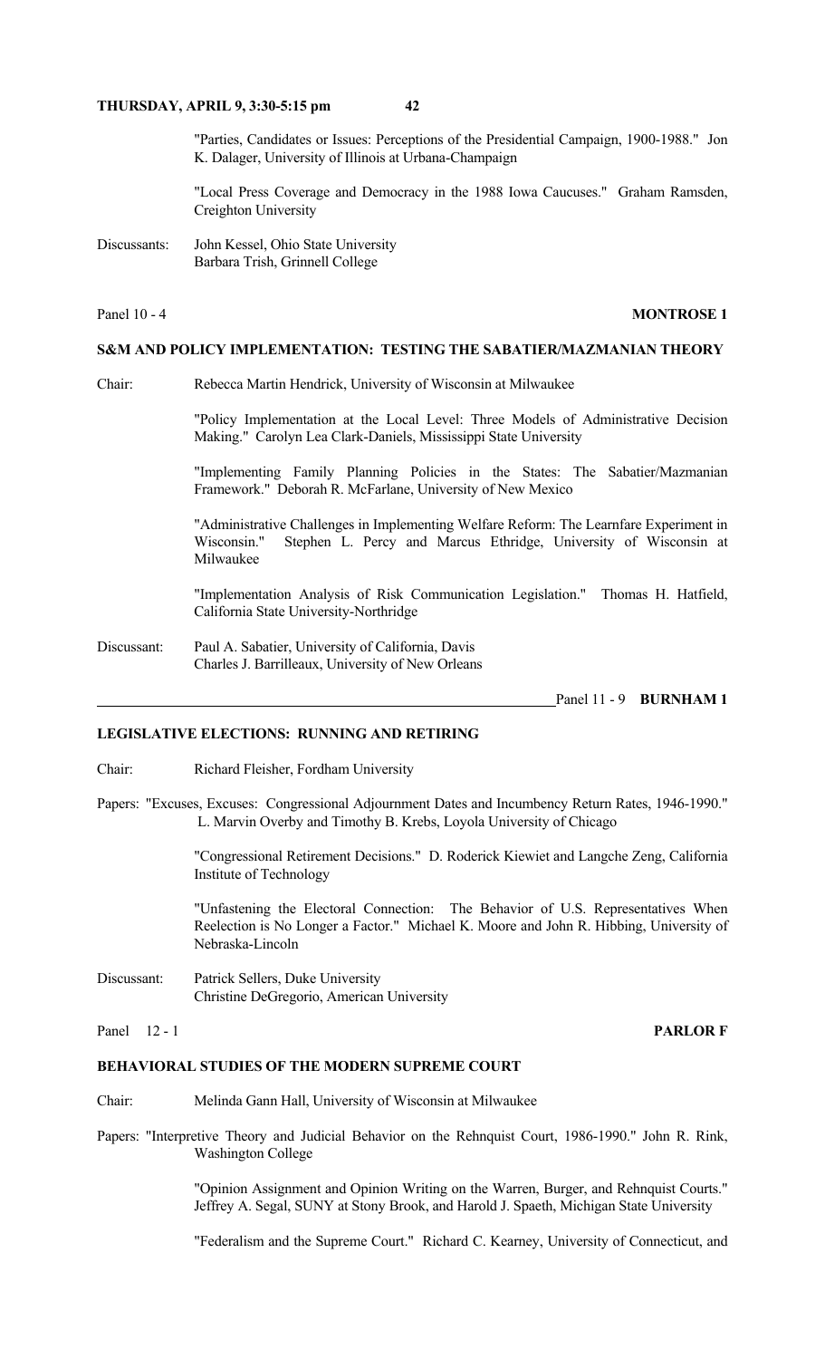"Parties, Candidates or Issues: Perceptions of the Presidential Campaign, 1900-1988." Jon K. Dalager, University of Illinois at Urbana-Champaign

"Local Press Coverage and Democracy in the 1988 Iowa Caucuses." Graham Ramsden, Creighton University

Discussants: John Kessel, Ohio State University
Barbara Trish, Grinnell College

Panel 10 - 4 **MONTROSE 1**

**S&M AND POLICY IMPLEMENTATION: TESTING THE SABATIER/MAZMANIAN THEORY**

Chair: Rebecca Martin Hendrick, University of Wisconsin at Milwaukee

"Policy Implementation at the Local Level: Three Models of Administrative Decision Making." Carolyn Lea Clark-Daniels, Mississippi State University

"Implementing Family Planning Policies in the States: The Sabatier/Mazmanian Framework." Deborah R. McFarlane, University of New Mexico

"Administrative Challenges in Implementing Welfare Reform: The Learnfare Experiment in Wisconsin." Stephen L. Percy and Marcus Ethridge, University of Wisconsin at Milwaukee

"Implementation Analysis of Risk Communication Legislation." Thomas H. Hatfield, California State University-Northridge

Discussant: Paul A. Sabatier, University of California, Davis
Charles J. Barrilleaux, University of New Orleans

Panel 11 - 9 **BURNHAM 1**

**LEGISLATIVE ELECTIONS: RUNNING AND RETIRING**

Chair: Richard Fleisher, Fordham University

Papers: "Excuses, Excuses: Congressional Adjournment Dates and Incumbency Return Rates, 1946-1990." L. Marvin Overby and Timothy B. Krebs, Loyola University of Chicago

"Congressional Retirement Decisions." D. Roderick Kiewiet and Langche Zeng, California Institute of Technology

"Unfastening the Electoral Connection: The Behavior of U.S. Representatives When Reelection is No Longer a Factor." Michael K. Moore and John R. Hibbing, University of Nebraska-Lincoln

Discussant: Patrick Sellers, Duke University
Christine DeGregorio, American University

Panel 12 - 1 **PARLOR F**

**BEHAVIORAL STUDIES OF THE MODERN SUPREME COURT**

Chair: Melinda Gann Hall, University of Wisconsin at Milwaukee

Papers: "Interpretive Theory and Judicial Behavior on the Rehnquist Court, 1986-1990." John R. Rink, Washington College

"Opinion Assignment and Opinion Writing on the Warren, Burger, and Rehnquist Courts." Jeffrey A. Segal, SUNY at Stony Brook, and Harold J. Spaeth, Michigan State University

"Federalism and the Supreme Court." Richard C. Kearney, University of Connecticut, and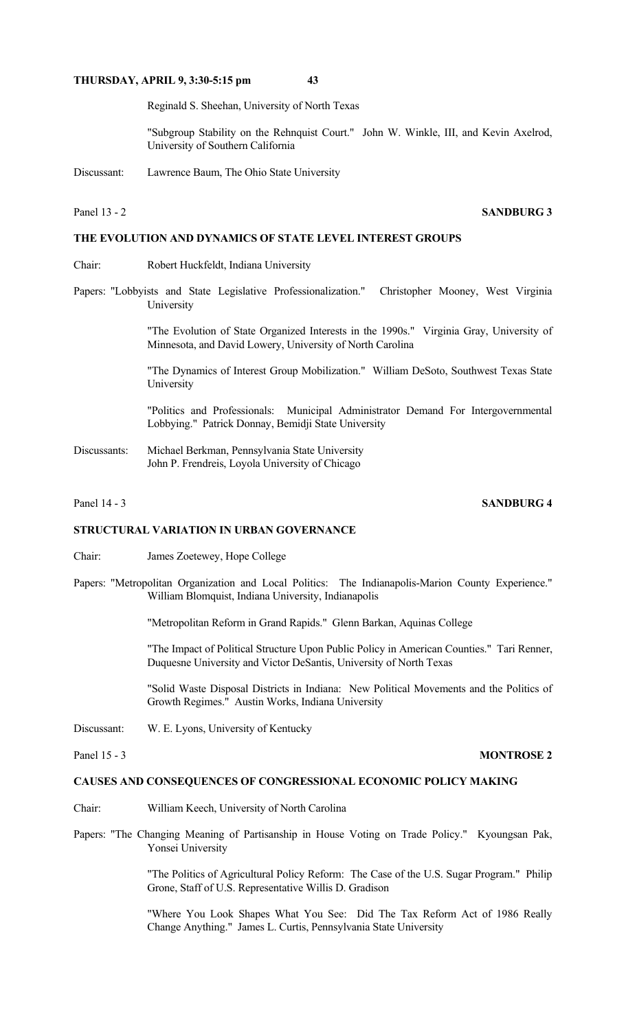Reginald S. Sheehan, University of North Texas

"Subgroup Stability on the Rehnquist Court." John W. Winkle, III, and Kevin Axelrod, University of Southern California

Discussant: Lawrence Baum, The Ohio State University

Panel 13 - 2 **SANDBURG 3**

**THE EVOLUTION AND DYNAMICS OF STATE LEVEL INTEREST GROUPS**

Chair: Robert Huckfeldt, Indiana University

Papers: "Lobbyists and State Legislative Professionalization." Christopher Mooney, West Virginia University

"The Evolution of State Organized Interests in the 1990s." Virginia Gray, University of Minnesota, and David Lowery, University of North Carolina

"The Dynamics of Interest Group Mobilization." William DeSoto, Southwest Texas State University

"Politics and Professionals: Municipal Administrator Demand For Intergovernmental Lobbying." Patrick Donnay, Bemidji State University

Discussants: Michael Berkman, Pennsylvania State University
John P. Frendreis, Loyola University of Chicago

Panel 14 - 3 **SANDBURG 4**

**STRUCTURAL VARIATION IN URBAN GOVERNANCE**

Chair: James Zoetewey, Hope College

Papers: "Metropolitan Organization and Local Politics: The Indianapolis-Marion County Experience." William Blomquist, Indiana University, Indianapolis

"Metropolitan Reform in Grand Rapids." Glenn Barkan, Aquinas College

"The Impact of Political Structure Upon Public Policy in American Counties." Tari Renner, Duquesne University and Victor DeSantis, University of North Texas

"Solid Waste Disposal Districts in Indiana: New Political Movements and the Politics of Growth Regimes." Austin Works, Indiana University

Discussant: W. E. Lyons, University of Kentucky

Panel 15 - 3 **MONTROSE 2**

**CAUSES AND CONSEQUENCES OF CONGRESSIONAL ECONOMIC POLICY MAKING**

Chair: William Keech, University of North Carolina

Papers: "The Changing Meaning of Partisanship in House Voting on Trade Policy." Kyoungsan Pak, Yonsei University

"The Politics of Agricultural Policy Reform: The Case of the U.S. Sugar Program." Philip Grone, Staff of U.S. Representative Willis D. Gradison

"Where You Look Shapes What You See: Did The Tax Reform Act of 1986 Really Change Anything." James L. Curtis, Pennsylvania State University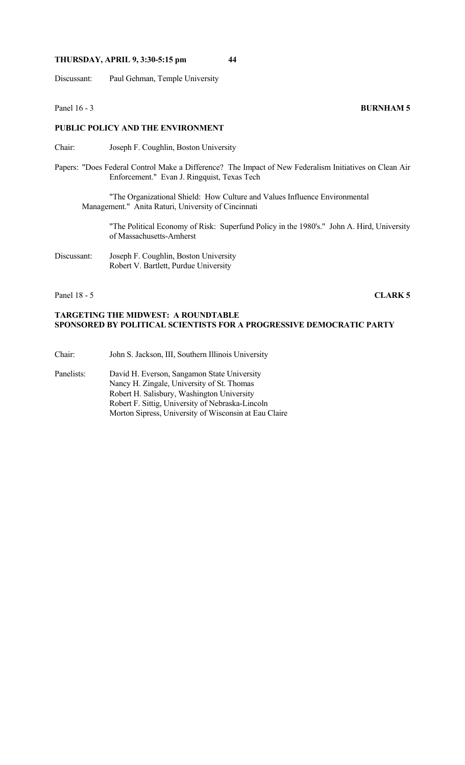Discussant: Paul Gehman, Temple University

Panel 16 - 3 **BURNHAM 5**

**PUBLIC POLICY AND THE ENVIRONMENT**

Chair: Joseph F. Coughlin, Boston University

Papers: "Does Federal Control Make a Difference? The Impact of New Federalism Initiatives on Clean Air Enforcement." Evan J. Ringquist, Texas Tech

"The Organizational Shield: How Culture and Values Influence Environmental Management." Anita Raturi, University of Cincinnati

"The Political Economy of Risk: Superfund Policy in the 1980's." John A. Hird, University of Massachusetts-Amherst

Discussant: Joseph F. Coughlin, Boston University
Robert V. Bartlett, Purdue University

Panel 18 - 5 **CLARK 5**

**TARGETING THE MIDWEST: A ROUNDTABLE SPONSORED BY POLITICAL SCIENTISTS FOR A PROGRESSIVE DEMOCRATIC PARTY**

Chair: John S. Jackson, III, Southern Illinois University

Panelists: David H. Everson, Sangamon State University
Nancy H. Zingale, University of St. Thomas
Robert H. Salisbury, Washington University
Robert F. Sittig, University of Nebraska-Lincoln
Morton Sipress, University of Wisconsin at Eau Claire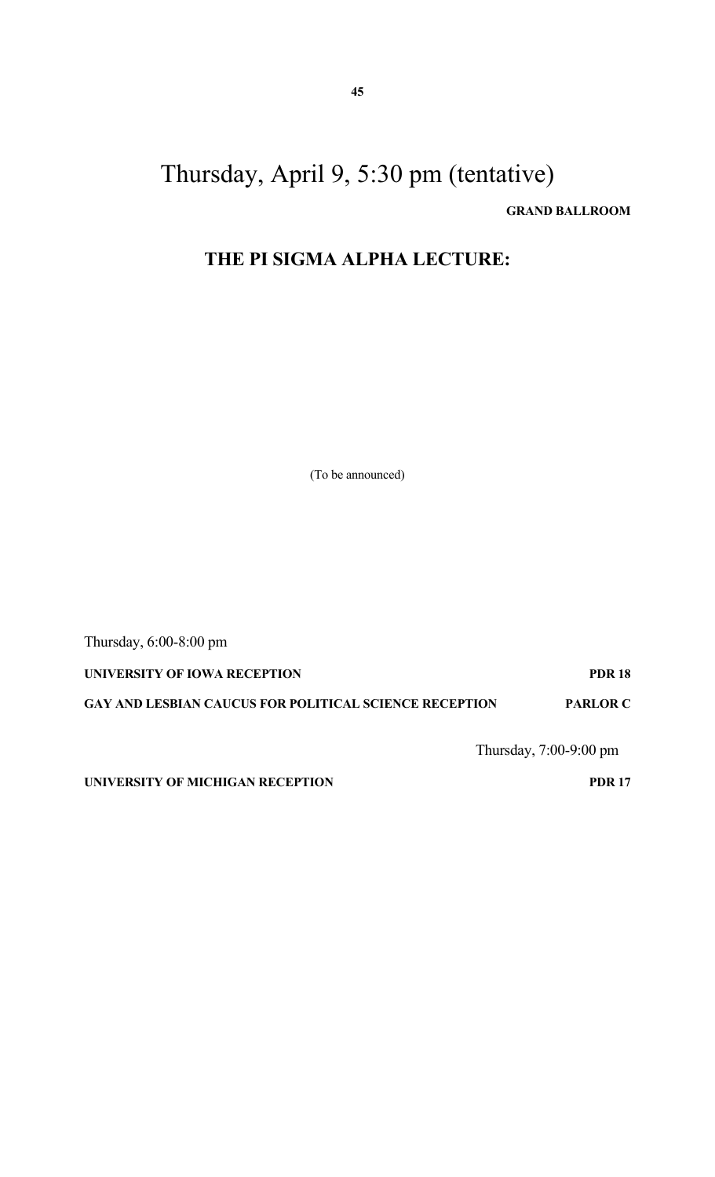# Thursday, April 9, 5:30 pm (tentative)

**GRAND BALLROOM**

## THE PI SIGMA ALPHA LECTURE:

(To be announced)

Thursday, 6:00-8:00 pm

**UNIVERSITY OF IOWA RECEPTION** **PDR 18**

**GAY AND LESBIAN CAUCUS FOR POLITICAL SCIENCE RECEPTION** **PARLOR C**

Thursday, 7:00-9:00 pm

**UNIVERSITY OF MICHIGAN RECEPTION** **PDR 17**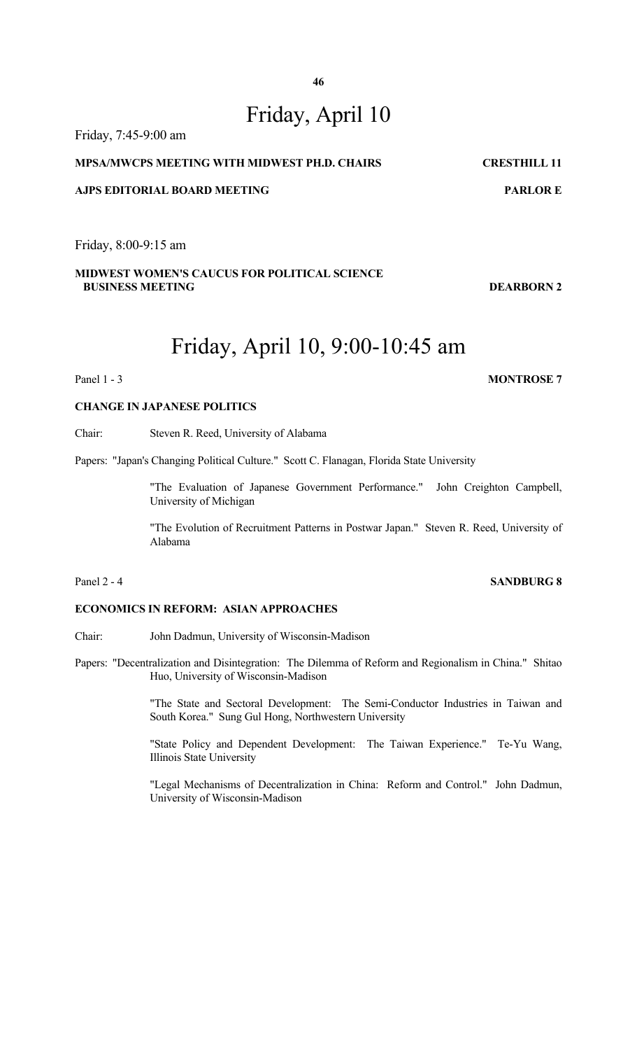# Friday, April 10

Friday, 7:45-9:00 am

**MPSA/MWCPS MEETING WITH MIDWEST PH.D. CHAIRS** **CRESTHILL 11**

**AJPS EDITORIAL BOARD MEETING** **PARLOR E**

Friday, 8:00-9:15 am

**MIDWEST WOMEN'S CAUCUS FOR POLITICAL SCIENCE BUSINESS MEETING** **DEARBORN 2**

# Friday, April 10, 9:00-10:45 am

Panel 1 - 3 **MONTROSE 7**

**CHANGE IN JAPANESE POLITICS**

Chair: Steven R. Reed, University of Alabama

Papers: "Japan's Changing Political Culture." Scott C. Flanagan, Florida State University

"The Evaluation of Japanese Government Performance." John Creighton Campbell, University of Michigan

"The Evolution of Recruitment Patterns in Postwar Japan." Steven R. Reed, University of Alabama

Panel 2 - 4 **SANDBURG 8**

**ECONOMICS IN REFORM: ASIAN APPROACHES**

Chair: John Dadmun, University of Wisconsin-Madison

Papers: "Decentralization and Disintegration: The Dilemma of Reform and Regionalism in China." Shitao Huo, University of Wisconsin-Madison

"The State and Sectoral Development: The Semi-Conductor Industries in Taiwan and South Korea." Sung Gul Hong, Northwestern University

"State Policy and Dependent Development: The Taiwan Experience." Te-Yu Wang, Illinois State University

"Legal Mechanisms of Decentralization in China: Reform and Control." John Dadmun, University of Wisconsin-Madison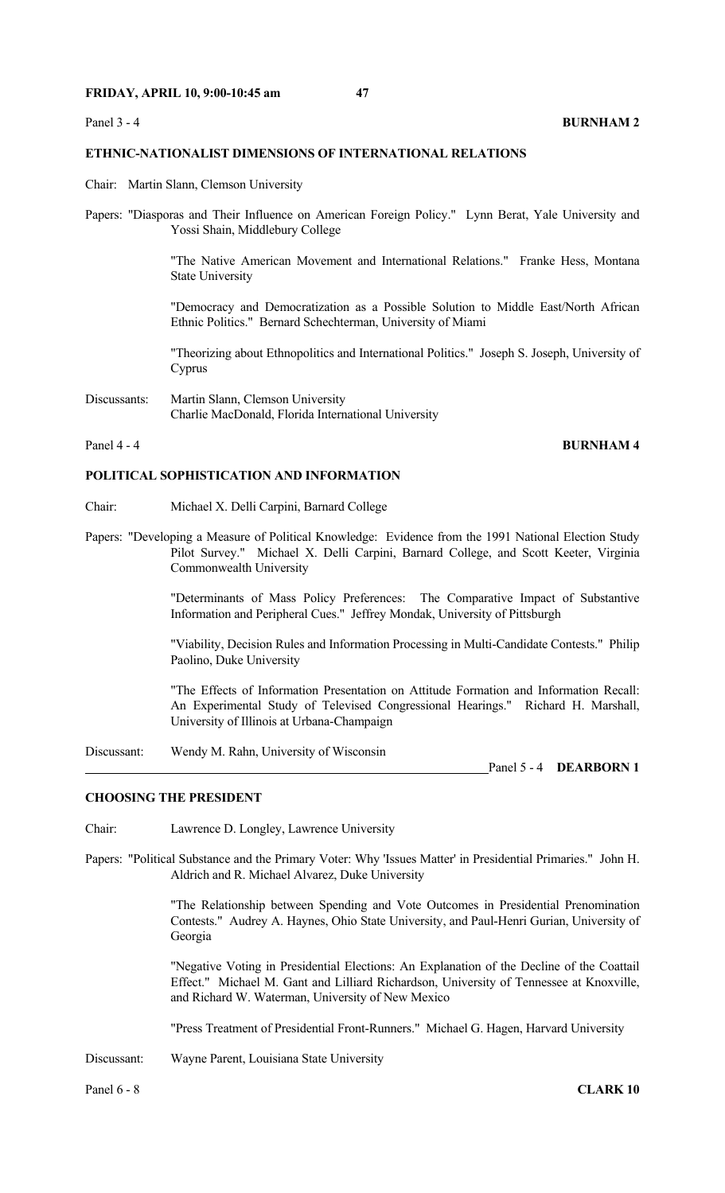**FRIDAY, APRIL 10, 9:00-10:45 am**

Panel 3 - 4 **BURNHAM 2**

**ETHNIC-NATIONALIST DIMENSIONS OF INTERNATIONAL RELATIONS**

Chair: Martin Slann, Clemson University

Papers: "Diasporas and Their Influence on American Foreign Policy." Lynn Berat, Yale University and Yossi Shain, Middlebury College

"The Native American Movement and International Relations." Franke Hess, Montana State University

"Democracy and Democratization as a Possible Solution to Middle East/North African Ethnic Politics." Bernard Schechterman, University of Miami

"Theorizing about Ethnopolitics and International Politics." Joseph S. Joseph, University of Cyprus

Discussants: Martin Slann, Clemson University
Charlie MacDonald, Florida International University

Panel 4 - 4 **BURNHAM 4**

**POLITICAL SOPHISTICATION AND INFORMATION**

Chair: Michael X. Delli Carpini, Barnard College

Papers: "Developing a Measure of Political Knowledge: Evidence from the 1991 National Election Study Pilot Survey." Michael X. Delli Carpini, Barnard College, and Scott Keeter, Virginia Commonwealth University

"Determinants of Mass Policy Preferences: The Comparative Impact of Substantive Information and Peripheral Cues." Jeffrey Mondak, University of Pittsburgh

"Viability, Decision Rules and Information Processing in Multi-Candidate Contests." Philip Paolino, Duke University

"The Effects of Information Presentation on Attitude Formation and Information Recall: An Experimental Study of Televised Congressional Hearings." Richard H. Marshall, University of Illinois at Urbana-Champaign

Discussant: Wendy M. Rahn, University of Wisconsin

Panel 5 - 4 **DEARBORN 1**

**CHOOSING THE PRESIDENT**

Chair: Lawrence D. Longley, Lawrence University

Papers: "Political Substance and the Primary Voter: Why 'Issues Matter' in Presidential Primaries." John H. Aldrich and R. Michael Alvarez, Duke University

"The Relationship between Spending and Vote Outcomes in Presidential Prenomination Contests." Audrey A. Haynes, Ohio State University, and Paul-Henri Gurian, University of Georgia

"Negative Voting in Presidential Elections: An Explanation of the Decline of the Coattail Effect." Michael M. Gant and Lilliard Richardson, University of Tennessee at Knoxville, and Richard W. Waterman, University of New Mexico

"Press Treatment of Presidential Front-Runners." Michael G. Hagen, Harvard University

Discussant: Wayne Parent, Louisiana State University

Panel 6 - 8 **CLARK 10**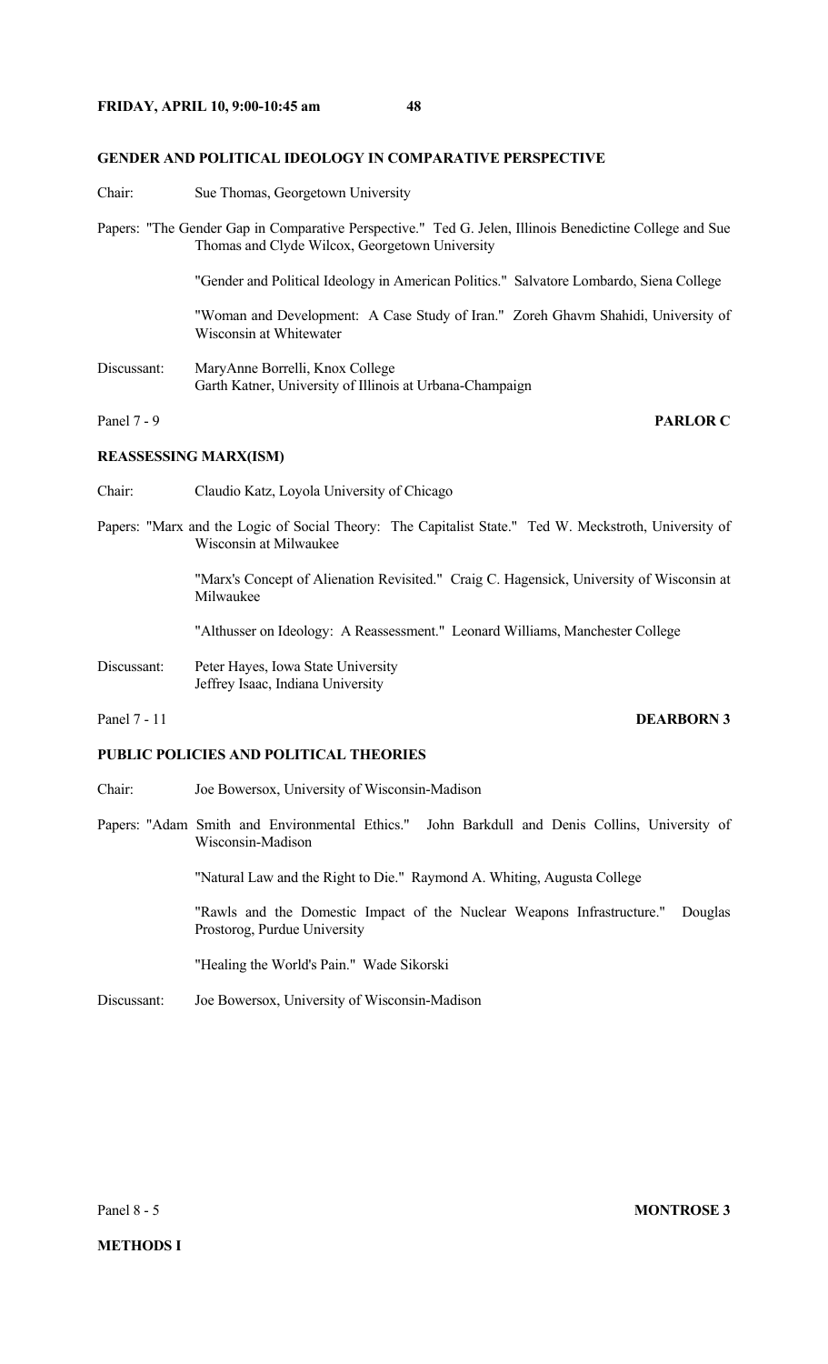### GENDER AND POLITICAL IDEOLOGY IN COMPARATIVE PERSPECTIVE

Chair: Sue Thomas, Georgetown University

Papers: "The Gender Gap in Comparative Perspective." Ted G. Jelen, Illinois Benedictine College and Sue Thomas and Clyde Wilcox, Georgetown University

"Gender and Political Ideology in American Politics." Salvatore Lombardo, Siena College

"Woman and Development: A Case Study of Iran." Zoreh Ghavm Shahidi, University of Wisconsin at Whitewater

Discussant: MaryAnne Borrelli, Knox College
Garth Katner, University of Illinois at Urbana-Champaign

Panel 7 - 9 **PARLOR C**

### REASSESSING MARX(ISM)

Chair: Claudio Katz, Loyola University of Chicago

Papers: "Marx and the Logic of Social Theory: The Capitalist State." Ted W. Meckstroth, University of Wisconsin at Milwaukee

"Marx's Concept of Alienation Revisited." Craig C. Hagensick, University of Wisconsin at Milwaukee

"Althusser on Ideology: A Reassessment." Leonard Williams, Manchester College

Discussant: Peter Hayes, Iowa State University
Jeffrey Isaac, Indiana University

Panel 7 - 11 **DEARBORN 3**

### PUBLIC POLICIES AND POLITICAL THEORIES

Chair: Joe Bowersox, University of Wisconsin-Madison

Papers: "Adam Smith and Environmental Ethics." John Barkdull and Denis Collins, University of Wisconsin-Madison

"Natural Law and the Right to Die." Raymond A. Whiting, Augusta College

"Rawls and the Domestic Impact of the Nuclear Weapons Infrastructure." Douglas Prostorog, Purdue University

"Healing the World's Pain." Wade Sikorski

Discussant: Joe Bowersox, University of Wisconsin-Madison

Panel 8 - 5 **MONTROSE 3**

### METHODS I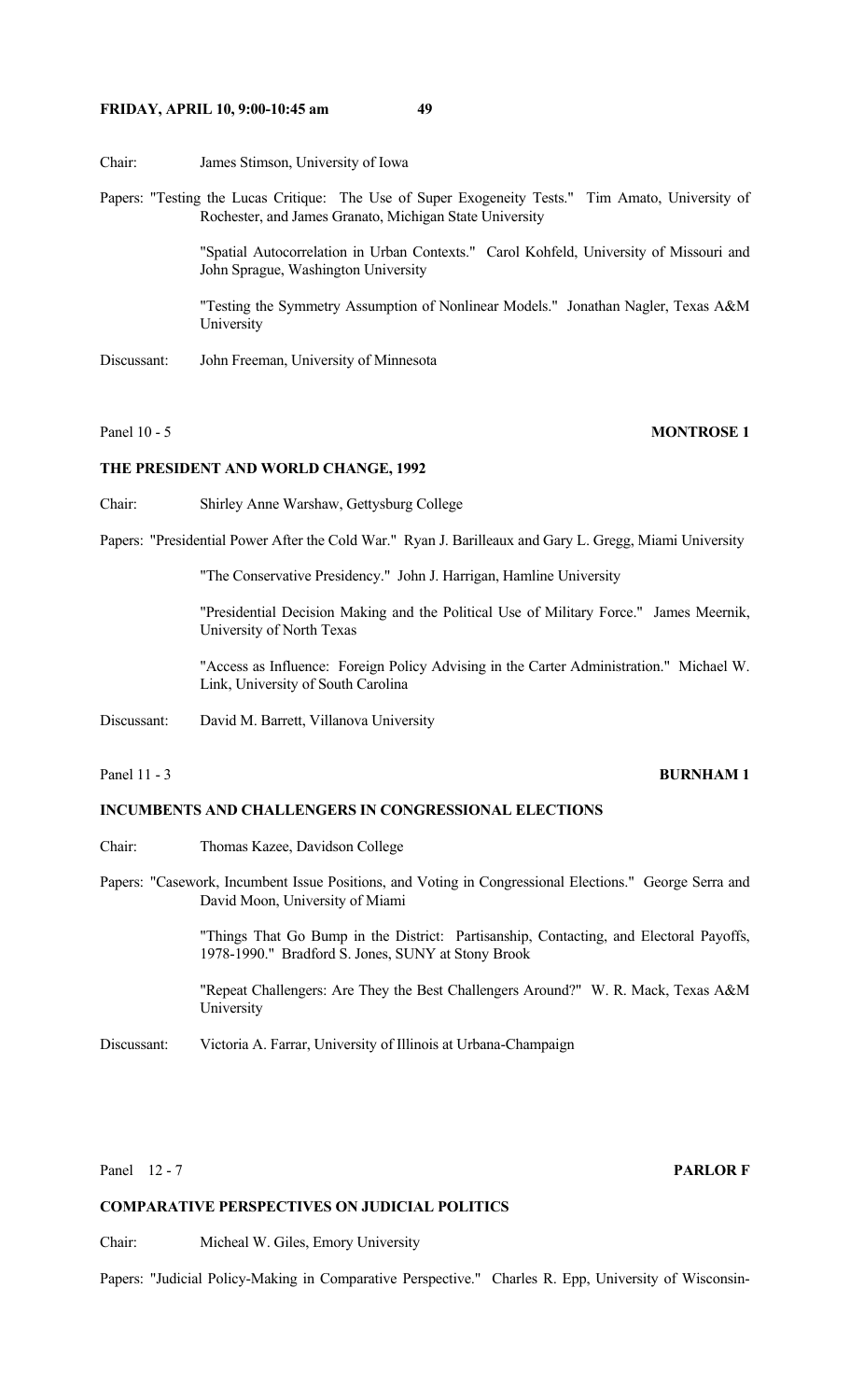Chair: James Stimson, University of Iowa

Papers: "Testing the Lucas Critique: The Use of Super Exogeneity Tests." Tim Amato, University of Rochester, and James Granato, Michigan State University

"Spatial Autocorrelation in Urban Contexts." Carol Kohfeld, University of Missouri and John Sprague, Washington University

"Testing the Symmetry Assumption of Nonlinear Models." Jonathan Nagler, Texas A&M University

Discussant: John Freeman, University of Minnesota

Panel 10 - 5 **MONTROSE 1**

**THE PRESIDENT AND WORLD CHANGE, 1992**

Chair: Shirley Anne Warshaw, Gettysburg College

Papers: "Presidential Power After the Cold War." Ryan J. Barilleaux and Gary L. Gregg, Miami University

"The Conservative Presidency." John J. Harrigan, Hamline University

"Presidential Decision Making and the Political Use of Military Force." James Meernik, University of North Texas

"Access as Influence: Foreign Policy Advising in the Carter Administration." Michael W. Link, University of South Carolina

Discussant: David M. Barrett, Villanova University

Panel 11 - 3 **BURNHAM 1**

**INCUMBENTS AND CHALLENGERS IN CONGRESSIONAL ELECTIONS**

Chair: Thomas Kazee, Davidson College

Papers: "Casework, Incumbent Issue Positions, and Voting in Congressional Elections." George Serra and David Moon, University of Miami

"Things That Go Bump in the District: Partisanship, Contacting, and Electoral Payoffs, 1978-1990." Bradford S. Jones, SUNY at Stony Brook

"Repeat Challengers: Are They the Best Challengers Around?" W. R. Mack, Texas A&M University

Discussant: Victoria A. Farrar, University of Illinois at Urbana-Champaign

Panel 12 - 7 **PARLOR F**

**COMPARATIVE PERSPECTIVES ON JUDICIAL POLITICS**

Chair: Micheal W. Giles, Emory University

Papers: "Judicial Policy-Making in Comparative Perspective." Charles R. Epp, University of Wisconsin-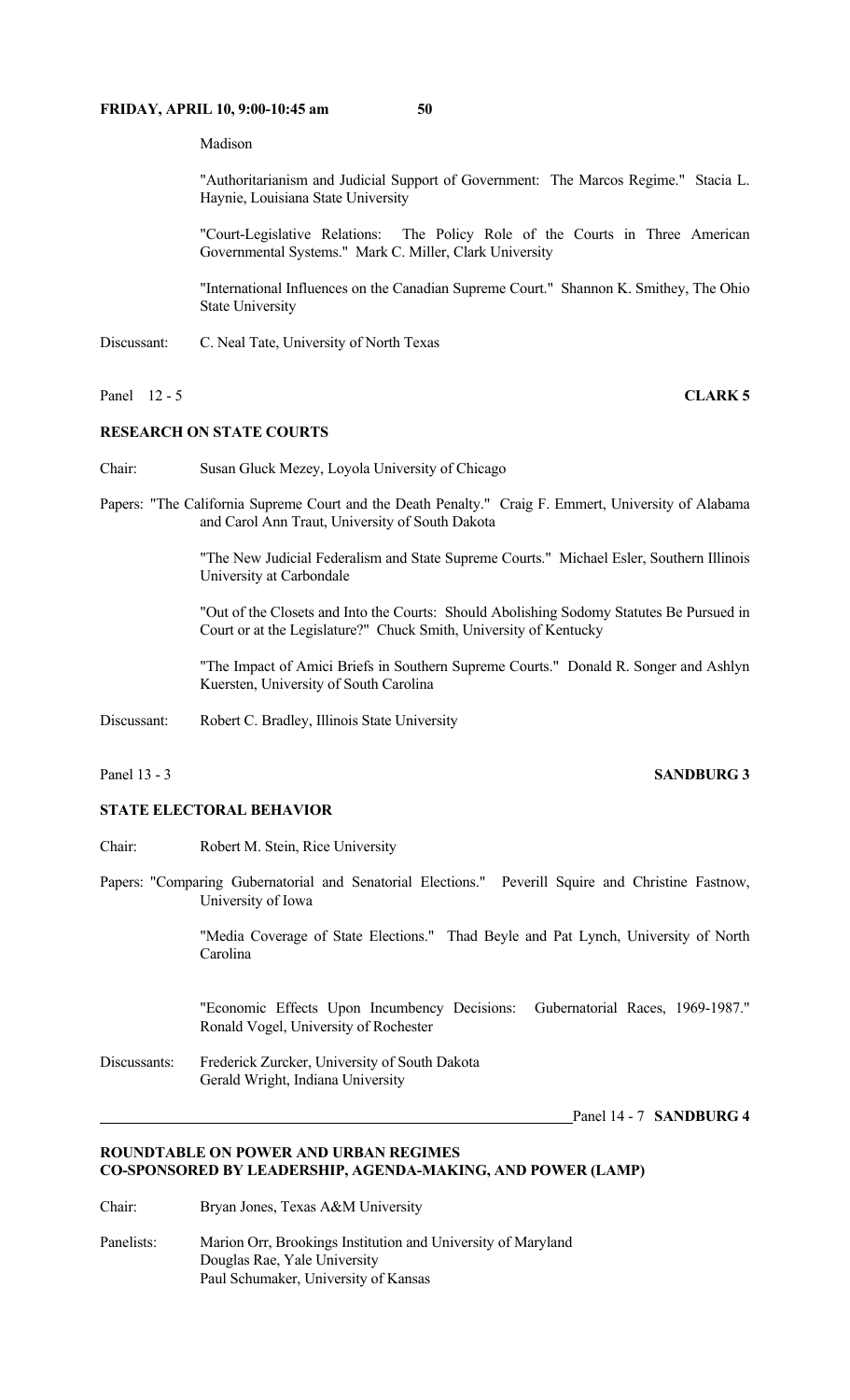Madison

"Authoritarianism and Judicial Support of Government: The Marcos Regime." Stacia L. Haynie, Louisiana State University

"Court-Legislative Relations: The Policy Role of the Courts in Three American Governmental Systems." Mark C. Miller, Clark University

"International Influences on the Canadian Supreme Court." Shannon K. Smithey, The Ohio State University

Discussant: C. Neal Tate, University of North Texas

Panel 12 - 5 **CLARK 5**

**RESEARCH ON STATE COURTS**

Chair: Susan Gluck Mezey, Loyola University of Chicago

Papers: "The California Supreme Court and the Death Penalty." Craig F. Emmert, University of Alabama and Carol Ann Traut, University of South Dakota

"The New Judicial Federalism and State Supreme Courts." Michael Esler, Southern Illinois University at Carbondale

"Out of the Closets and Into the Courts: Should Abolishing Sodomy Statutes Be Pursued in Court or at the Legislature?" Chuck Smith, University of Kentucky

"The Impact of Amici Briefs in Southern Supreme Courts." Donald R. Songer and Ashlyn Kuersten, University of South Carolina

Discussant: Robert C. Bradley, Illinois State University

Panel 13 - 3 **SANDBURG 3**

**STATE ELECTORAL BEHAVIOR**

Chair: Robert M. Stein, Rice University

Papers: "Comparing Gubernatorial and Senatorial Elections." Peverill Squire and Christine Fastnow, University of Iowa

"Media Coverage of State Elections." Thad Beyle and Pat Lynch, University of North Carolina

"Economic Effects Upon Incumbency Decisions: Gubernatorial Races, 1969-1987." Ronald Vogel, University of Rochester

Discussants: Frederick Zurcker, University of South Dakota
Gerald Wright, Indiana University

Panel 14 - 7 **SANDBURG 4**

**ROUNDTABLE ON POWER AND URBAN REGIMES**
**CO-SPONSORED BY LEADERSHIP, AGENDA-MAKING, AND POWER (LAMP)**

Chair: Bryan Jones, Texas A&M University

Panelists: Marion Orr, Brookings Institution and University of Maryland
Douglas Rae, Yale University
Paul Schumaker, University of Kansas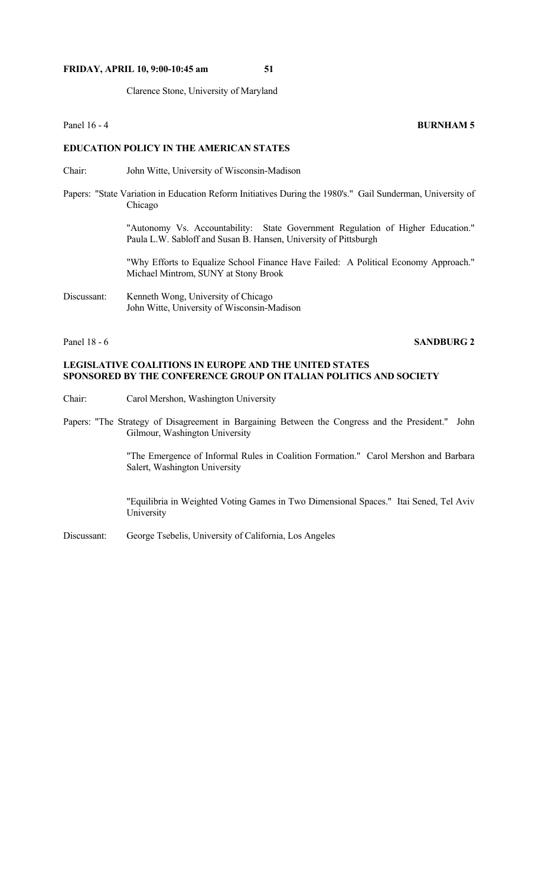Clarence Stone, University of Maryland

Panel 16 - 4 **BURNHAM 5**

**EDUCATION POLICY IN THE AMERICAN STATES**

Chair: John Witte, University of Wisconsin-Madison

Papers: "State Variation in Education Reform Initiatives During the 1980's." Gail Sunderman, University of Chicago

"Autonomy Vs. Accountability: State Government Regulation of Higher Education." Paula L.W. Sabloff and Susan B. Hansen, University of Pittsburgh

"Why Efforts to Equalize School Finance Have Failed: A Political Economy Approach." Michael Mintrom, SUNY at Stony Brook

Discussant: Kenneth Wong, University of Chicago
John Witte, University of Wisconsin-Madison

Panel 18 - 6 **SANDBURG 2**

**LEGISLATIVE COALITIONS IN EUROPE AND THE UNITED STATES
SPONSORED BY THE CONFERENCE GROUP ON ITALIAN POLITICS AND SOCIETY**

Chair: Carol Mershon, Washington University

Papers: "The Strategy of Disagreement in Bargaining Between the Congress and the President." John Gilmour, Washington University

"The Emergence of Informal Rules in Coalition Formation." Carol Mershon and Barbara Salert, Washington University

"Equilibria in Weighted Voting Games in Two Dimensional Spaces." Itai Sened, Tel Aviv University

Discussant: George Tsebelis, University of California, Los Angeles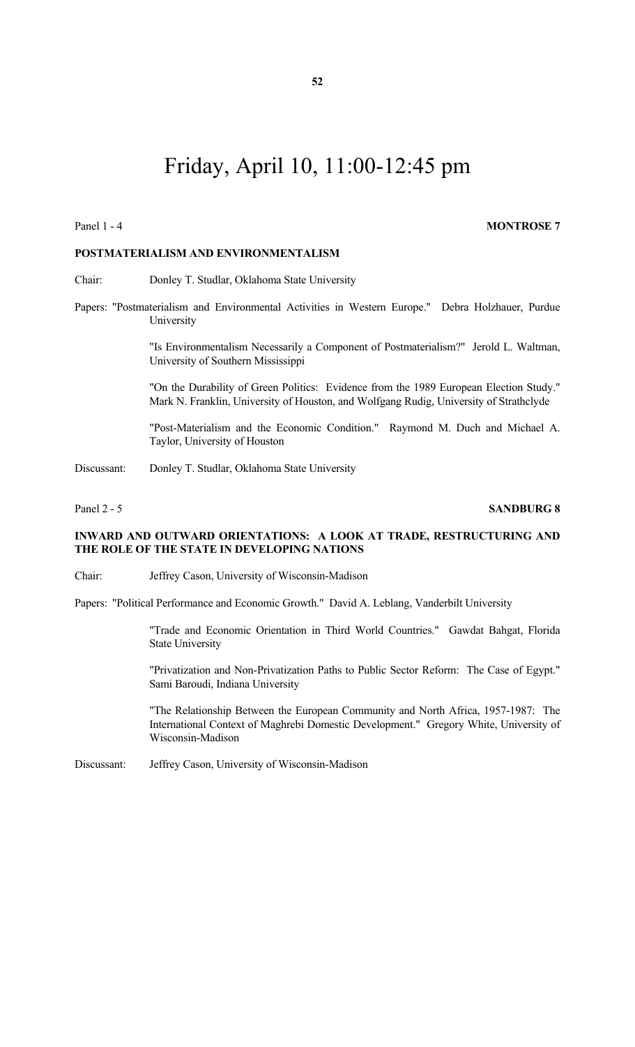# Friday, April 10, 11:00-12:45 pm

Panel 1 - 4 **MONTROSE 7**

**POSTMATERIALISM AND ENVIRONMENTALISM**

Chair: Donley T. Studlar, Oklahoma State University

Papers: "Postmaterialism and Environmental Activities in Western Europe." Debra Holzhauer, Purdue University

"Is Environmentalism Necessarily a Component of Postmaterialism?" Jerold L. Waltman, University of Southern Mississippi

"On the Durability of Green Politics: Evidence from the 1989 European Election Study." Mark N. Franklin, University of Houston, and Wolfgang Rudig, University of Strathclyde

"Post-Materialism and the Economic Condition." Raymond M. Duch and Michael A. Taylor, University of Houston

Discussant: Donley T. Studlar, Oklahoma State University

Panel 2 - 5 **SANDBURG 8**

**INWARD AND OUTWARD ORIENTATIONS: A LOOK AT TRADE, RESTRUCTURING AND THE ROLE OF THE STATE IN DEVELOPING NATIONS**

Chair: Jeffrey Cason, University of Wisconsin-Madison

Papers: "Political Performance and Economic Growth." David A. Leblang, Vanderbilt University

"Trade and Economic Orientation in Third World Countries." Gawdat Bahgat, Florida State University

"Privatization and Non-Privatization Paths to Public Sector Reform: The Case of Egypt." Sami Baroudi, Indiana University

"The Relationship Between the European Community and North Africa, 1957-1987: The International Context of Maghrebi Domestic Development." Gregory White, University of Wisconsin-Madison

Discussant: Jeffrey Cason, University of Wisconsin-Madison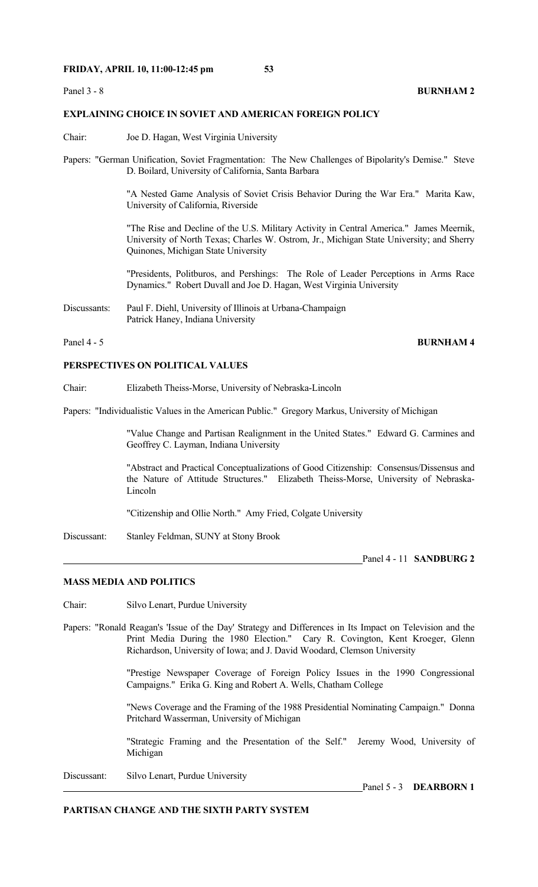Panel 3 - 8 **BURNHAM 2**

**EXPLAINING CHOICE IN SOVIET AND AMERICAN FOREIGN POLICY**

Chair: Joe D. Hagan, West Virginia University

Papers: "German Unification, Soviet Fragmentation: The New Challenges of Bipolarity's Demise." Steve D. Boilard, University of California, Santa Barbara

"A Nested Game Analysis of Soviet Crisis Behavior During the War Era." Marita Kaw, University of California, Riverside

"The Rise and Decline of the U.S. Military Activity in Central America." James Meernik, University of North Texas; Charles W. Ostrom, Jr., Michigan State University; and Sherry Quinones, Michigan State University

"Presidents, Politburos, and Pershings: The Role of Leader Perceptions in Arms Race Dynamics." Robert Duvall and Joe D. Hagan, West Virginia University

Discussants: Paul F. Diehl, University of Illinois at Urbana-Champaign
Patrick Haney, Indiana University

Panel 4 - 5 **BURNHAM 4**

**PERSPECTIVES ON POLITICAL VALUES**

Chair: Elizabeth Theiss-Morse, University of Nebraska-Lincoln

Papers: "Individualistic Values in the American Public." Gregory Markus, University of Michigan

"Value Change and Partisan Realignment in the United States." Edward G. Carmines and Geoffrey C. Layman, Indiana University

"Abstract and Practical Conceptualizations of Good Citizenship: Consensus/Dissensus and the Nature of Attitude Structures." Elizabeth Theiss-Morse, University of Nebraska-Lincoln

"Citizenship and Ollie North." Amy Fried, Colgate University

Discussant: Stanley Feldman, SUNY at Stony Brook

---

Panel 4 - 11 **SANDBURG 2**

**MASS MEDIA AND POLITICS**

Chair: Silvo Lenart, Purdue University

Papers: "Ronald Reagan's 'Issue of the Day' Strategy and Differences in Its Impact on Television and the Print Media During the 1980 Election." Cary R. Covington, Kent Kroeger, Glenn Richardson, University of Iowa; and J. David Woodard, Clemson University

"Prestige Newspaper Coverage of Foreign Policy Issues in the 1990 Congressional Campaigns." Erika G. King and Robert A. Wells, Chatham College

"News Coverage and the Framing of the 1988 Presidential Nominating Campaign." Donna Pritchard Wasserman, University of Michigan

"Strategic Framing and the Presentation of the Self." Jeremy Wood, University of Michigan

Discussant: Silvo Lenart, Purdue University

---

Panel 5 - 3 **DEARBORN 1**

**PARTISAN CHANGE AND THE SIXTH PARTY SYSTEM**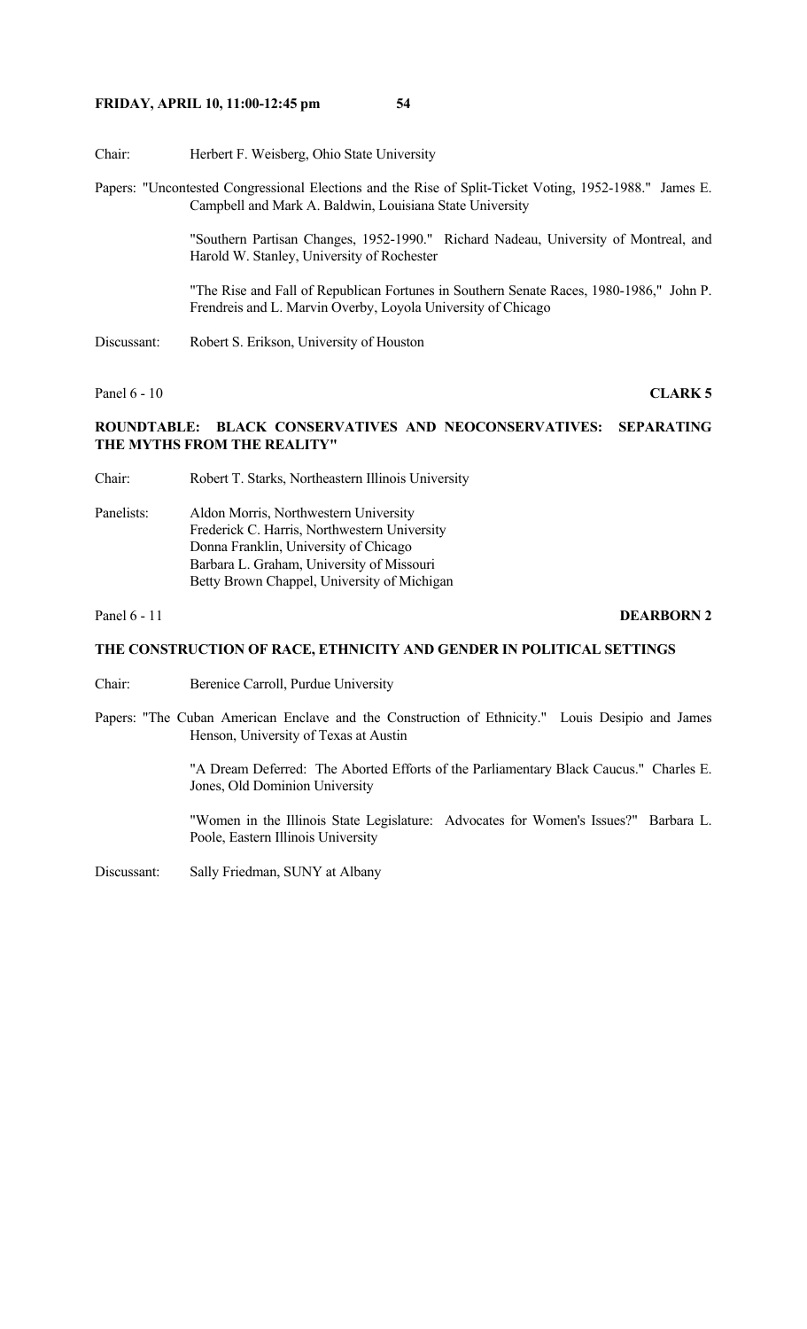Chair: Herbert F. Weisberg, Ohio State University

Papers: "Uncontested Congressional Elections and the Rise of Split-Ticket Voting, 1952-1988." James E. Campbell and Mark A. Baldwin, Louisiana State University

"Southern Partisan Changes, 1952-1990." Richard Nadeau, University of Montreal, and Harold W. Stanley, University of Rochester

"The Rise and Fall of Republican Fortunes in Southern Senate Races, 1980-1986," John P. Frendreis and L. Marvin Overby, Loyola University of Chicago

Discussant: Robert S. Erikson, University of Houston

Panel 6 - 10 **CLARK 5**

**ROUNDTABLE: BLACK CONSERVATIVES AND NEOCONSERVATIVES: SEPARATING THE MYTHS FROM THE REALITY"**

Chair: Robert T. Starks, Northeastern Illinois University

Panelists: Aldon Morris, Northwestern University
Frederick C. Harris, Northwestern University
Donna Franklin, University of Chicago
Barbara L. Graham, University of Missouri
Betty Brown Chappel, University of Michigan

Panel 6 - 11 **DEARBORN 2**

**THE CONSTRUCTION OF RACE, ETHNICITY AND GENDER IN POLITICAL SETTINGS**

Chair: Berenice Carroll, Purdue University

Papers: "The Cuban American Enclave and the Construction of Ethnicity." Louis Desipio and James Henson, University of Texas at Austin

"A Dream Deferred: The Aborted Efforts of the Parliamentary Black Caucus." Charles E. Jones, Old Dominion University

"Women in the Illinois State Legislature: Advocates for Women's Issues?" Barbara L. Poole, Eastern Illinois University

Discussant: Sally Friedman, SUNY at Albany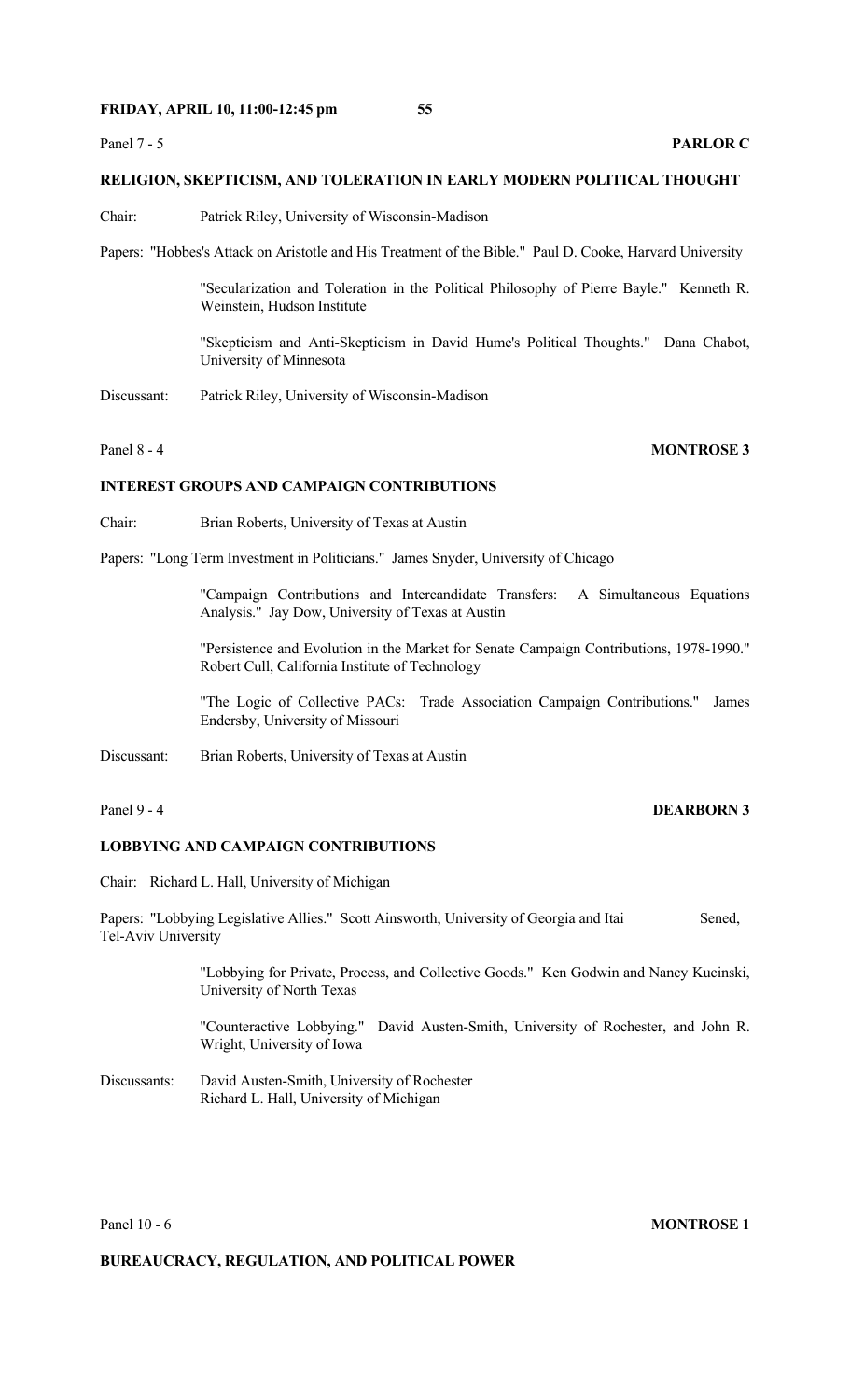**FRIDAY, APRIL 10, 11:00-12:45 pm**

Panel 7 - 5 **PARLOR C**

**RELIGION, SKEPTICISM, AND TOLERATION IN EARLY MODERN POLITICAL THOUGHT**

Chair: Patrick Riley, University of Wisconsin-Madison

Papers: "Hobbes's Attack on Aristotle and His Treatment of the Bible." Paul D. Cooke, Harvard University

"Secularization and Toleration in the Political Philosophy of Pierre Bayle." Kenneth R. Weinstein, Hudson Institute

"Skepticism and Anti-Skepticism in David Hume's Political Thoughts." Dana Chabot, University of Minnesota

Discussant: Patrick Riley, University of Wisconsin-Madison

Panel 8 - 4 **MONTROSE 3**

**INTEREST GROUPS AND CAMPAIGN CONTRIBUTIONS**

Chair: Brian Roberts, University of Texas at Austin

Papers: "Long Term Investment in Politicians." James Snyder, University of Chicago

"Campaign Contributions and Intercandidate Transfers: A Simultaneous Equations Analysis." Jay Dow, University of Texas at Austin

"Persistence and Evolution in the Market for Senate Campaign Contributions, 1978-1990." Robert Cull, California Institute of Technology

"The Logic of Collective PACs: Trade Association Campaign Contributions." James Endersby, University of Missouri

Discussant: Brian Roberts, University of Texas at Austin

Panel 9 - 4 **DEARBORN 3**

**LOBBYING AND CAMPAIGN CONTRIBUTIONS**

Chair: Richard L. Hall, University of Michigan

Papers: "Lobbying Legislative Allies." Scott Ainsworth, University of Georgia and Itai Sened, Tel-Aviv University

"Lobbying for Private, Process, and Collective Goods." Ken Godwin and Nancy Kucinski, University of North Texas

"Counteractive Lobbying." David Austen-Smith, University of Rochester, and John R. Wright, University of Iowa

Discussants: David Austen-Smith, University of Rochester
Richard L. Hall, University of Michigan

Panel 10 - 6 **MONTROSE 1**

**BUREAUCRACY, REGULATION, AND POLITICAL POWER**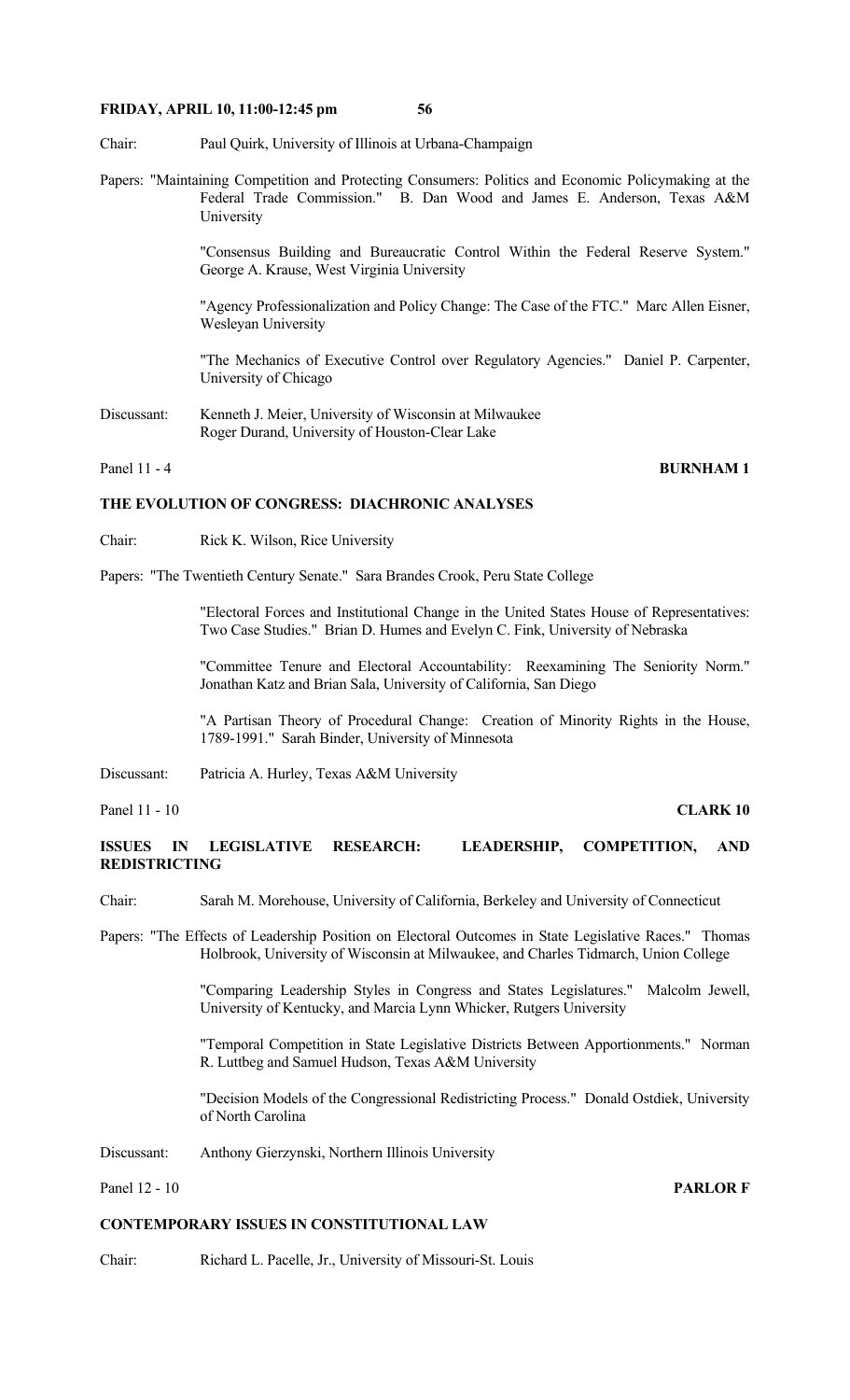Chair: Paul Quirk, University of Illinois at Urbana-Champaign

Papers: "Maintaining Competition and Protecting Consumers: Politics and Economic Policymaking at the Federal Trade Commission." B. Dan Wood and James E. Anderson, Texas A&M University

"Consensus Building and Bureaucratic Control Within the Federal Reserve System." George A. Krause, West Virginia University

"Agency Professionalization and Policy Change: The Case of the FTC." Marc Allen Eisner, Wesleyan University

"The Mechanics of Executive Control over Regulatory Agencies." Daniel P. Carpenter, University of Chicago

Discussant: Kenneth J. Meier, University of Wisconsin at Milwaukee
Roger Durand, University of Houston-Clear Lake

Panel 11 - 4 **BURNHAM 1**

**THE EVOLUTION OF CONGRESS: DIACHRONIC ANALYSES**

Chair: Rick K. Wilson, Rice University

Papers: "The Twentieth Century Senate." Sara Brandes Crook, Peru State College

"Electoral Forces and Institutional Change in the United States House of Representatives: Two Case Studies." Brian D. Humes and Evelyn C. Fink, University of Nebraska

"Committee Tenure and Electoral Accountability: Reexamining The Seniority Norm." Jonathan Katz and Brian Sala, University of California, San Diego

"A Partisan Theory of Procedural Change: Creation of Minority Rights in the House, 1789-1991." Sarah Binder, University of Minnesota

Discussant: Patricia A. Hurley, Texas A&M University

Panel 11 - 10 **CLARK 10**

**ISSUES IN LEGISLATIVE RESEARCH: LEADERSHIP, COMPETITION, AND REDISTRICTING**

Chair: Sarah M. Morehouse, University of California, Berkeley and University of Connecticut

Papers: "The Effects of Leadership Position on Electoral Outcomes in State Legislative Races." Thomas Holbrook, University of Wisconsin at Milwaukee, and Charles Tidmarch, Union College

"Comparing Leadership Styles in Congress and States Legislatures." Malcolm Jewell, University of Kentucky, and Marcia Lynn Whicker, Rutgers University

"Temporal Competition in State Legislative Districts Between Apportionments." Norman R. Luttbeg and Samuel Hudson, Texas A&M University

"Decision Models of the Congressional Redistricting Process." Donald Ostdiek, University of North Carolina

Discussant: Anthony Gierzynski, Northern Illinois University

Panel 12 - 10 **PARLOR F**

**CONTEMPORARY ISSUES IN CONSTITUTIONAL LAW**

Chair: Richard L. Pacelle, Jr., University of Missouri-St. Louis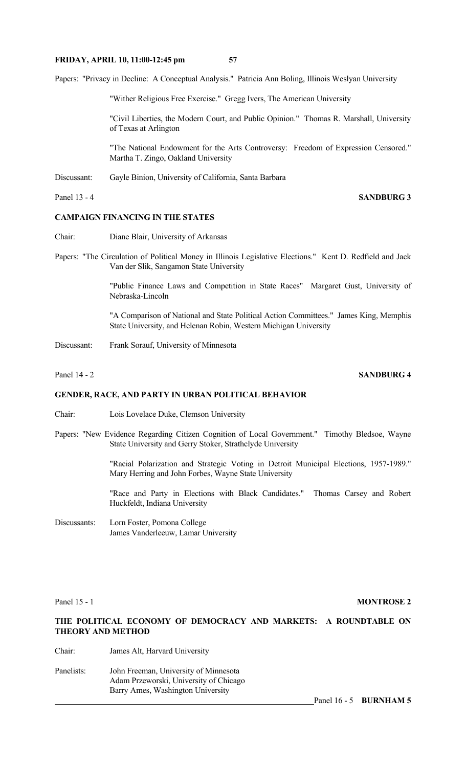Papers: "Privacy in Decline: A Conceptual Analysis." Patricia Ann Boling, Illinois Weslyan University

"Wither Religious Free Exercise." Gregg Ivers, The American University

"Civil Liberties, the Modern Court, and Public Opinion." Thomas R. Marshall, University of Texas at Arlington

"The National Endowment for the Arts Controversy: Freedom of Expression Censored." Martha T. Zingo, Oakland University

Discussant: Gayle Binion, University of California, Santa Barbara

Panel 13 - 4 **SANDBURG 3**

**CAMPAIGN FINANCING IN THE STATES**

Chair: Diane Blair, University of Arkansas

Papers: "The Circulation of Political Money in Illinois Legislative Elections." Kent D. Redfield and Jack Van der Slik, Sangamon State University

"Public Finance Laws and Competition in State Races" Margaret Gust, University of Nebraska-Lincoln

"A Comparison of National and State Political Action Committees." James King, Memphis State University, and Helenan Robin, Western Michigan University

Discussant: Frank Sorauf, University of Minnesota

Panel 14 - 2 **SANDBURG 4**

**GENDER, RACE, AND PARTY IN URBAN POLITICAL BEHAVIOR**

Chair: Lois Lovelace Duke, Clemson University

Papers: "New Evidence Regarding Citizen Cognition of Local Government." Timothy Bledsoe, Wayne State University and Gerry Stoker, Strathclyde University

"Racial Polarization and Strategic Voting in Detroit Municipal Elections, 1957-1989." Mary Herring and John Forbes, Wayne State University

"Race and Party in Elections with Black Candidates." Thomas Carsey and Robert Huckfeldt, Indiana University

Discussants: Lorn Foster, Pomona College
James Vanderleeuw, Lamar University

Panel 15 - 1 **MONTROSE 2**

**THE POLITICAL ECONOMY OF DEMOCRACY AND MARKETS: A ROUNDTABLE ON THEORY AND METHOD**

Chair: James Alt, Harvard University

Panelists: John Freeman, University of Minnesota
Adam Przeworski, University of Chicago
Barry Ames, Washington University

Panel 16 - 5 **BURNHAM 5**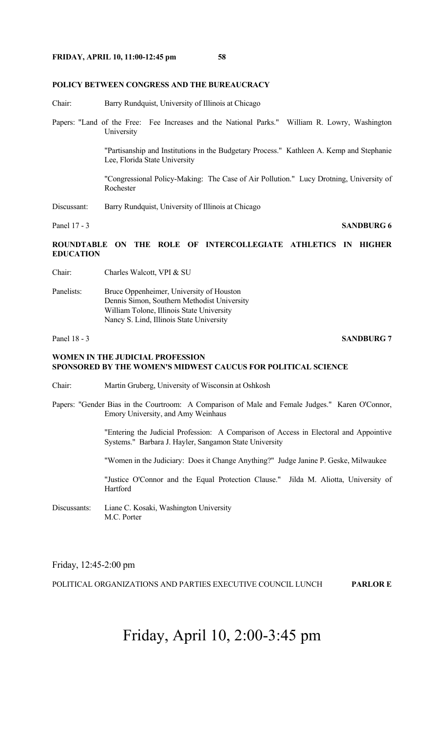### POLICY BETWEEN CONGRESS AND THE BUREAUCRACY

Chair: Barry Rundquist, University of Illinois at Chicago

Papers: "Land of the Free: Fee Increases and the National Parks." William R. Lowry, Washington University

"Partisanship and Institutions in the Budgetary Process." Kathleen A. Kemp and Stephanie Lee, Florida State University

"Congressional Policy-Making: The Case of Air Pollution." Lucy Drotning, University of Rochester

Discussant: Barry Rundquist, University of Illinois at Chicago

Panel 17 - 3 **SANDBURG 6**

### ROUNDTABLE ON THE ROLE OF INTERCOLLEGIATE ATHLETICS IN HIGHER EDUCATION

Chair: Charles Walcott, VPI & SU

Panelists: Bruce Oppenheimer, University of Houston
Dennis Simon, Southern Methodist University
William Tolone, Illinois State University
Nancy S. Lind, Illinois State University

Panel 18 - 3 **SANDBURG 7**

### WOMEN IN THE JUDICIAL PROFESSION
### SPONSORED BY THE WOMEN'S MIDWEST CAUCUS FOR POLITICAL SCIENCE

Chair: Martin Gruberg, University of Wisconsin at Oshkosh

Papers: "Gender Bias in the Courtroom: A Comparison of Male and Female Judges." Karen O'Connor, Emory University, and Amy Weinhaus

"Entering the Judicial Profession: A Comparison of Access in Electoral and Appointive Systems." Barbara J. Hayler, Sangamon State University

"Women in the Judiciary: Does it Change Anything?" Judge Janine P. Geske, Milwaukee

"Justice O'Connor and the Equal Protection Clause." Jilda M. Aliotta, University of Hartford

Discussants: Liane C. Kosaki, Washington University
M.C. Porter

Friday, 12:45-2:00 pm

POLITICAL ORGANIZATIONS AND PARTIES EXECUTIVE COUNCIL LUNCH **PARLOR E**

# Friday, April 10, 2:00-3:45 pm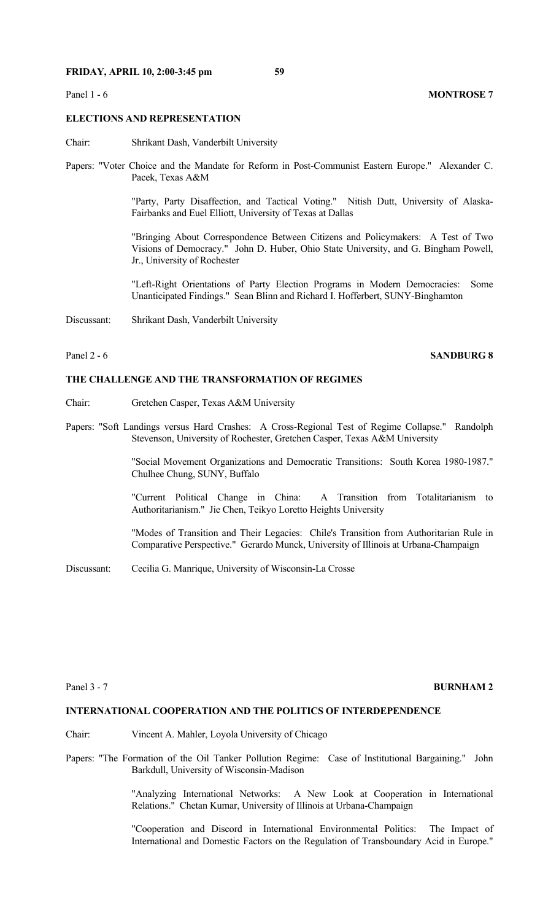Panel 1 - 6 **MONTROSE 7**

**ELECTIONS AND REPRESENTATION**

Chair: Shrikant Dash, Vanderbilt University

Papers: "Voter Choice and the Mandate for Reform in Post-Communist Eastern Europe." Alexander C. Pacek, Texas A&M

"Party, Party Disaffection, and Tactical Voting." Nitish Dutt, University of Alaska-Fairbanks and Euel Elliott, University of Texas at Dallas

"Bringing About Correspondence Between Citizens and Policymakers: A Test of Two Visions of Democracy." John D. Huber, Ohio State University, and G. Bingham Powell, Jr., University of Rochester

"Left-Right Orientations of Party Election Programs in Modern Democracies: Some Unanticipated Findings." Sean Blinn and Richard I. Hofferbert, SUNY-Binghamton

Discussant: Shrikant Dash, Vanderbilt University

Panel 2 - 6 **SANDBURG 8**

**THE CHALLENGE AND THE TRANSFORMATION OF REGIMES**

Chair: Gretchen Casper, Texas A&M University

Papers: "Soft Landings versus Hard Crashes: A Cross-Regional Test of Regime Collapse." Randolph Stevenson, University of Rochester, Gretchen Casper, Texas A&M University

"Social Movement Organizations and Democratic Transitions: South Korea 1980-1987." Chulhee Chung, SUNY, Buffalo

"Current Political Change in China: A Transition from Totalitarianism to Authoritarianism." Jie Chen, Teikyo Loretto Heights University

"Modes of Transition and Their Legacies: Chile's Transition from Authoritarian Rule in Comparative Perspective." Gerardo Munck, University of Illinois at Urbana-Champaign

Discussant: Cecilia G. Manrique, University of Wisconsin-La Crosse

Panel 3 - 7 **BURNHAM 2**

**INTERNATIONAL COOPERATION AND THE POLITICS OF INTERDEPENDENCE**

Chair: Vincent A. Mahler, Loyola University of Chicago

Papers: "The Formation of the Oil Tanker Pollution Regime: Case of Institutional Bargaining." John Barkdull, University of Wisconsin-Madison

"Analyzing International Networks: A New Look at Cooperation in International Relations." Chetan Kumar, University of Illinois at Urbana-Champaign

"Cooperation and Discord in International Environmental Politics: The Impact of International and Domestic Factors on the Regulation of Transboundary Acid in Europe."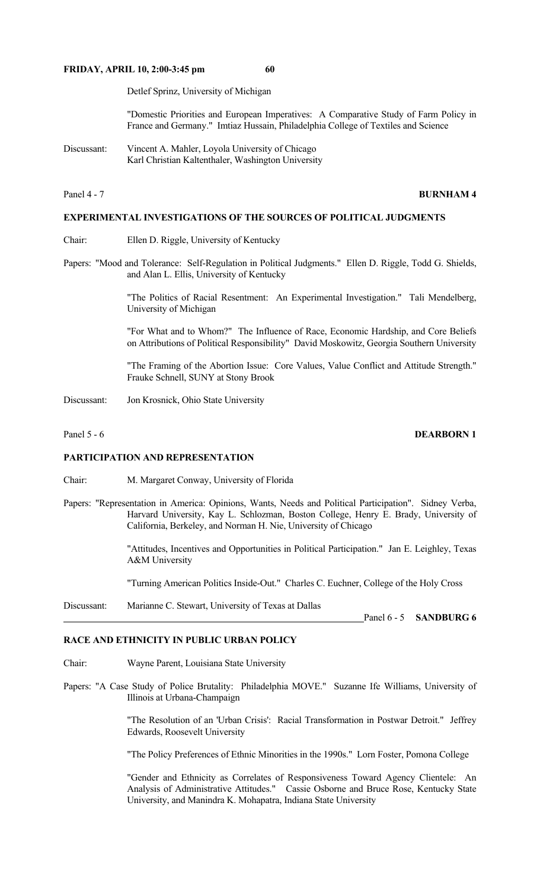Detlef Sprinz, University of Michigan

"Domestic Priorities and European Imperatives: A Comparative Study of Farm Policy in France and Germany." Imtiaz Hussain, Philadelphia College of Textiles and Science

Discussant: Vincent A. Mahler, Loyola University of Chicago
Karl Christian Kaltenthaler, Washington University

Panel 4 - 7 **BURNHAM 4**

**EXPERIMENTAL INVESTIGATIONS OF THE SOURCES OF POLITICAL JUDGMENTS**

Chair: Ellen D. Riggle, University of Kentucky

Papers: "Mood and Tolerance: Self-Regulation in Political Judgments." Ellen D. Riggle, Todd G. Shields, and Alan L. Ellis, University of Kentucky

"The Politics of Racial Resentment: An Experimental Investigation." Tali Mendelberg, University of Michigan

"For What and to Whom?" The Influence of Race, Economic Hardship, and Core Beliefs on Attributions of Political Responsibility" David Moskowitz, Georgia Southern University

"The Framing of the Abortion Issue: Core Values, Value Conflict and Attitude Strength." Frauke Schnell, SUNY at Stony Brook

Discussant: Jon Krosnick, Ohio State University

Panel 5 - 6 **DEARBORN 1**

**PARTICIPATION AND REPRESENTATION**

Chair: M. Margaret Conway, University of Florida

Papers: "Representation in America: Opinions, Wants, Needs and Political Participation". Sidney Verba, Harvard University, Kay L. Schlozman, Boston College, Henry E. Brady, University of California, Berkeley, and Norman H. Nie, University of Chicago

"Attitudes, Incentives and Opportunities in Political Participation." Jan E. Leighley, Texas A&M University

"Turning American Politics Inside-Out." Charles C. Euchner, College of the Holy Cross

Discussant: Marianne C. Stewart, University of Texas at Dallas

Panel 6 - 5 **SANDBURG 6**

**RACE AND ETHNICITY IN PUBLIC URBAN POLICY**

Chair: Wayne Parent, Louisiana State University

Papers: "A Case Study of Police Brutality: Philadelphia MOVE." Suzanne Ife Williams, University of Illinois at Urbana-Champaign

"The Resolution of an 'Urban Crisis': Racial Transformation in Postwar Detroit." Jeffrey Edwards, Roosevelt University

"The Policy Preferences of Ethnic Minorities in the 1990s." Lorn Foster, Pomona College

"Gender and Ethnicity as Correlates of Responsiveness Toward Agency Clientele: An Analysis of Administrative Attitudes." Cassie Osborne and Bruce Rose, Kentucky State University, and Manindra K. Mohapatra, Indiana State University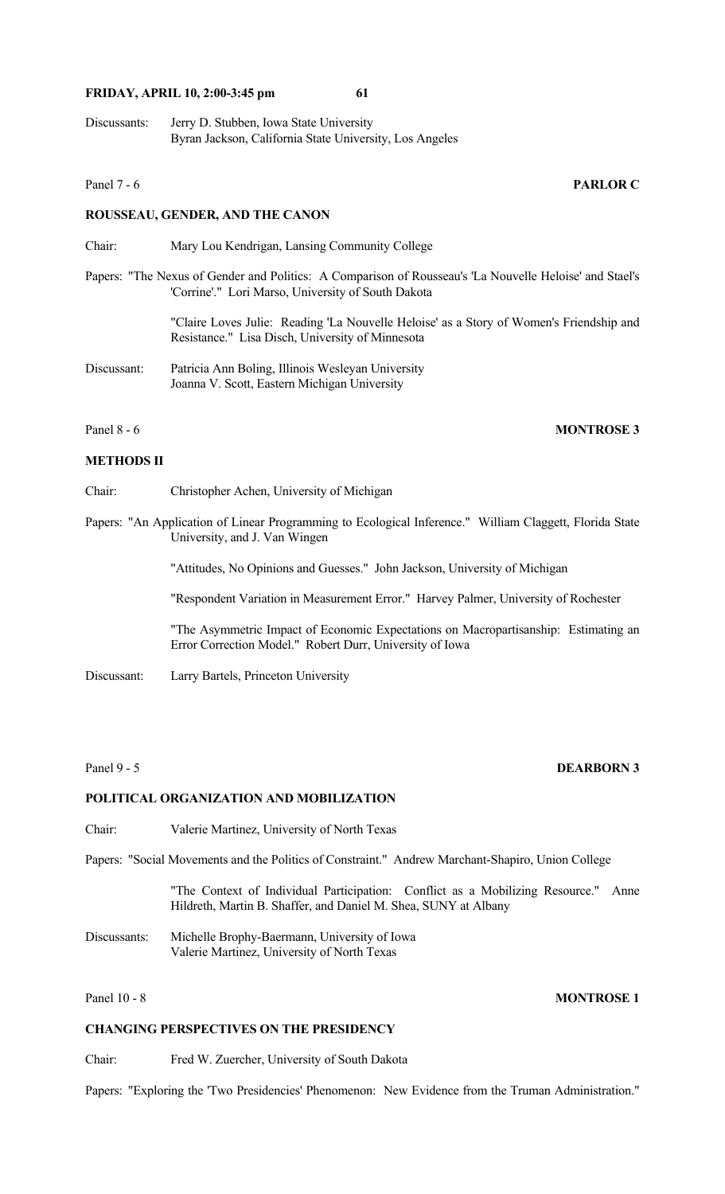Discussants: Jerry D. Stubben, Iowa State University
Byran Jackson, California State University, Los Angeles

Panel 7 - 6 **PARLOR C**

**ROUSSEAU, GENDER, AND THE CANON**

Chair: Mary Lou Kendrigan, Lansing Community College

Papers: "The Nexus of Gender and Politics: A Comparison of Rousseau's 'La Nouvelle Heloise' and Stael's 'Corrine'." Lori Marso, University of South Dakota

"Claire Loves Julie: Reading 'La Nouvelle Heloise' as a Story of Women's Friendship and Resistance." Lisa Disch, University of Minnesota

Discussant: Patricia Ann Boling, Illinois Wesleyan University
Joanna V. Scott, Eastern Michigan University

Panel 8 - 6 **MONTROSE 3**

**METHODS II**

Chair: Christopher Achen, University of Michigan

Papers: "An Application of Linear Programming to Ecological Inference." William Claggett, Florida State University, and J. Van Wingen

"Attitudes, No Opinions and Guesses." John Jackson, University of Michigan

"Respondent Variation in Measurement Error." Harvey Palmer, University of Rochester

"The Asymmetric Impact of Economic Expectations on Macropartisanship: Estimating an Error Correction Model." Robert Durr, University of Iowa

Discussant: Larry Bartels, Princeton University

Panel 9 - 5 **DEARBORN 3**

**POLITICAL ORGANIZATION AND MOBILIZATION**

Chair: Valerie Martinez, University of North Texas

Papers: "Social Movements and the Politics of Constraint." Andrew Marchant-Shapiro, Union College

"The Context of Individual Participation: Conflict as a Mobilizing Resource." Anne Hildreth, Martin B. Shaffer, and Daniel M. Shea, SUNY at Albany

Discussants: Michelle Brophy-Baermann, University of Iowa
Valerie Martinez, University of North Texas

Panel 10 - 8 **MONTROSE 1**

**CHANGING PERSPECTIVES ON THE PRESIDENCY**

Chair: Fred W. Zuercher, University of South Dakota

Papers: "Exploring the 'Two Presidencies' Phenomenon: New Evidence from the Truman Administration."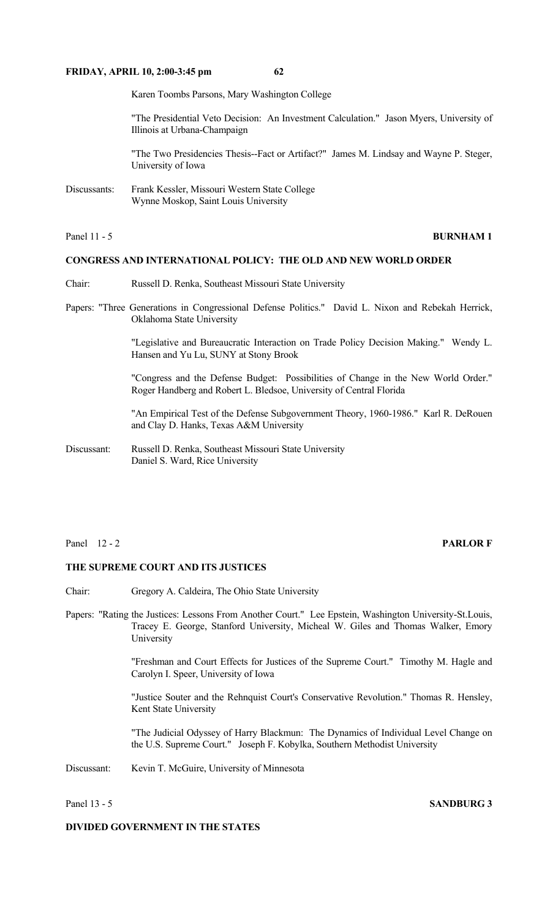Karen Toombs Parsons, Mary Washington College

"The Presidential Veto Decision: An Investment Calculation." Jason Myers, University of Illinois at Urbana-Champaign

"The Two Presidencies Thesis--Fact or Artifact?" James M. Lindsay and Wayne P. Steger, University of Iowa

Discussants: Frank Kessler, Missouri Western State College
Wynne Moskop, Saint Louis University

Panel 11 - 5 **BURNHAM 1**

**CONGRESS AND INTERNATIONAL POLICY: THE OLD AND NEW WORLD ORDER**

Chair: Russell D. Renka, Southeast Missouri State University

Papers: "Three Generations in Congressional Defense Politics." David L. Nixon and Rebekah Herrick, Oklahoma State University

"Legislative and Bureaucratic Interaction on Trade Policy Decision Making." Wendy L. Hansen and Yu Lu, SUNY at Stony Brook

"Congress and the Defense Budget: Possibilities of Change in the New World Order." Roger Handberg and Robert L. Bledsoe, University of Central Florida

"An Empirical Test of the Defense Subgovernment Theory, 1960-1986." Karl R. DeRouen and Clay D. Hanks, Texas A&M University

Discussant: Russell D. Renka, Southeast Missouri State University
Daniel S. Ward, Rice University

Panel 12 - 2 **PARLOR F**

**THE SUPREME COURT AND ITS JUSTICES**

Chair: Gregory A. Caldeira, The Ohio State University

Papers: "Rating the Justices: Lessons From Another Court." Lee Epstein, Washington University-St.Louis, Tracey E. George, Stanford University, Micheal W. Giles and Thomas Walker, Emory University

"Freshman and Court Effects for Justices of the Supreme Court." Timothy M. Hagle and Carolyn I. Speer, University of Iowa

"Justice Souter and the Rehnquist Court's Conservative Revolution." Thomas R. Hensley, Kent State University

"The Judicial Odyssey of Harry Blackmun: The Dynamics of Individual Level Change on the U.S. Supreme Court." Joseph F. Kobylka, Southern Methodist University

Discussant: Kevin T. McGuire, University of Minnesota

Panel 13 - 5 **SANDBURG 3**

**DIVIDED GOVERNMENT IN THE STATES**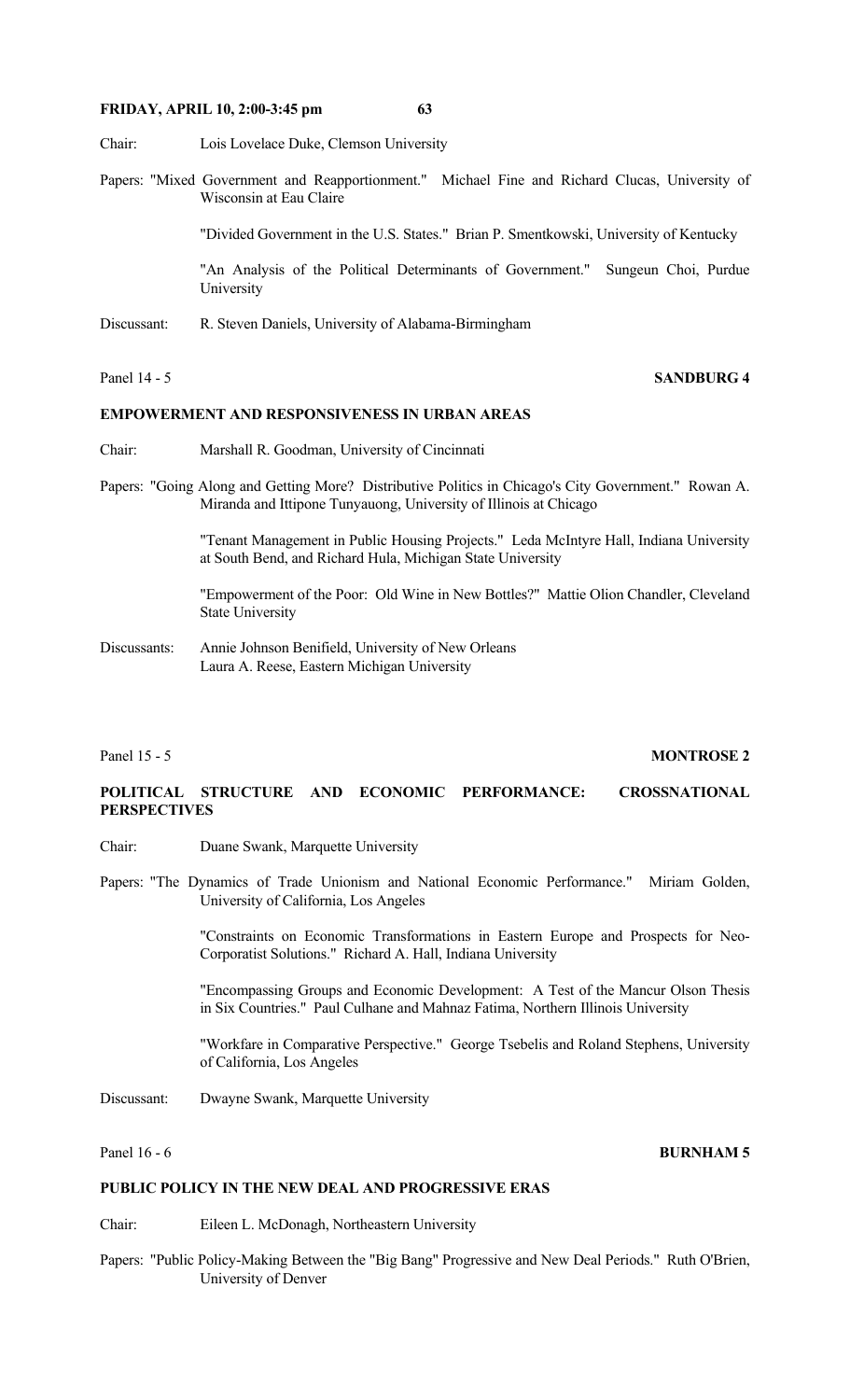Chair: Lois Lovelace Duke, Clemson University

Papers: "Mixed Government and Reapportionment." Michael Fine and Richard Clucas, University of Wisconsin at Eau Claire

"Divided Government in the U.S. States." Brian P. Smentkowski, University of Kentucky

"An Analysis of the Political Determinants of Government." Sungeun Choi, Purdue University

Discussant: R. Steven Daniels, University of Alabama-Birmingham

Panel 14 - 5 **SANDBURG 4**

**EMPOWERMENT AND RESPONSIVENESS IN URBAN AREAS**

Chair: Marshall R. Goodman, University of Cincinnati

Papers: "Going Along and Getting More? Distributive Politics in Chicago's City Government." Rowan A. Miranda and Ittipone Tunyauong, University of Illinois at Chicago

"Tenant Management in Public Housing Projects." Leda McIntyre Hall, Indiana University at South Bend, and Richard Hula, Michigan State University

"Empowerment of the Poor: Old Wine in New Bottles?" Mattie Olion Chandler, Cleveland State University

Discussants: Annie Johnson Benifield, University of New Orleans
Laura A. Reese, Eastern Michigan University

Panel 15 - 5 **MONTROSE 2**

**POLITICAL STRUCTURE AND ECONOMIC PERFORMANCE: CROSSNATIONAL PERSPECTIVES**

Chair: Duane Swank, Marquette University

Papers: "The Dynamics of Trade Unionism and National Economic Performance." Miriam Golden, University of California, Los Angeles

"Constraints on Economic Transformations in Eastern Europe and Prospects for Neo-Corporatist Solutions." Richard A. Hall, Indiana University

"Encompassing Groups and Economic Development: A Test of the Mancur Olson Thesis in Six Countries." Paul Culhane and Mahnaz Fatima, Northern Illinois University

"Workfare in Comparative Perspective." George Tsebelis and Roland Stephens, University of California, Los Angeles

Discussant: Dwayne Swank, Marquette University

Panel 16 - 6 **BURNHAM 5**

**PUBLIC POLICY IN THE NEW DEAL AND PROGRESSIVE ERAS**

Chair: Eileen L. McDonagh, Northeastern University

Papers: "Public Policy-Making Between the "Big Bang" Progressive and New Deal Periods." Ruth O'Brien, University of Denver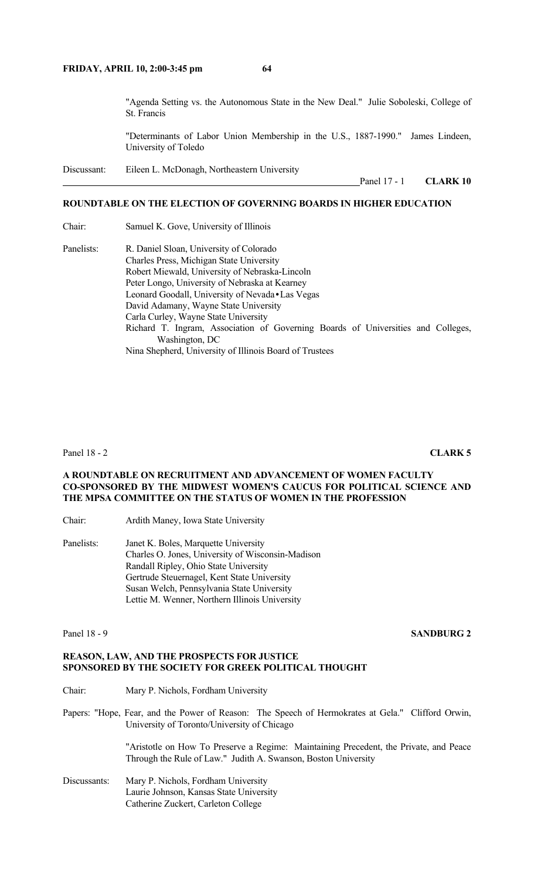"Agenda Setting vs. the Autonomous State in the New Deal." Julie Soboleski, College of St. Francis

"Determinants of Labor Union Membership in the U.S., 1887-1990." James Lindeen, University of Toledo

Discussant: Eileen L. McDonagh, Northeastern University

Panel 17 - 1 **CLARK 10**

**ROUNDTABLE ON THE ELECTION OF GOVERNING BOARDS IN HIGHER EDUCATION**

Chair: Samuel K. Gove, University of Illinois

Panelists:
R. Daniel Sloan, University of Colorado
Charles Press, Michigan State University
Robert Miewald, University of Nebraska-Lincoln
Peter Longo, University of Nebraska at Kearney
Leonard Goodall, University of Nevada•Las Vegas
David Adamany, Wayne State University
Carla Curley, Wayne State University
Richard T. Ingram, Association of Governing Boards of Universities and Colleges, Washington, DC
Nina Shepherd, University of Illinois Board of Trustees

Panel 18 - 2 **CLARK 5**

**A ROUNDTABLE ON RECRUITMENT AND ADVANCEMENT OF WOMEN FACULTY CO-SPONSORED BY THE MIDWEST WOMEN'S CAUCUS FOR POLITICAL SCIENCE AND THE MPSA COMMITTEE ON THE STATUS OF WOMEN IN THE PROFESSION**

Chair: Ardith Maney, Iowa State University

Panelists:
Janet K. Boles, Marquette University
Charles O. Jones, University of Wisconsin-Madison
Randall Ripley, Ohio State University
Gertrude Steuernagel, Kent State University
Susan Welch, Pennsylvania State University
Lettie M. Wenner, Northern Illinois University

Panel 18 - 9 **SANDBURG 2**

**REASON, LAW, AND THE PROSPECTS FOR JUSTICE SPONSORED BY THE SOCIETY FOR GREEK POLITICAL THOUGHT**

Chair: Mary P. Nichols, Fordham University

Papers: "Hope, Fear, and the Power of Reason: The Speech of Hermokrates at Gela." Clifford Orwin, University of Toronto/University of Chicago

"Aristotle on How To Preserve a Regime: Maintaining Precedent, the Private, and Peace Through the Rule of Law." Judith A. Swanson, Boston University

Discussants:
Mary P. Nichols, Fordham University
Laurie Johnson, Kansas State University
Catherine Zuckert, Carleton College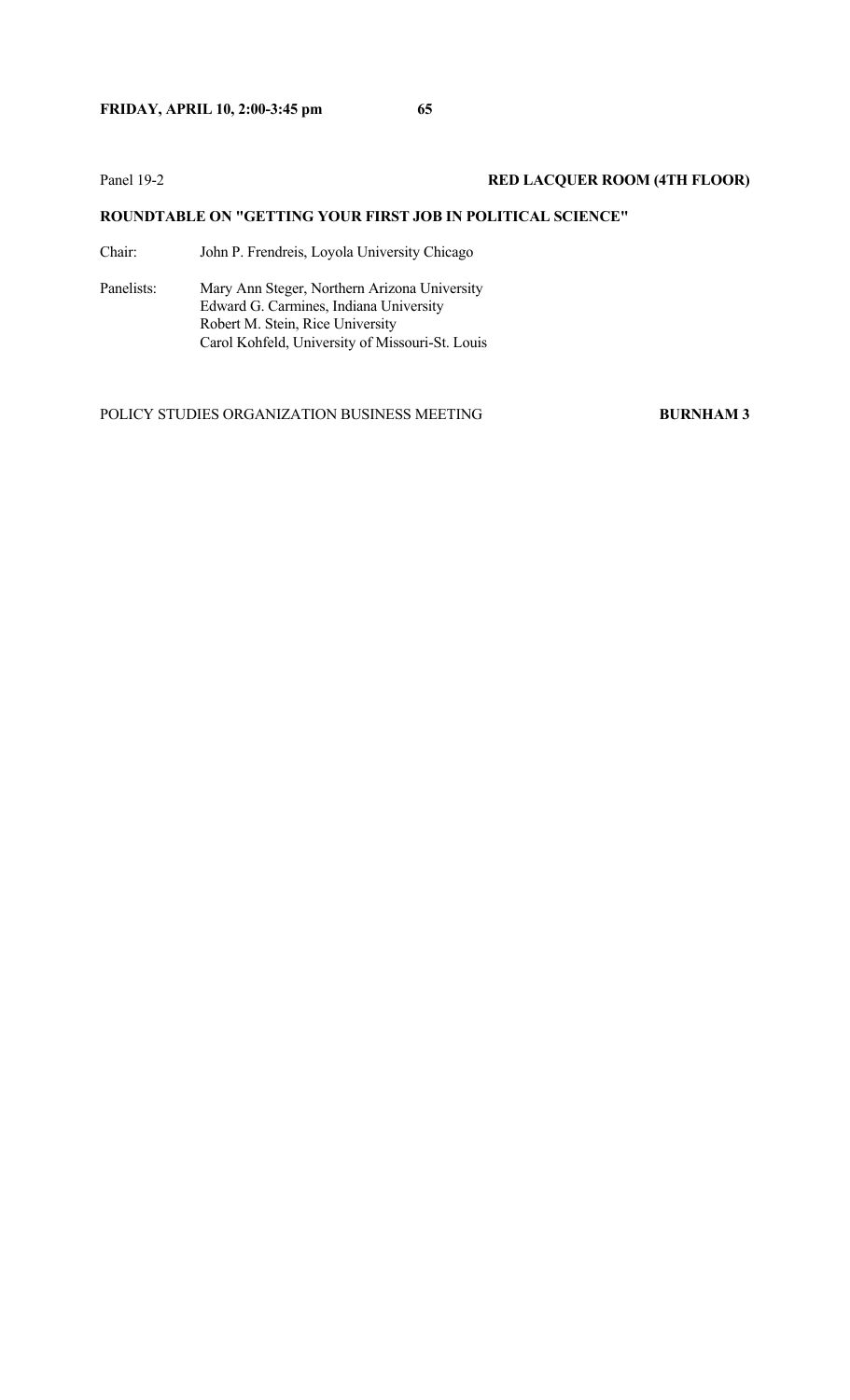**FRIDAY, APRIL 10, 2:00-3:45 pm**

Panel 19-2 **RED LACQUER ROOM (4TH FLOOR)**

**ROUNDTABLE ON "GETTING YOUR FIRST JOB IN POLITICAL SCIENCE"**

Chair: John P. Frendreis, Loyola University Chicago

Panelists: Mary Ann Steger, Northern Arizona University
Edward G. Carmines, Indiana University
Robert M. Stein, Rice University
Carol Kohfeld, University of Missouri-St. Louis

POLICY STUDIES ORGANIZATION BUSINESS MEETING **BURNHAM 3**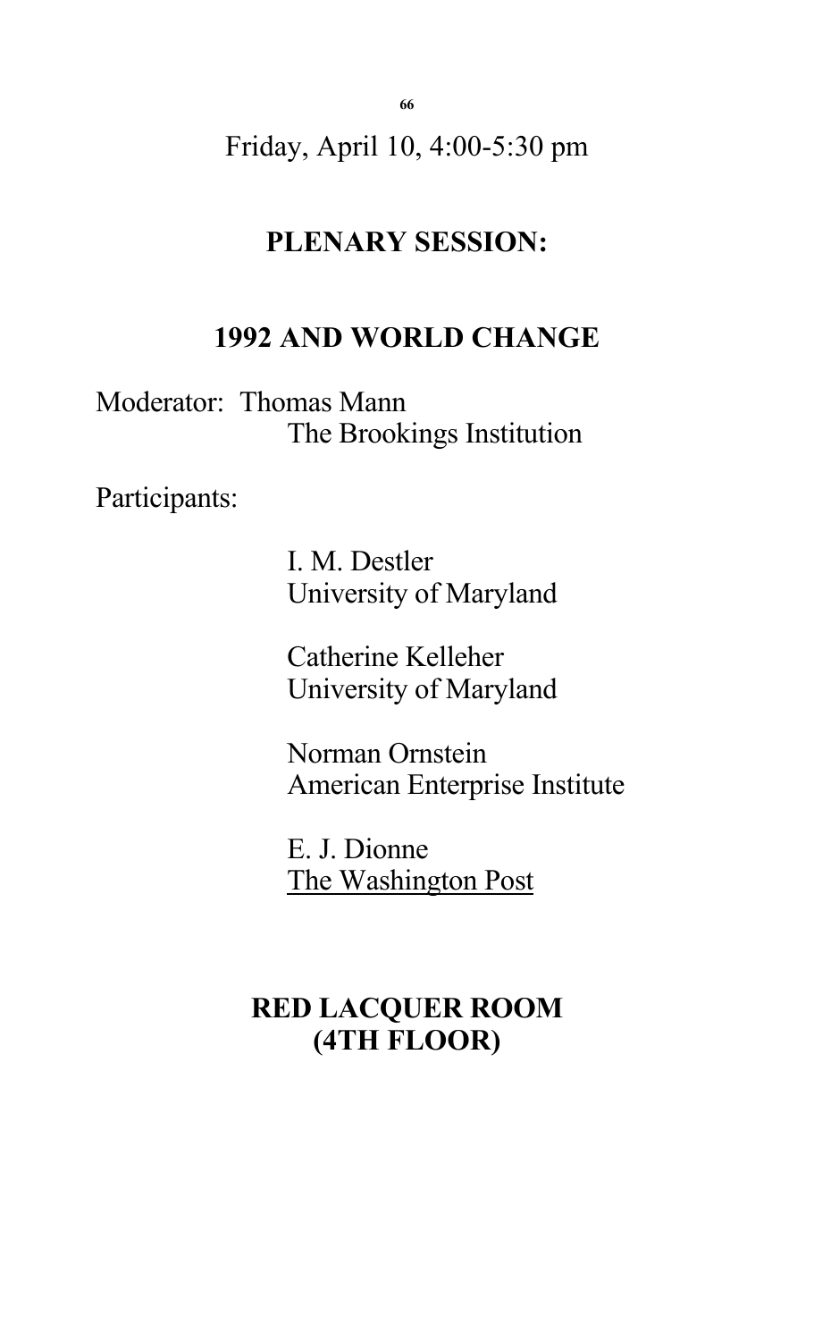Friday, April 10, 4:00-5:30 pm

## PLENARY SESSION:

## 1992 AND WORLD CHANGE

Moderator: Thomas Mann
The Brookings Institution

Participants:

I. M. Destler
University of Maryland

Catherine Kelleher
University of Maryland

Norman Ornstein
American Enterprise Institute

E. J. Dionne
The Washington Post

**RED LACQUER ROOM**
**(4TH FLOOR)**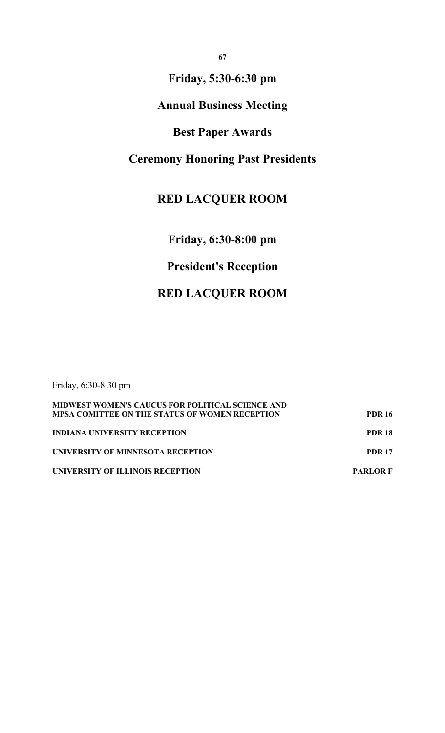## Friday, 5:30-6:30 pm

## Annual Business Meeting

## Best Paper Awards

## Ceremony Honoring Past Presidents

## RED LACQUER ROOM

## Friday, 6:30-8:00 pm

## President's Reception

## RED LACQUER ROOM

Friday, 6:30-8:30 pm

| | |
|---|---|
| **MIDWEST WOMEN'S CAUCUS FOR POLITICAL SCIENCE AND MPSA COMITTEE ON THE STATUS OF WOMEN RECEPTION** | **PDR 16** |
| **INDIANA UNIVERSITY RECEPTION** | **PDR 18** |
| **UNIVERSITY OF MINNESOTA RECEPTION** | **PDR 17** |
| **UNIVERSITY OF ILLINOIS RECEPTION** | **PARLOR F** |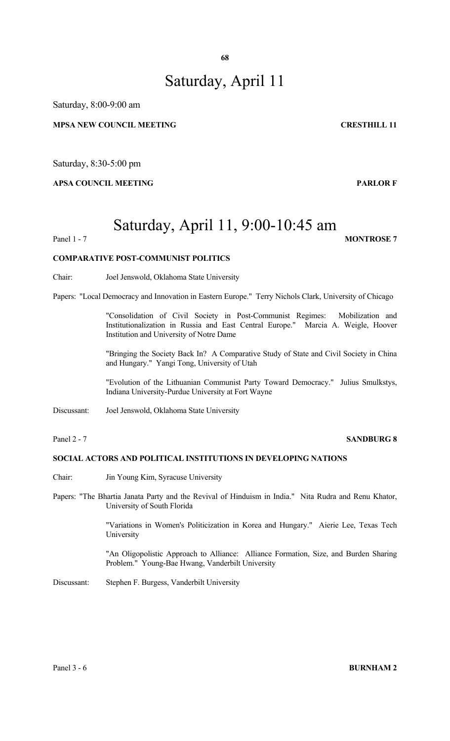# Saturday, April 11

Saturday, 8:00-9:00 am

**MPSA NEW COUNCIL MEETING** **CRESTHILL 11**

Saturday, 8:30-5:00 pm

**APSA COUNCIL MEETING** **PARLOR F**

# Saturday, April 11, 9:00-10:45 am

Panel 1 - 7 **MONTROSE 7**

**COMPARATIVE POST-COMMUNIST POLITICS**

Chair: Joel Jenswold, Oklahoma State University

Papers: "Local Democracy and Innovation in Eastern Europe." Terry Nichols Clark, University of Chicago

"Consolidation of Civil Society in Post-Communist Regimes: Mobilization and Institutionalization in Russia and East Central Europe." Marcia A. Weigle, Hoover Institution and University of Notre Dame

"Bringing the Society Back In? A Comparative Study of State and Civil Society in China and Hungary." Yangi Tong, University of Utah

"Evolution of the Lithuanian Communist Party Toward Democracy." Julius Smulkstys, Indiana University-Purdue University at Fort Wayne

Discussant: Joel Jenswold, Oklahoma State University

Panel 2 - 7 **SANDBURG 8**

**SOCIAL ACTORS AND POLITICAL INSTITUTIONS IN DEVELOPING NATIONS**

Chair: Jin Young Kim, Syracuse University

Papers: "The Bhartia Janata Party and the Revival of Hinduism in India." Nita Rudra and Renu Khator, University of South Florida

"Variations in Women's Politicization in Korea and Hungary." Aierie Lee, Texas Tech University

"An Oligopolistic Approach to Alliance: Alliance Formation, Size, and Burden Sharing Problem." Young-Bae Hwang, Vanderbilt University

Discussant: Stephen F. Burgess, Vanderbilt University

Panel 3 - 6 **BURNHAM 2**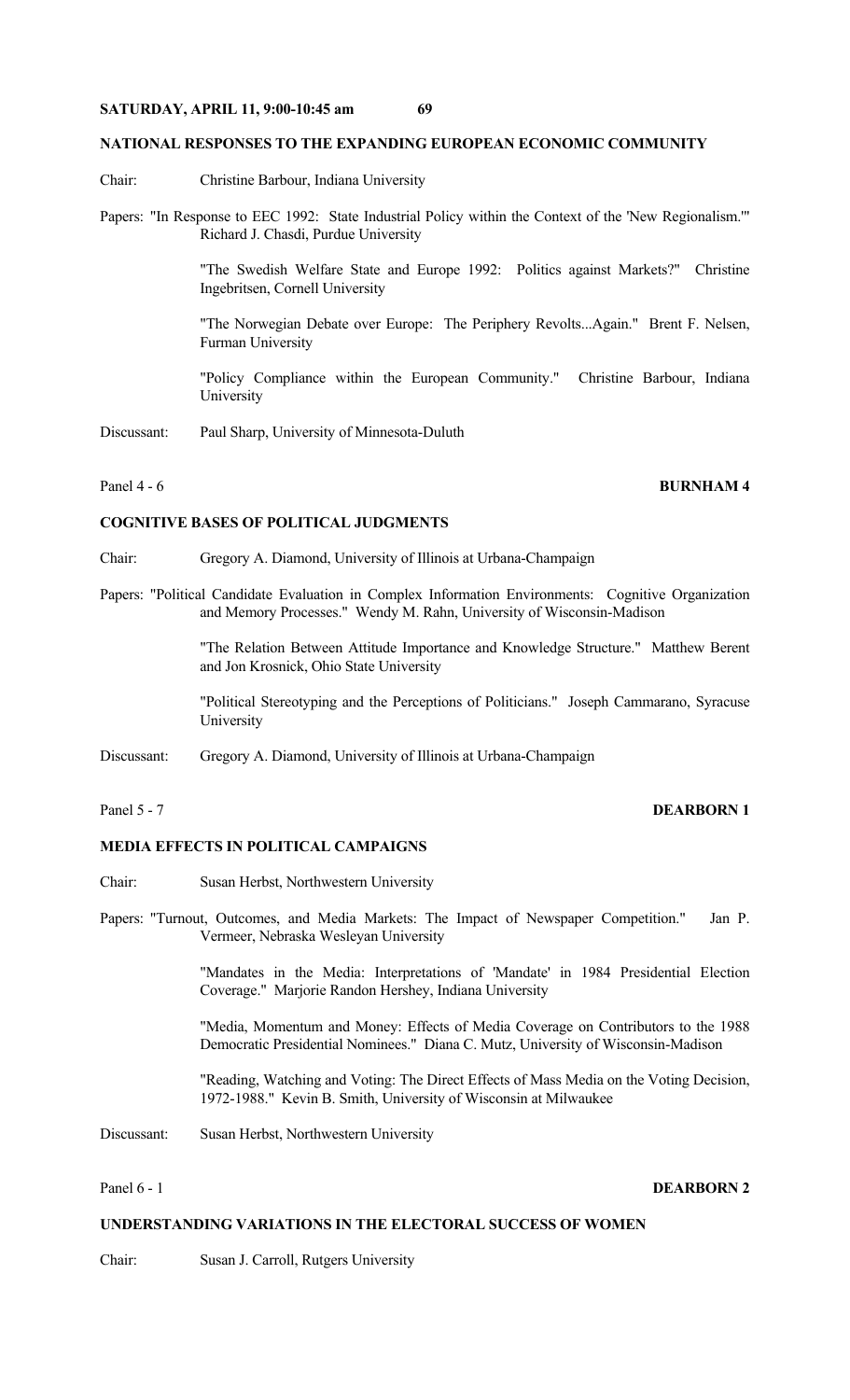## SATURDAY, APRIL 11, 9:00-10:45 am

### NATIONAL RESPONSES TO THE EXPANDING EUROPEAN ECONOMIC COMMUNITY

Chair: Christine Barbour, Indiana University

Papers: "In Response to EEC 1992: State Industrial Policy within the Context of the 'New Regionalism.'" Richard J. Chasdi, Purdue University

"The Swedish Welfare State and Europe 1992: Politics against Markets?" Christine Ingebritsen, Cornell University

"The Norwegian Debate over Europe: The Periphery Revolts...Again." Brent F. Nelsen, Furman University

"Policy Compliance within the European Community." Christine Barbour, Indiana University

Discussant: Paul Sharp, University of Minnesota-Duluth

Panel 4 - 6 **BURNHAM 4**

### COGNITIVE BASES OF POLITICAL JUDGMENTS

Chair: Gregory A. Diamond, University of Illinois at Urbana-Champaign

Papers: "Political Candidate Evaluation in Complex Information Environments: Cognitive Organization and Memory Processes." Wendy M. Rahn, University of Wisconsin-Madison

"The Relation Between Attitude Importance and Knowledge Structure." Matthew Berent and Jon Krosnick, Ohio State University

"Political Stereotyping and the Perceptions of Politicians." Joseph Cammarano, Syracuse University

Discussant: Gregory A. Diamond, University of Illinois at Urbana-Champaign

Panel 5 - 7 **DEARBORN 1**

### MEDIA EFFECTS IN POLITICAL CAMPAIGNS

Chair: Susan Herbst, Northwestern University

Papers: "Turnout, Outcomes, and Media Markets: The Impact of Newspaper Competition." Jan P. Vermeer, Nebraska Wesleyan University

"Mandates in the Media: Interpretations of 'Mandate' in 1984 Presidential Election Coverage." Marjorie Randon Hershey, Indiana University

"Media, Momentum and Money: Effects of Media Coverage on Contributors to the 1988 Democratic Presidential Nominees." Diana C. Mutz, University of Wisconsin-Madison

"Reading, Watching and Voting: The Direct Effects of Mass Media on the Voting Decision, 1972-1988." Kevin B. Smith, University of Wisconsin at Milwaukee

Discussant: Susan Herbst, Northwestern University

Panel 6 - 1 **DEARBORN 2**

### UNDERSTANDING VARIATIONS IN THE ELECTORAL SUCCESS OF WOMEN

Chair: Susan J. Carroll, Rutgers University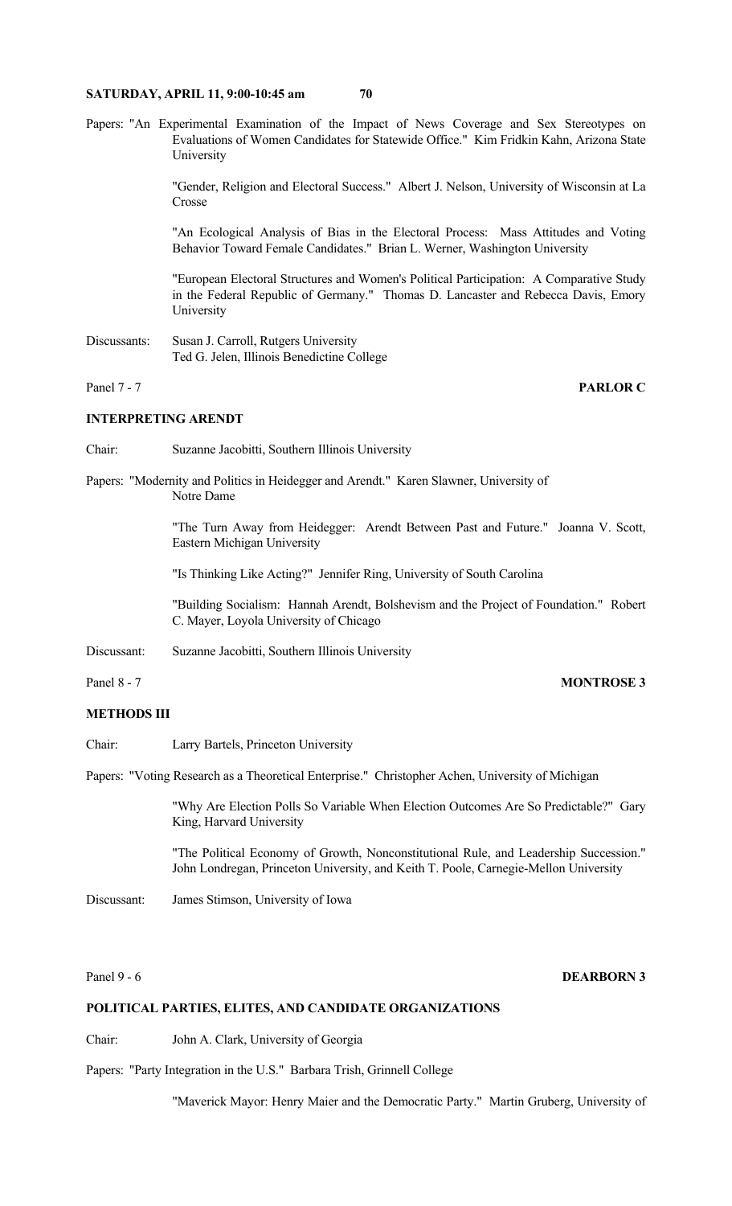**SATURDAY, APRIL 11, 9:00-10:45 am**

Papers: "An Experimental Examination of the Impact of News Coverage and Sex Stereotypes on Evaluations of Women Candidates for Statewide Office." Kim Fridkin Kahn, Arizona State University

"Gender, Religion and Electoral Success." Albert J. Nelson, University of Wisconsin at La Crosse

"An Ecological Analysis of Bias in the Electoral Process: Mass Attitudes and Voting Behavior Toward Female Candidates." Brian L. Werner, Washington University

"European Electoral Structures and Women's Political Participation: A Comparative Study in the Federal Republic of Germany." Thomas D. Lancaster and Rebecca Davis, Emory University

Discussants: Susan J. Carroll, Rutgers University
Ted G. Jelen, Illinois Benedictine College

Panel 7 - 7 **PARLOR C**

**INTERPRETING ARENDT**

Chair: Suzanne Jacobitti, Southern Illinois University

Papers: "Modernity and Politics in Heidegger and Arendt." Karen Slawner, University of Notre Dame

"The Turn Away from Heidegger: Arendt Between Past and Future." Joanna V. Scott, Eastern Michigan University

"Is Thinking Like Acting?" Jennifer Ring, University of South Carolina

"Building Socialism: Hannah Arendt, Bolshevism and the Project of Foundation." Robert C. Mayer, Loyola University of Chicago

Discussant: Suzanne Jacobitti, Southern Illinois University

Panel 8 - 7 **MONTROSE 3**

**METHODS III**

Chair: Larry Bartels, Princeton University

Papers: "Voting Research as a Theoretical Enterprise." Christopher Achen, University of Michigan

"Why Are Election Polls So Variable When Election Outcomes Are So Predictable?" Gary King, Harvard University

"The Political Economy of Growth, Nonconstitutional Rule, and Leadership Succession." John Londregan, Princeton University, and Keith T. Poole, Carnegie-Mellon University

Discussant: James Stimson, University of Iowa

Panel 9 - 6 **DEARBORN 3**

**POLITICAL PARTIES, ELITES, AND CANDIDATE ORGANIZATIONS**

Chair: John A. Clark, University of Georgia

Papers: "Party Integration in the U.S." Barbara Trish, Grinnell College

"Maverick Mayor: Henry Maier and the Democratic Party." Martin Gruberg, University of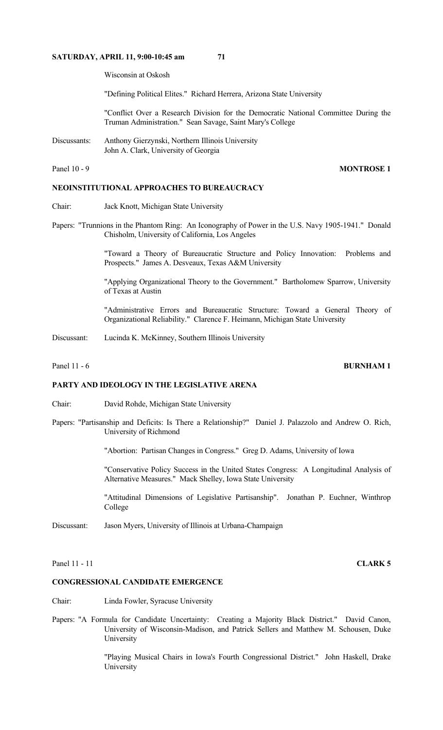Wisconsin at Oskosh

"Defining Political Elites." Richard Herrera, Arizona State University

"Conflict Over a Research Division for the Democratic National Committee During the Truman Administration." Sean Savage, Saint Mary's College

Discussants: Anthony Gierzynski, Northern Illinois University
John A. Clark, University of Georgia

Panel 10 - 9 **MONTROSE 1**

**NEOINSTITUTIONAL APPROACHES TO BUREAUCRACY**

Chair: Jack Knott, Michigan State University

Papers: "Trunnions in the Phantom Ring: An Iconography of Power in the U.S. Navy 1905-1941." Donald Chisholm, University of California, Los Angeles

"Toward a Theory of Bureaucratic Structure and Policy Innovation: Problems and Prospects." James A. Desveaux, Texas A&M University

"Applying Organizational Theory to the Government." Bartholomew Sparrow, University of Texas at Austin

"Administrative Errors and Bureaucratic Structure: Toward a General Theory of Organizational Reliability." Clarence F. Heimann, Michigan State University

Discussant: Lucinda K. McKinney, Southern Illinois University

Panel 11 - 6 **BURNHAM 1**

**PARTY AND IDEOLOGY IN THE LEGISLATIVE ARENA**

Chair: David Rohde, Michigan State University

Papers: "Partisanship and Deficits: Is There a Relationship?" Daniel J. Palazzolo and Andrew O. Rich, University of Richmond

"Abortion: Partisan Changes in Congress." Greg D. Adams, University of Iowa

"Conservative Policy Success in the United States Congress: A Longitudinal Analysis of Alternative Measures." Mack Shelley, Iowa State University

"Attitudinal Dimensions of Legislative Partisanship". Jonathan P. Euchner, Winthrop College

Discussant: Jason Myers, University of Illinois at Urbana-Champaign

Panel 11 - 11 **CLARK 5**

**CONGRESSIONAL CANDIDATE EMERGENCE**

Chair: Linda Fowler, Syracuse University

Papers: "A Formula for Candidate Uncertainty: Creating a Majority Black District." David Canon, University of Wisconsin-Madison, and Patrick Sellers and Matthew M. Schousen, Duke University

"Playing Musical Chairs in Iowa's Fourth Congressional District." John Haskell, Drake University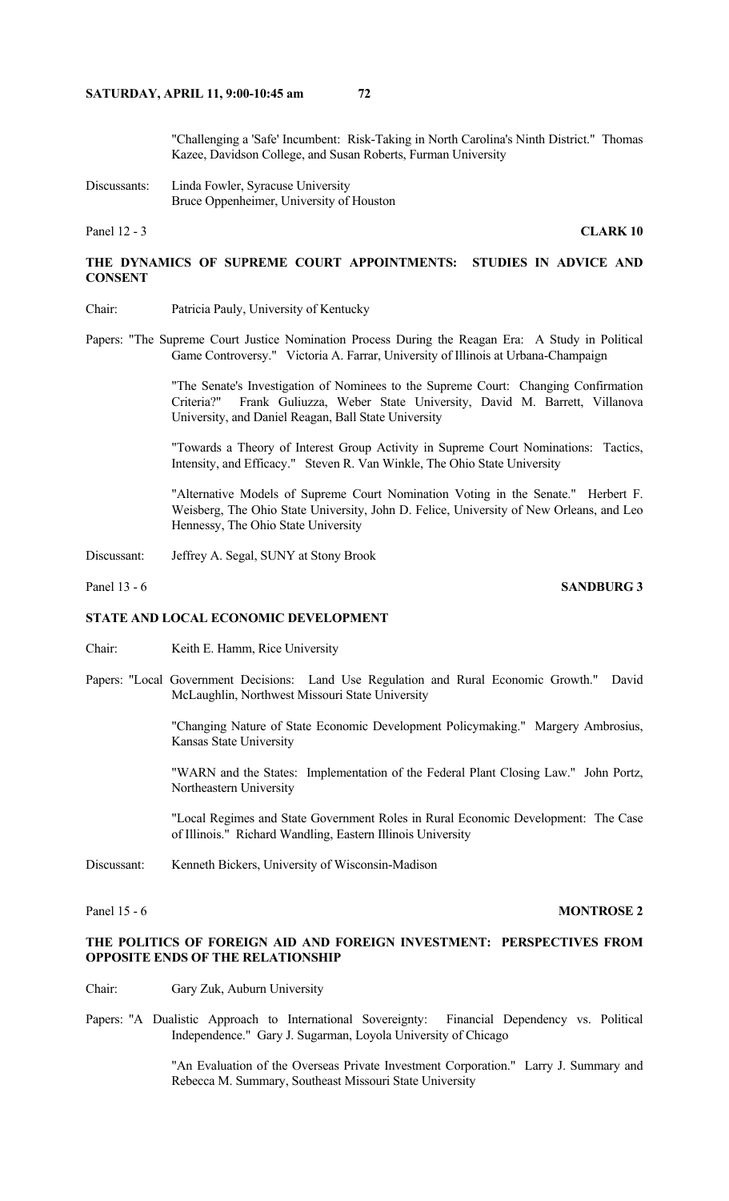"Challenging a 'Safe' Incumbent: Risk-Taking in North Carolina's Ninth District." Thomas Kazee, Davidson College, and Susan Roberts, Furman University

Discussants: Linda Fowler, Syracuse University
Bruce Oppenheimer, University of Houston

Panel 12 - 3 **CLARK 10**

**THE DYNAMICS OF SUPREME COURT APPOINTMENTS: STUDIES IN ADVICE AND CONSENT**

Chair: Patricia Pauly, University of Kentucky

Papers: "The Supreme Court Justice Nomination Process During the Reagan Era: A Study in Political Game Controversy." Victoria A. Farrar, University of Illinois at Urbana-Champaign

"The Senate's Investigation of Nominees to the Supreme Court: Changing Confirmation Criteria?" Frank Guliuzza, Weber State University, David M. Barrett, Villanova University, and Daniel Reagan, Ball State University

"Towards a Theory of Interest Group Activity in Supreme Court Nominations: Tactics, Intensity, and Efficacy." Steven R. Van Winkle, The Ohio State University

"Alternative Models of Supreme Court Nomination Voting in the Senate." Herbert F. Weisberg, The Ohio State University, John D. Felice, University of New Orleans, and Leo Hennessy, The Ohio State University

Discussant: Jeffrey A. Segal, SUNY at Stony Brook

Panel 13 - 6 **SANDBURG 3**

**STATE AND LOCAL ECONOMIC DEVELOPMENT**

Chair: Keith E. Hamm, Rice University

Papers: "Local Government Decisions: Land Use Regulation and Rural Economic Growth." David McLaughlin, Northwest Missouri State University

"Changing Nature of State Economic Development Policymaking." Margery Ambrosius, Kansas State University

"WARN and the States: Implementation of the Federal Plant Closing Law." John Portz, Northeastern University

"Local Regimes and State Government Roles in Rural Economic Development: The Case of Illinois." Richard Wandling, Eastern Illinois University

Discussant: Kenneth Bickers, University of Wisconsin-Madison

Panel 15 - 6 **MONTROSE 2**

**THE POLITICS OF FOREIGN AID AND FOREIGN INVESTMENT: PERSPECTIVES FROM OPPOSITE ENDS OF THE RELATIONSHIP**

Chair: Gary Zuk, Auburn University

Papers: "A Dualistic Approach to International Sovereignty: Financial Dependency vs. Political Independence." Gary J. Sugarman, Loyola University of Chicago

"An Evaluation of the Overseas Private Investment Corporation." Larry J. Summary and Rebecca M. Summary, Southeast Missouri State University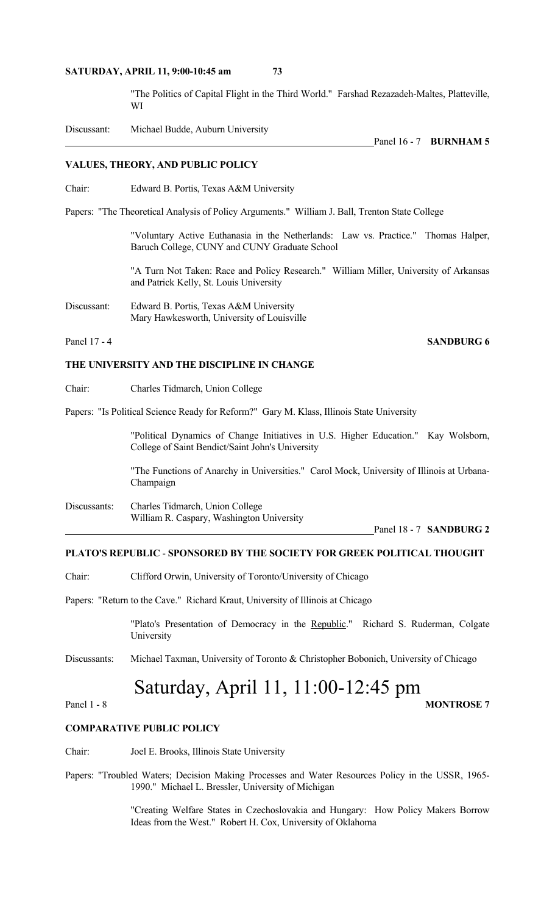"The Politics of Capital Flight in the Third World." Farshad Rezazadeh-Maltes, Platteville, WI

Discussant: Michael Budde, Auburn University

Panel 16 - 7 **BURNHAM 5**

**VALUES, THEORY, AND PUBLIC POLICY**

Chair: Edward B. Portis, Texas A&M University

Papers: "The Theoretical Analysis of Policy Arguments." William J. Ball, Trenton State College

"Voluntary Active Euthanasia in the Netherlands: Law vs. Practice." Thomas Halper, Baruch College, CUNY and CUNY Graduate School

"A Turn Not Taken: Race and Policy Research." William Miller, University of Arkansas and Patrick Kelly, St. Louis University

Discussant: Edward B. Portis, Texas A&M University
Mary Hawkesworth, University of Louisville

Panel 17 - 4 **SANDBURG 6**

**THE UNIVERSITY AND THE DISCIPLINE IN CHANGE**

Chair: Charles Tidmarch, Union College

Papers: "Is Political Science Ready for Reform?" Gary M. Klass, Illinois State University

"Political Dynamics of Change Initiatives in U.S. Higher Education." Kay Wolsborn, College of Saint Bendict/Saint John's University

"The Functions of Anarchy in Universities." Carol Mock, University of Illinois at Urbana-Champaign

Discussants: Charles Tidmarch, Union College
William R. Caspary, Washington University

Panel 18 - 7 **SANDBURG 2**

**PLATO'S REPUBLIC - SPONSORED BY THE SOCIETY FOR GREEK POLITICAL THOUGHT**

Chair: Clifford Orwin, University of Toronto/University of Chicago

Papers: "Return to the Cave." Richard Kraut, University of Illinois at Chicago

"Plato's Presentation of Democracy in the Republic." Richard S. Ruderman, Colgate University

Discussants: Michael Taxman, University of Toronto & Christopher Bobonich, University of Chicago

# Saturday, April 11, 11:00-12:45 pm

Panel 1 - 8 **MONTROSE 7**

**COMPARATIVE PUBLIC POLICY**

Chair: Joel E. Brooks, Illinois State University

Papers: "Troubled Waters; Decision Making Processes and Water Resources Policy in the USSR, 1965-1990." Michael L. Bressler, University of Michigan

"Creating Welfare States in Czechoslovakia and Hungary: How Policy Makers Borrow Ideas from the West." Robert H. Cox, University of Oklahoma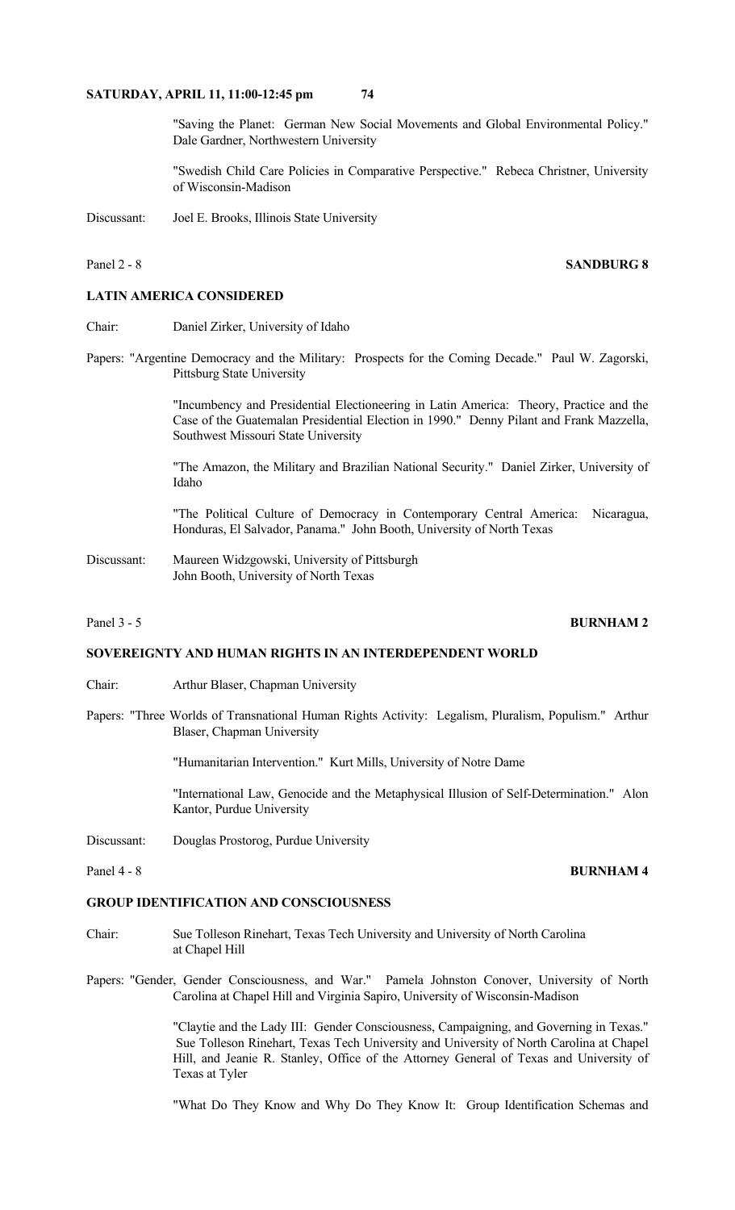"Saving the Planet: German New Social Movements and Global Environmental Policy." Dale Gardner, Northwestern University

"Swedish Child Care Policies in Comparative Perspective." Rebeca Christner, University of Wisconsin-Madison

Discussant: Joel E. Brooks, Illinois State University

Panel 2 - 8 **SANDBURG 8**

**LATIN AMERICA CONSIDERED**

Chair: Daniel Zirker, University of Idaho

Papers: "Argentine Democracy and the Military: Prospects for the Coming Decade." Paul W. Zagorski, Pittsburg State University

"Incumbency and Presidential Electioneering in Latin America: Theory, Practice and the Case of the Guatemalan Presidential Election in 1990." Denny Pilant and Frank Mazzella, Southwest Missouri State University

"The Amazon, the Military and Brazilian National Security." Daniel Zirker, University of Idaho

"The Political Culture of Democracy in Contemporary Central America: Nicaragua, Honduras, El Salvador, Panama." John Booth, University of North Texas

Discussant: Maureen Widzgowski, University of Pittsburgh
John Booth, University of North Texas

Panel 3 - 5 **BURNHAM 2**

**SOVEREIGNTY AND HUMAN RIGHTS IN AN INTERDEPENDENT WORLD**

Chair: Arthur Blaser, Chapman University

Papers: "Three Worlds of Transnational Human Rights Activity: Legalism, Pluralism, Populism." Arthur Blaser, Chapman University

"Humanitarian Intervention." Kurt Mills, University of Notre Dame

"International Law, Genocide and the Metaphysical Illusion of Self-Determination." Alon Kantor, Purdue University

Discussant: Douglas Prostorog, Purdue University

Panel 4 - 8 **BURNHAM 4**

**GROUP IDENTIFICATION AND CONSCIOUSNESS**

Chair: Sue Tolleson Rinehart, Texas Tech University and University of North Carolina at Chapel Hill

Papers: "Gender, Gender Consciousness, and War." Pamela Johnston Conover, University of North Carolina at Chapel Hill and Virginia Sapiro, University of Wisconsin-Madison

"Claytie and the Lady III: Gender Consciousness, Campaigning, and Governing in Texas." Sue Tolleson Rinehart, Texas Tech University and University of North Carolina at Chapel Hill, and Jeanie R. Stanley, Office of the Attorney General of Texas and University of Texas at Tyler

"What Do They Know and Why Do They Know It: Group Identification Schemas and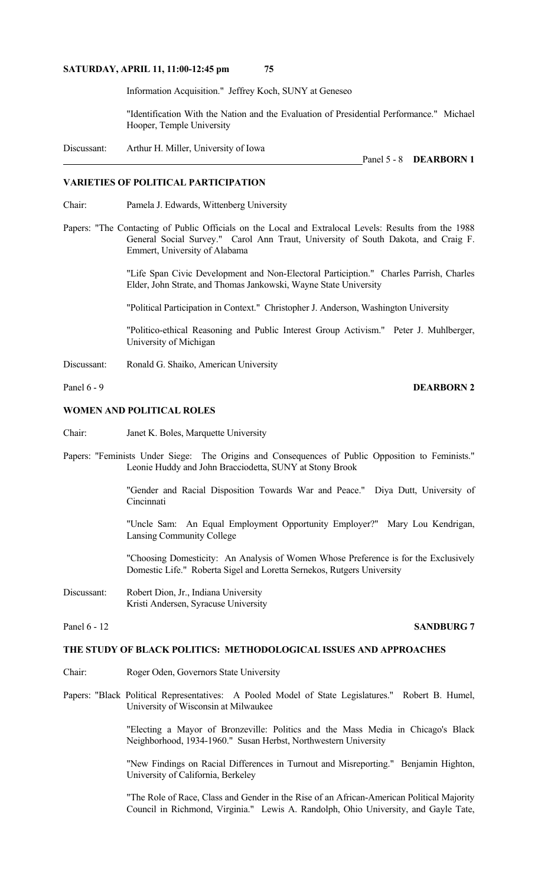Information Acquisition." Jeffrey Koch, SUNY at Geneseo

"Identification With the Nation and the Evaluation of Presidential Performance." Michael Hooper, Temple University

Discussant: Arthur H. Miller, University of Iowa

Panel 5 - 8 **DEARBORN 1**

## VARIETIES OF POLITICAL PARTICIPATION

Chair: Pamela J. Edwards, Wittenberg University

Papers: "The Contacting of Public Officials on the Local and Extralocal Levels: Results from the 1988 General Social Survey." Carol Ann Traut, University of South Dakota, and Craig F. Emmert, University of Alabama

"Life Span Civic Development and Non-Electoral Participation." Charles Parrish, Charles Elder, John Strate, and Thomas Jankowski, Wayne State University

"Political Participation in Context." Christopher J. Anderson, Washington University

"Politico-ethical Reasoning and Public Interest Group Activism." Peter J. Muhlberger, University of Michigan

Discussant: Ronald G. Shaiko, American University

Panel 6 - 9 **DEARBORN 2**

## WOMEN AND POLITICAL ROLES

Chair: Janet K. Boles, Marquette University

Papers: "Feminists Under Siege: The Origins and Consequences of Public Opposition to Feminists." Leonie Huddy and John Bracciodetta, SUNY at Stony Brook

"Gender and Racial Disposition Towards War and Peace." Diya Dutt, University of Cincinnati

"Uncle Sam: An Equal Employment Opportunity Employer?" Mary Lou Kendrigan, Lansing Community College

"Choosing Domesticity: An Analysis of Women Whose Preference is for the Exclusively Domestic Life." Roberta Sigel and Loretta Sernekos, Rutgers University

Discussant: Robert Dion, Jr., Indiana University
Kristi Andersen, Syracuse University

Panel 6 - 12 **SANDBURG 7**

## THE STUDY OF BLACK POLITICS: METHODOLOGICAL ISSUES AND APPROACHES

Chair: Roger Oden, Governors State University

Papers: "Black Political Representatives: A Pooled Model of State Legislatures." Robert B. Humel, University of Wisconsin at Milwaukee

"Electing a Mayor of Bronzeville: Politics and the Mass Media in Chicago's Black Neighborhood, 1934-1960." Susan Herbst, Northwestern University

"New Findings on Racial Differences in Turnout and Misreporting." Benjamin Highton, University of California, Berkeley

"The Role of Race, Class and Gender in the Rise of an African-American Political Majority Council in Richmond, Virginia." Lewis A. Randolph, Ohio University, and Gayle Tate,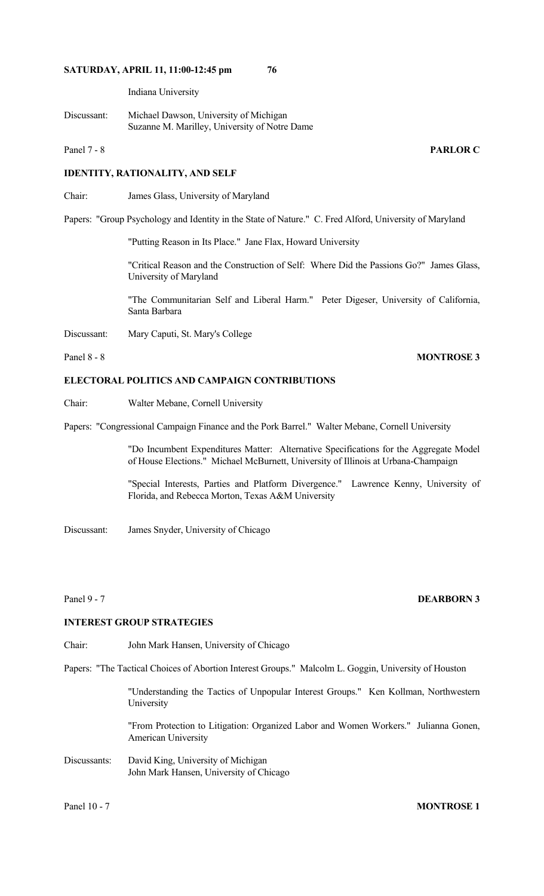Indiana University

Discussant: Michael Dawson, University of Michigan
Suzanne M. Marilley, University of Notre Dame

Panel 7 - 8 **PARLOR C**

**IDENTITY, RATIONALITY, AND SELF**

Chair: James Glass, University of Maryland

Papers: "Group Psychology and Identity in the State of Nature." C. Fred Alford, University of Maryland

"Putting Reason in Its Place." Jane Flax, Howard University

"Critical Reason and the Construction of Self: Where Did the Passions Go?" James Glass, University of Maryland

"The Communitarian Self and Liberal Harm." Peter Digeser, University of California, Santa Barbara

Discussant: Mary Caputi, St. Mary's College

Panel 8 - 8 **MONTROSE 3**

**ELECTORAL POLITICS AND CAMPAIGN CONTRIBUTIONS**

Chair: Walter Mebane, Cornell University

Papers: "Congressional Campaign Finance and the Pork Barrel." Walter Mebane, Cornell University

"Do Incumbent Expenditures Matter: Alternative Specifications for the Aggregate Model of House Elections." Michael McBurnett, University of Illinois at Urbana-Champaign

"Special Interests, Parties and Platform Divergence." Lawrence Kenny, University of Florida, and Rebecca Morton, Texas A&M University

Discussant: James Snyder, University of Chicago

Panel 9 - 7 **DEARBORN 3**

**INTEREST GROUP STRATEGIES**

Chair: John Mark Hansen, University of Chicago

Papers: "The Tactical Choices of Abortion Interest Groups." Malcolm L. Goggin, University of Houston

"Understanding the Tactics of Unpopular Interest Groups." Ken Kollman, Northwestern University

"From Protection to Litigation: Organized Labor and Women Workers." Julianna Gonen, American University

Discussants: David King, University of Michigan
John Mark Hansen, University of Chicago

Panel 10 - 7 **MONTROSE 1**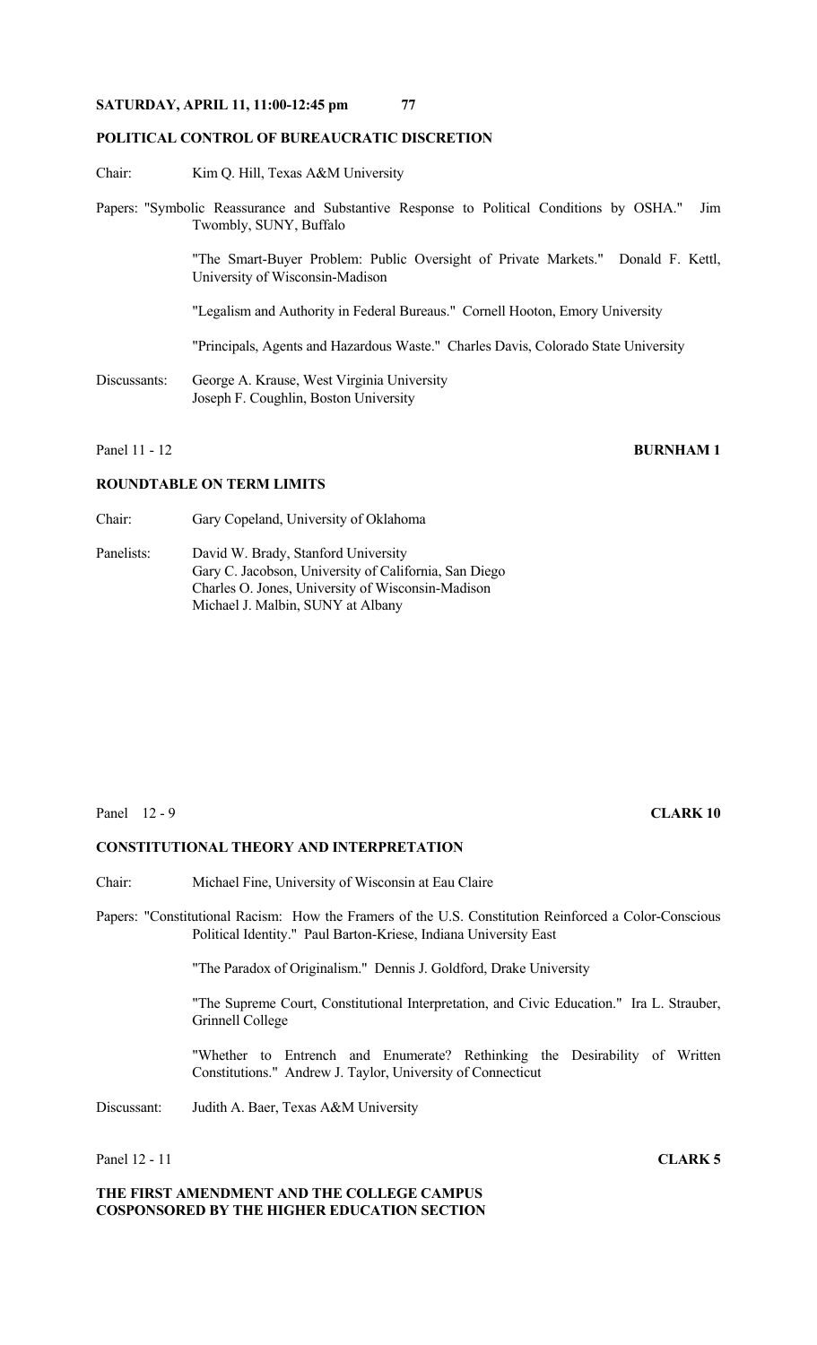**SATURDAY, APRIL 11, 11:00-12:45 pm**

## POLITICAL CONTROL OF BUREAUCRATIC DISCRETION

Chair: Kim Q. Hill, Texas A&M University

Papers: "Symbolic Reassurance and Substantive Response to Political Conditions by OSHA." Jim Twombly, SUNY, Buffalo

"The Smart-Buyer Problem: Public Oversight of Private Markets." Donald F. Kettl, University of Wisconsin-Madison

"Legalism and Authority in Federal Bureaus." Cornell Hooton, Emory University

"Principals, Agents and Hazardous Waste." Charles Davis, Colorado State University

Discussants: George A. Krause, West Virginia University
Joseph F. Coughlin, Boston University

Panel 11 - 12 **BURNHAM 1**

## ROUNDTABLE ON TERM LIMITS

Chair: Gary Copeland, University of Oklahoma

Panelists: David W. Brady, Stanford University
Gary C. Jacobson, University of California, San Diego
Charles O. Jones, University of Wisconsin-Madison
Michael J. Malbin, SUNY at Albany

Panel 12 - 9 **CLARK 10**

## CONSTITUTIONAL THEORY AND INTERPRETATION

Chair: Michael Fine, University of Wisconsin at Eau Claire

Papers: "Constitutional Racism: How the Framers of the U.S. Constitution Reinforced a Color-Conscious Political Identity." Paul Barton-Kriese, Indiana University East

"The Paradox of Originalism." Dennis J. Goldford, Drake University

"The Supreme Court, Constitutional Interpretation, and Civic Education." Ira L. Strauber, Grinnell College

"Whether to Entrench and Enumerate? Rethinking the Desirability of Written Constitutions." Andrew J. Taylor, University of Connecticut

Discussant: Judith A. Baer, Texas A&M University

Panel 12 - 11 **CLARK 5**

## THE FIRST AMENDMENT AND THE COLLEGE CAMPUS COSPONSORED BY THE HIGHER EDUCATION SECTION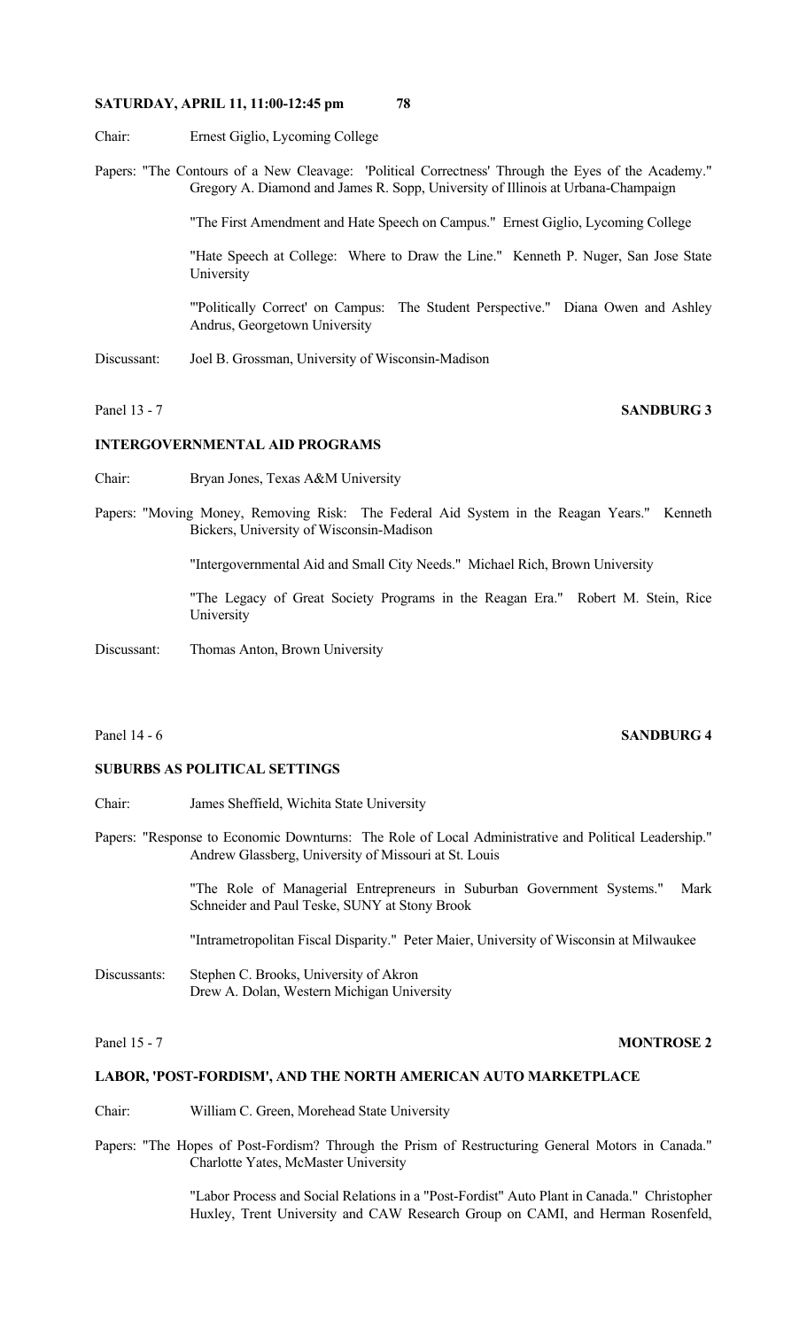Chair: Ernest Giglio, Lycoming College

Papers: "The Contours of a New Cleavage: 'Political Correctness' Through the Eyes of the Academy." Gregory A. Diamond and James R. Sopp, University of Illinois at Urbana-Champaign

"The First Amendment and Hate Speech on Campus." Ernest Giglio, Lycoming College

"Hate Speech at College: Where to Draw the Line." Kenneth P. Nuger, San Jose State University

"'Politically Correct' on Campus: The Student Perspective." Diana Owen and Ashley Andrus, Georgetown University

Discussant: Joel B. Grossman, University of Wisconsin-Madison

Panel 13 - 7 **SANDBURG 3**

### INTERGOVERNMENTAL AID PROGRAMS

Chair: Bryan Jones, Texas A&M University

Papers: "Moving Money, Removing Risk: The Federal Aid System in the Reagan Years." Kenneth Bickers, University of Wisconsin-Madison

"Intergovernmental Aid and Small City Needs." Michael Rich, Brown University

"The Legacy of Great Society Programs in the Reagan Era." Robert M. Stein, Rice University

Discussant: Thomas Anton, Brown University

Panel 14 - 6 **SANDBURG 4**

### SUBURBS AS POLITICAL SETTINGS

Chair: James Sheffield, Wichita State University

Papers: "Response to Economic Downturns: The Role of Local Administrative and Political Leadership." Andrew Glassberg, University of Missouri at St. Louis

"The Role of Managerial Entrepreneurs in Suburban Government Systems." Mark Schneider and Paul Teske, SUNY at Stony Brook

"Intrametropolitan Fiscal Disparity." Peter Maier, University of Wisconsin at Milwaukee

Discussants: Stephen C. Brooks, University of Akron
Drew A. Dolan, Western Michigan University

Panel 15 - 7 **MONTROSE 2**

### LABOR, 'POST-FORDISM', AND THE NORTH AMERICAN AUTO MARKETPLACE

Chair: William C. Green, Morehead State University

Papers: "The Hopes of Post-Fordism? Through the Prism of Restructuring General Motors in Canada." Charlotte Yates, McMaster University

"Labor Process and Social Relations in a "Post-Fordist" Auto Plant in Canada." Christopher Huxley, Trent University and CAW Research Group on CAMI, and Herman Rosenfeld,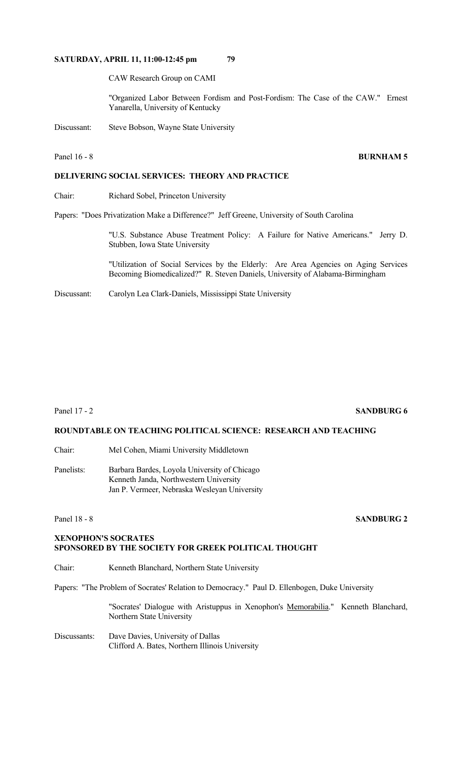CAW Research Group on CAMI

"Organized Labor Between Fordism and Post-Fordism: The Case of the CAW." Ernest Yanarella, University of Kentucky

Discussant: Steve Bobson, Wayne State University

Panel 16 - 8 **BURNHAM 5**

**DELIVERING SOCIAL SERVICES: THEORY AND PRACTICE**

Chair: Richard Sobel, Princeton University

Papers: "Does Privatization Make a Difference?" Jeff Greene, University of South Carolina

"U.S. Substance Abuse Treatment Policy: A Failure for Native Americans." Jerry D. Stubben, Iowa State University

"Utilization of Social Services by the Elderly: Are Area Agencies on Aging Services Becoming Biomedicalized?" R. Steven Daniels, University of Alabama-Birmingham

Discussant: Carolyn Lea Clark-Daniels, Mississippi State University

Panel 17 - 2 **SANDBURG 6**

**ROUNDTABLE ON TEACHING POLITICAL SCIENCE: RESEARCH AND TEACHING**

Chair: Mel Cohen, Miami University Middletown

Panelists: Barbara Bardes, Loyola University of Chicago
Kenneth Janda, Northwestern University
Jan P. Vermeer, Nebraska Wesleyan University

Panel 18 - 8 **SANDBURG 2**

**XENOPHON'S SOCRATES**
**SPONSORED BY THE SOCIETY FOR GREEK POLITICAL THOUGHT**

Chair: Kenneth Blanchard, Northern State University

Papers: "The Problem of Socrates' Relation to Democracy." Paul D. Ellenbogen, Duke University

"Socrates' Dialogue with Aristuppus in Xenophon's Memorabilia." Kenneth Blanchard, Northern State University

Discussants: Dave Davies, University of Dallas
Clifford A. Bates, Northern Illinois University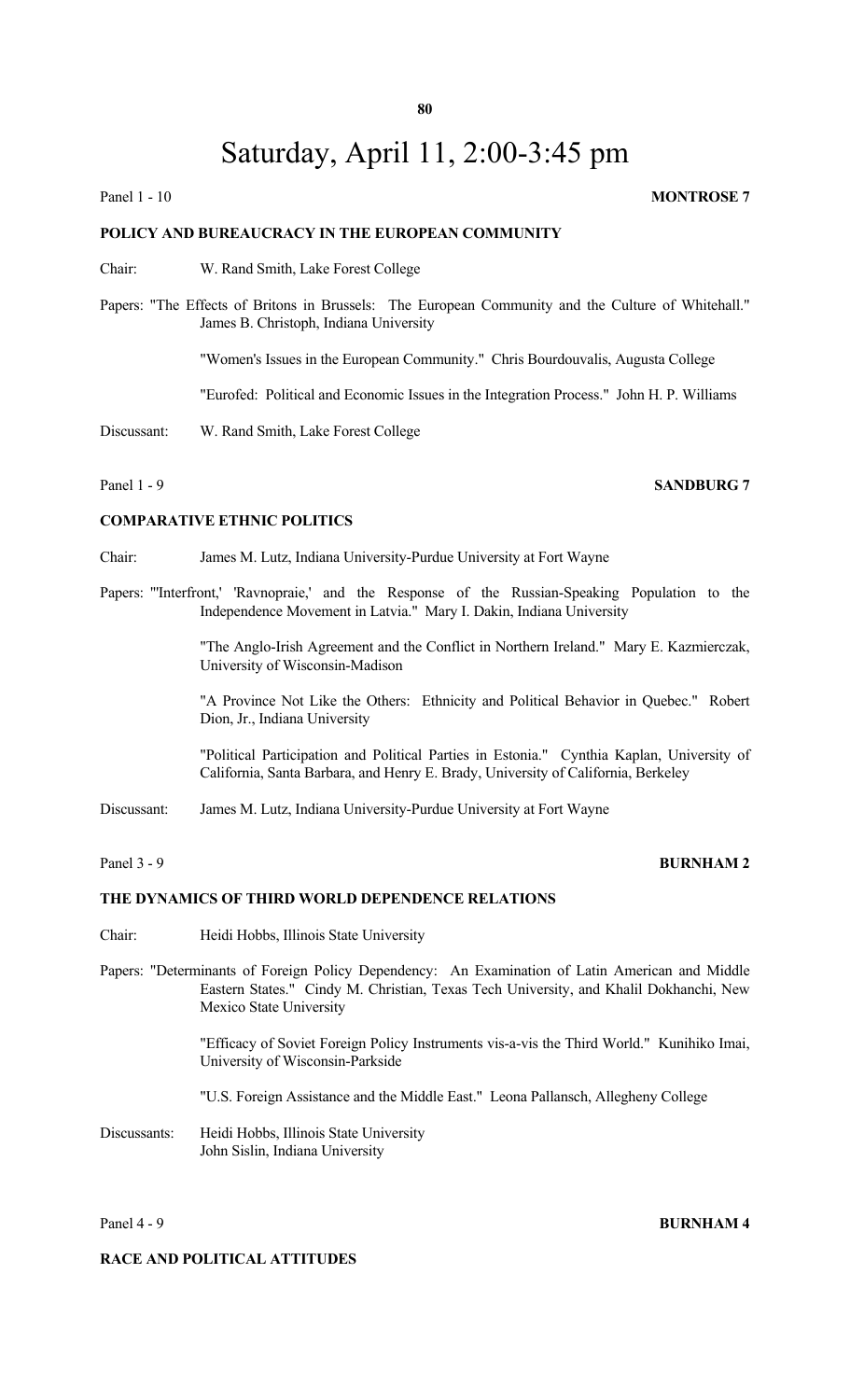# Saturday, April 11, 2:00-3:45 pm

Panel 1 - 10 **MONTROSE 7**

**POLICY AND BUREAUCRACY IN THE EUROPEAN COMMUNITY**

Chair: W. Rand Smith, Lake Forest College

Papers: "The Effects of Britons in Brussels: The European Community and the Culture of Whitehall." James B. Christoph, Indiana University

"Women's Issues in the European Community." Chris Bourdouvalis, Augusta College

"Eurofed: Political and Economic Issues in the Integration Process." John H. P. Williams

Discussant: W. Rand Smith, Lake Forest College

Panel 1 - 9 **SANDBURG 7**

**COMPARATIVE ETHNIC POLITICS**

Chair: James M. Lutz, Indiana University-Purdue University at Fort Wayne

Papers: "'Interfront,' 'Ravnopraie,' and the Response of the Russian-Speaking Population to the Independence Movement in Latvia." Mary I. Dakin, Indiana University

"The Anglo-Irish Agreement and the Conflict in Northern Ireland." Mary E. Kazmierczak, University of Wisconsin-Madison

"A Province Not Like the Others: Ethnicity and Political Behavior in Quebec." Robert Dion, Jr., Indiana University

"Political Participation and Political Parties in Estonia." Cynthia Kaplan, University of California, Santa Barbara, and Henry E. Brady, University of California, Berkeley

Discussant: James M. Lutz, Indiana University-Purdue University at Fort Wayne

Panel 3 - 9 **BURNHAM 2**

**THE DYNAMICS OF THIRD WORLD DEPENDENCE RELATIONS**

Chair: Heidi Hobbs, Illinois State University

Papers: "Determinants of Foreign Policy Dependency: An Examination of Latin American and Middle Eastern States." Cindy M. Christian, Texas Tech University, and Khalil Dokhanchi, New Mexico State University

"Efficacy of Soviet Foreign Policy Instruments vis-a-vis the Third World." Kunihiko Imai, University of Wisconsin-Parkside

"U.S. Foreign Assistance and the Middle East." Leona Pallansch, Allegheny College

Discussants: Heidi Hobbs, Illinois State University
John Sislin, Indiana University

Panel 4 - 9 **BURNHAM 4**

**RACE AND POLITICAL ATTITUDES**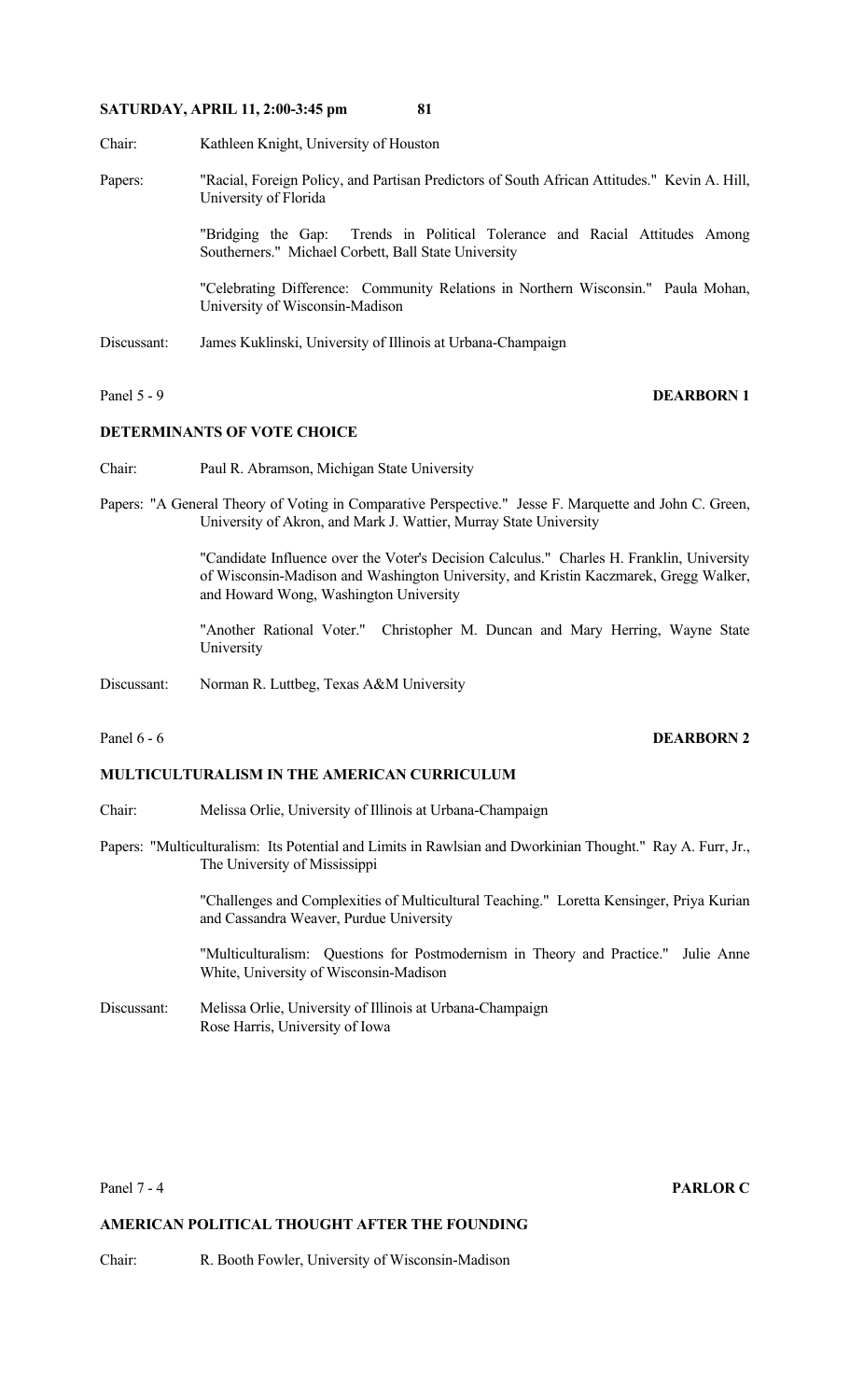**SATURDAY, APRIL 11, 2:00-3:45 pm**

Chair: Kathleen Knight, University of Houston

Papers: "Racial, Foreign Policy, and Partisan Predictors of South African Attitudes." Kevin A. Hill, University of Florida

"Bridging the Gap: Trends in Political Tolerance and Racial Attitudes Among Southerners." Michael Corbett, Ball State University

"Celebrating Difference: Community Relations in Northern Wisconsin." Paula Mohan, University of Wisconsin-Madison

Discussant: James Kuklinski, University of Illinois at Urbana-Champaign

Panel 5 - 9 **DEARBORN 1**

**DETERMINANTS OF VOTE CHOICE**

Chair: Paul R. Abramson, Michigan State University

Papers: "A General Theory of Voting in Comparative Perspective." Jesse F. Marquette and John C. Green, University of Akron, and Mark J. Wattier, Murray State University

"Candidate Influence over the Voter's Decision Calculus." Charles H. Franklin, University of Wisconsin-Madison and Washington University, and Kristin Kaczmarek, Gregg Walker, and Howard Wong, Washington University

"Another Rational Voter." Christopher M. Duncan and Mary Herring, Wayne State University

Discussant: Norman R. Luttbeg, Texas A&M University

Panel 6 - 6 **DEARBORN 2**

**MULTICULTURALISM IN THE AMERICAN CURRICULUM**

Chair: Melissa Orlie, University of Illinois at Urbana-Champaign

Papers: "Multiculturalism: Its Potential and Limits in Rawlsian and Dworkinian Thought." Ray A. Furr, Jr., The University of Mississippi

"Challenges and Complexities of Multicultural Teaching." Loretta Kensinger, Priya Kurian and Cassandra Weaver, Purdue University

"Multiculturalism: Questions for Postmodernism in Theory and Practice." Julie Anne White, University of Wisconsin-Madison

Discussant: Melissa Orlie, University of Illinois at Urbana-Champaign
Rose Harris, University of Iowa

Panel 7 - 4 **PARLOR C**

**AMERICAN POLITICAL THOUGHT AFTER THE FOUNDING**

Chair: R. Booth Fowler, University of Wisconsin-Madison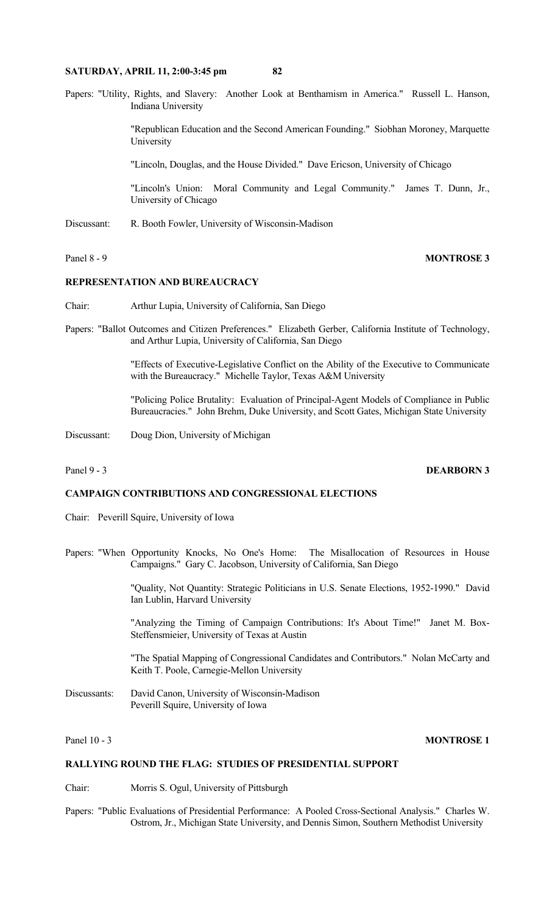**SATURDAY, APRIL 11, 2:00-3:45 pm**

Papers: "Utility, Rights, and Slavery: Another Look at Benthamism in America." Russell L. Hanson, Indiana University

"Republican Education and the Second American Founding." Siobhan Moroney, Marquette University

"Lincoln, Douglas, and the House Divided." Dave Ericson, University of Chicago

"Lincoln's Union: Moral Community and Legal Community." James T. Dunn, Jr., University of Chicago

Discussant: R. Booth Fowler, University of Wisconsin-Madison

Panel 8 - 9 **MONTROSE 3**

**REPRESENTATION AND BUREAUCRACY**

Chair: Arthur Lupia, University of California, San Diego

Papers: "Ballot Outcomes and Citizen Preferences." Elizabeth Gerber, California Institute of Technology, and Arthur Lupia, University of California, San Diego

"Effects of Executive-Legislative Conflict on the Ability of the Executive to Communicate with the Bureaucracy." Michelle Taylor, Texas A&M University

"Policing Police Brutality: Evaluation of Principal-Agent Models of Compliance in Public Bureaucracies." John Brehm, Duke University, and Scott Gates, Michigan State University

Discussant: Doug Dion, University of Michigan

Panel 9 - 3 **DEARBORN 3**

**CAMPAIGN CONTRIBUTIONS AND CONGRESSIONAL ELECTIONS**

Chair: Peverill Squire, University of Iowa

Papers: "When Opportunity Knocks, No One's Home: The Misallocation of Resources in House Campaigns." Gary C. Jacobson, University of California, San Diego

"Quality, Not Quantity: Strategic Politicians in U.S. Senate Elections, 1952-1990." David Ian Lublin, Harvard University

"Analyzing the Timing of Campaign Contributions: It's About Time!" Janet M. Box-Steffensmieier, University of Texas at Austin

"The Spatial Mapping of Congressional Candidates and Contributors." Nolan McCarty and Keith T. Poole, Carnegie-Mellon University

Discussants: David Canon, University of Wisconsin-Madison
Peverill Squire, University of Iowa

Panel 10 - 3 **MONTROSE 1**

**RALLYING ROUND THE FLAG: STUDIES OF PRESIDENTIAL SUPPORT**

Chair: Morris S. Ogul, University of Pittsburgh

Papers: "Public Evaluations of Presidential Performance: A Pooled Cross-Sectional Analysis." Charles W. Ostrom, Jr., Michigan State University, and Dennis Simon, Southern Methodist University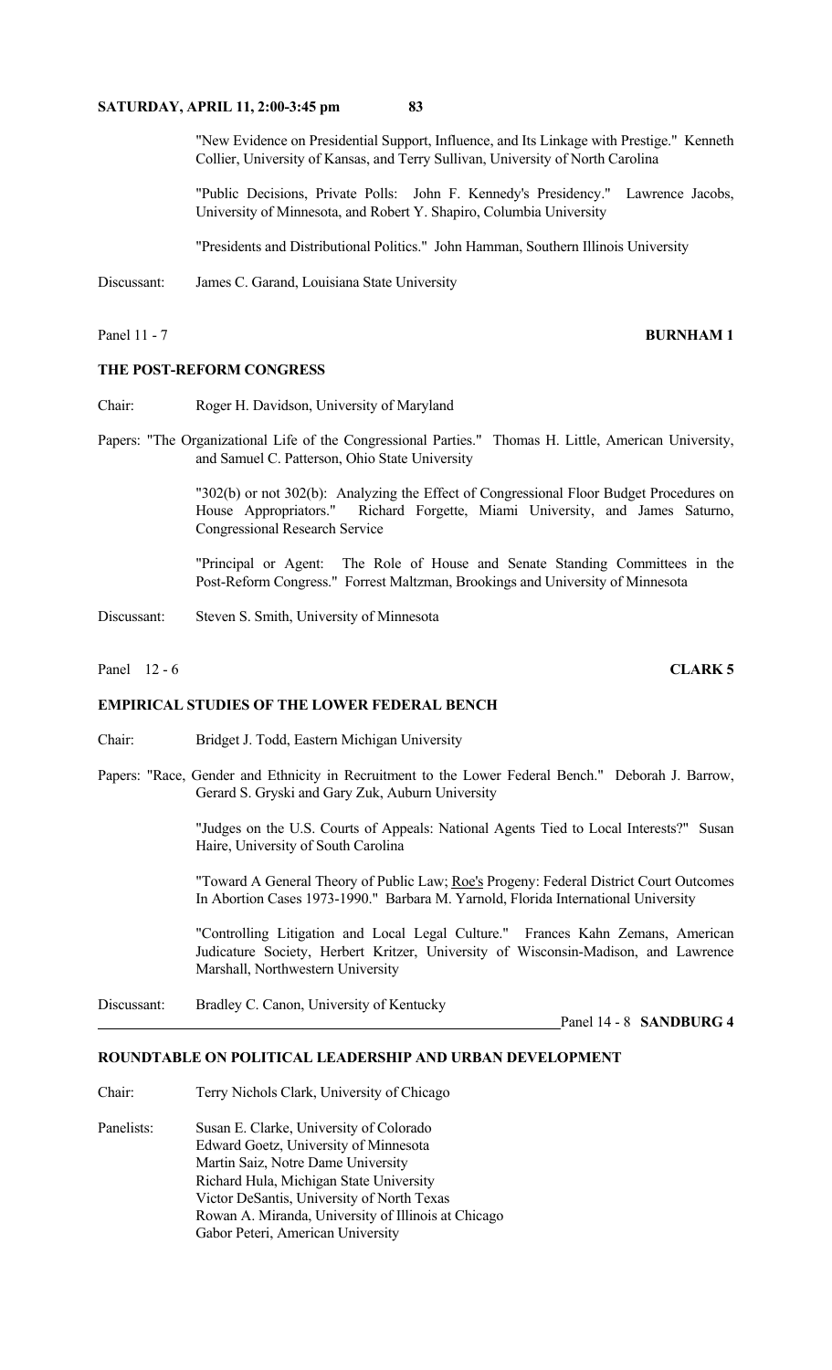"New Evidence on Presidential Support, Influence, and Its Linkage with Prestige." Kenneth Collier, University of Kansas, and Terry Sullivan, University of North Carolina

"Public Decisions, Private Polls: John F. Kennedy's Presidency." Lawrence Jacobs, University of Minnesota, and Robert Y. Shapiro, Columbia University

"Presidents and Distributional Politics." John Hamman, Southern Illinois University

Discussant: James C. Garand, Louisiana State University

Panel 11 - 7 **BURNHAM 1**

**THE POST-REFORM CONGRESS**

Chair: Roger H. Davidson, University of Maryland

Papers: "The Organizational Life of the Congressional Parties." Thomas H. Little, American University, and Samuel C. Patterson, Ohio State University

"302(b) or not 302(b): Analyzing the Effect of Congressional Floor Budget Procedures on House Appropriators." Richard Forgette, Miami University, and James Saturno, Congressional Research Service

"Principal or Agent: The Role of House and Senate Standing Committees in the Post-Reform Congress." Forrest Maltzman, Brookings and University of Minnesota

Discussant: Steven S. Smith, University of Minnesota

Panel 12 - 6 **CLARK 5**

**EMPIRICAL STUDIES OF THE LOWER FEDERAL BENCH**

Chair: Bridget J. Todd, Eastern Michigan University

Papers: "Race, Gender and Ethnicity in Recruitment to the Lower Federal Bench." Deborah J. Barrow, Gerard S. Gryski and Gary Zuk, Auburn University

"Judges on the U.S. Courts of Appeals: National Agents Tied to Local Interests?" Susan Haire, University of South Carolina

"Toward A General Theory of Public Law; Roe's Progeny: Federal District Court Outcomes In Abortion Cases 1973-1990." Barbara M. Yarnold, Florida International University

"Controlling Litigation and Local Legal Culture." Frances Kahn Zemans, American Judicature Society, Herbert Kritzer, University of Wisconsin-Madison, and Lawrence Marshall, Northwestern University

Discussant: Bradley C. Canon, University of Kentucky

Panel 14 - 8 **SANDBURG 4**

**ROUNDTABLE ON POLITICAL LEADERSHIP AND URBAN DEVELOPMENT**

Chair: Terry Nichols Clark, University of Chicago

Panelists: Susan E. Clarke, University of Colorado
Edward Goetz, University of Minnesota
Martin Saiz, Notre Dame University
Richard Hula, Michigan State University
Victor DeSantis, University of North Texas
Rowan A. Miranda, University of Illinois at Chicago
Gabor Peteri, American University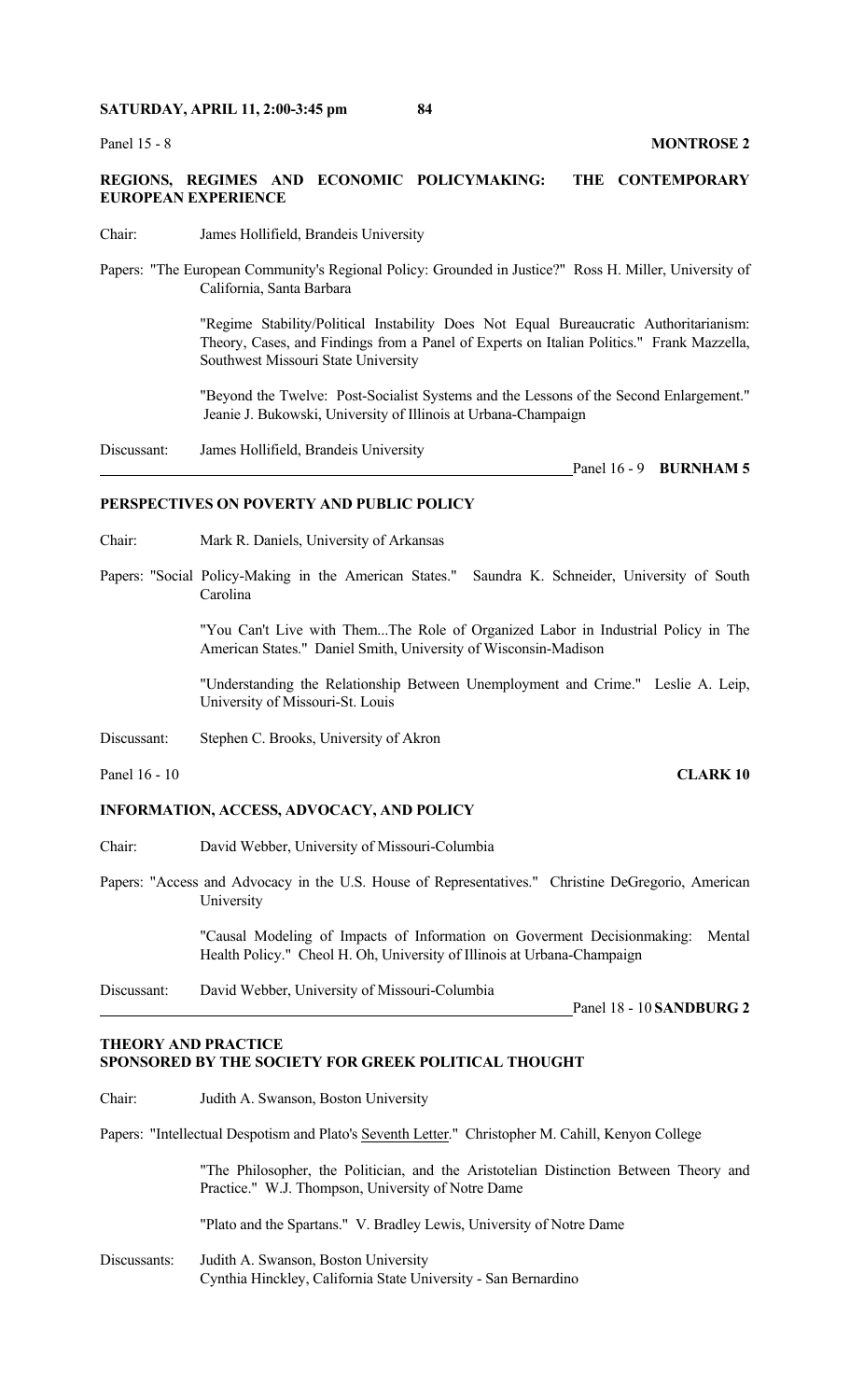**SATURDAY, APRIL 11, 2:00-3:45 pm**

Panel 15 - 8 **MONTROSE 2**

## REGIONS, REGIMES AND ECONOMIC POLICYMAKING: THE CONTEMPORARY EUROPEAN EXPERIENCE

Chair: James Hollifield, Brandeis University

Papers: "The European Community's Regional Policy: Grounded in Justice?" Ross H. Miller, University of California, Santa Barbara

"Regime Stability/Political Instability Does Not Equal Bureaucratic Authoritarianism: Theory, Cases, and Findings from a Panel of Experts on Italian Politics." Frank Mazzella, Southwest Missouri State University

"Beyond the Twelve: Post-Socialist Systems and the Lessons of the Second Enlargement." Jeanie J. Bukowski, University of Illinois at Urbana-Champaign

Discussant: James Hollifield, Brandeis University

Panel 16 - 9 **BURNHAM 5**

## PERSPECTIVES ON POVERTY AND PUBLIC POLICY

Chair: Mark R. Daniels, University of Arkansas

Papers: "Social Policy-Making in the American States." Saundra K. Schneider, University of South Carolina

"You Can't Live with Them...The Role of Organized Labor in Industrial Policy in The American States." Daniel Smith, University of Wisconsin-Madison

"Understanding the Relationship Between Unemployment and Crime." Leslie A. Leip, University of Missouri-St. Louis

Discussant: Stephen C. Brooks, University of Akron

Panel 16 - 10 **CLARK 10**

## INFORMATION, ACCESS, ADVOCACY, AND POLICY

Chair: David Webber, University of Missouri-Columbia

Papers: "Access and Advocacy in the U.S. House of Representatives." Christine DeGregorio, American University

"Causal Modeling of Impacts of Information on Goverment Decisionmaking: Mental Health Policy." Cheol H. Oh, University of Illinois at Urbana-Champaign

Discussant: David Webber, University of Missouri-Columbia

Panel 18 - 10 **SANDBURG 2**

## THEORY AND PRACTICE SPONSORED BY THE SOCIETY FOR GREEK POLITICAL THOUGHT

Chair: Judith A. Swanson, Boston University

Papers: "Intellectual Despotism and Plato's Seventh Letter." Christopher M. Cahill, Kenyon College

"The Philosopher, the Politician, and the Aristotelian Distinction Between Theory and Practice." W.J. Thompson, University of Notre Dame

"Plato and the Spartans." V. Bradley Lewis, University of Notre Dame

Discussants: Judith A. Swanson, Boston University
Cynthia Hinckley, California State University - San Bernardino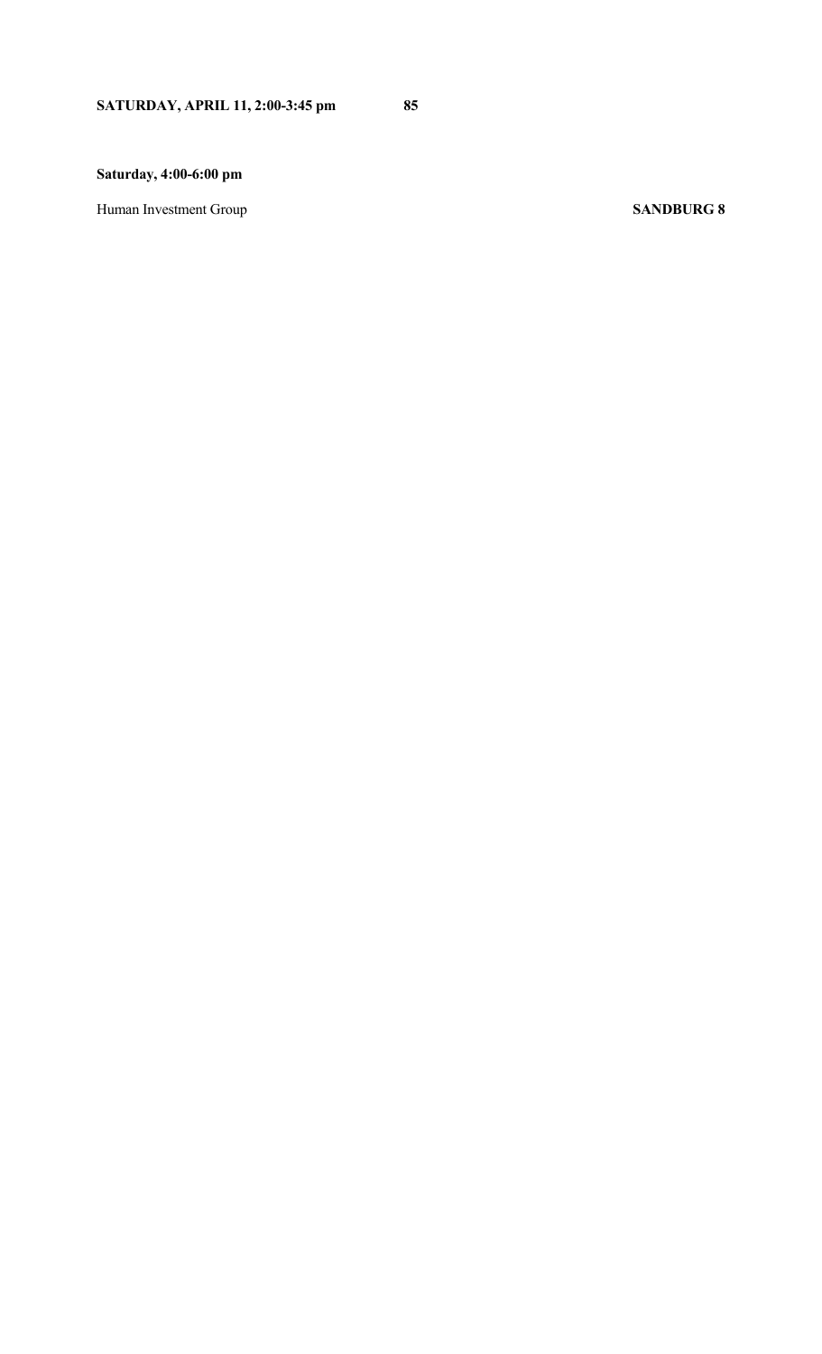**Saturday, 4:00-6:00 pm**

Human Investment Group **SANDBURG 8**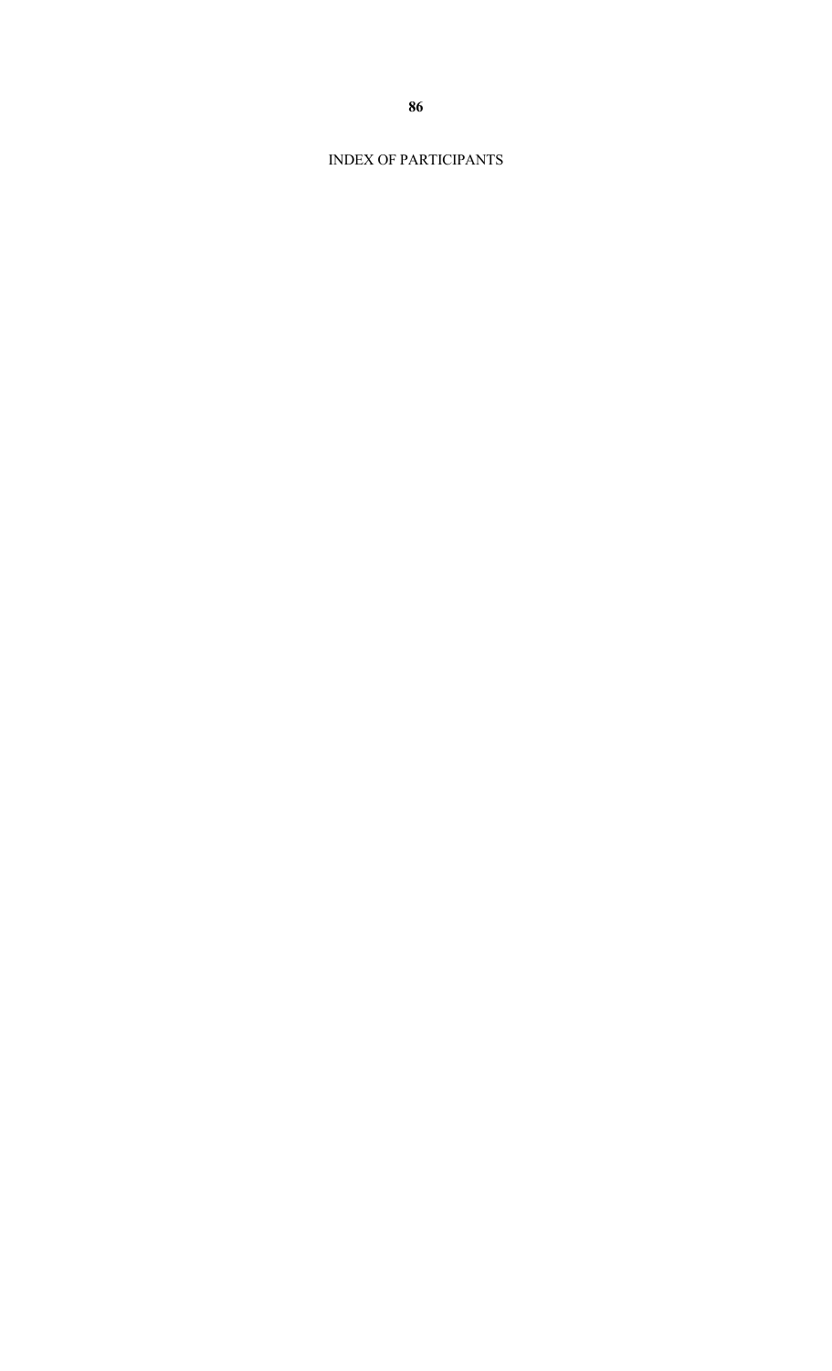# INDEX OF PARTICIPANTS